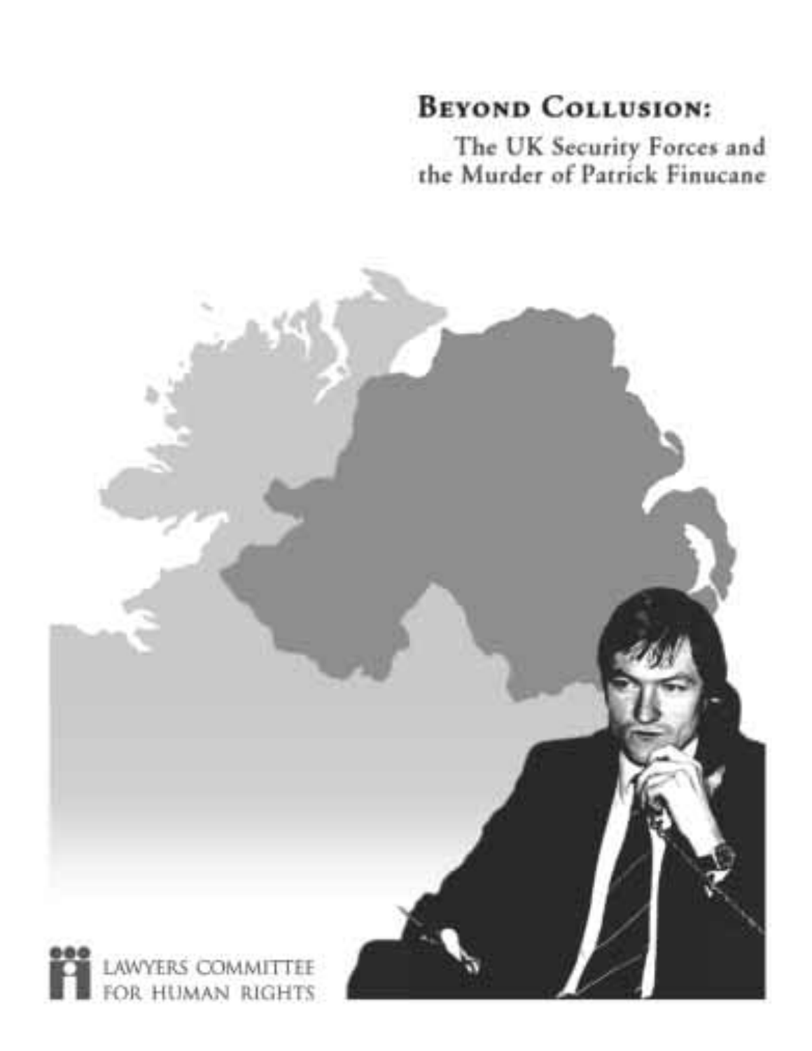# Beyond Collusion:

## The UK Security Forces and the Murder of Patrick Finucane

Lawyers Committee for Human Rights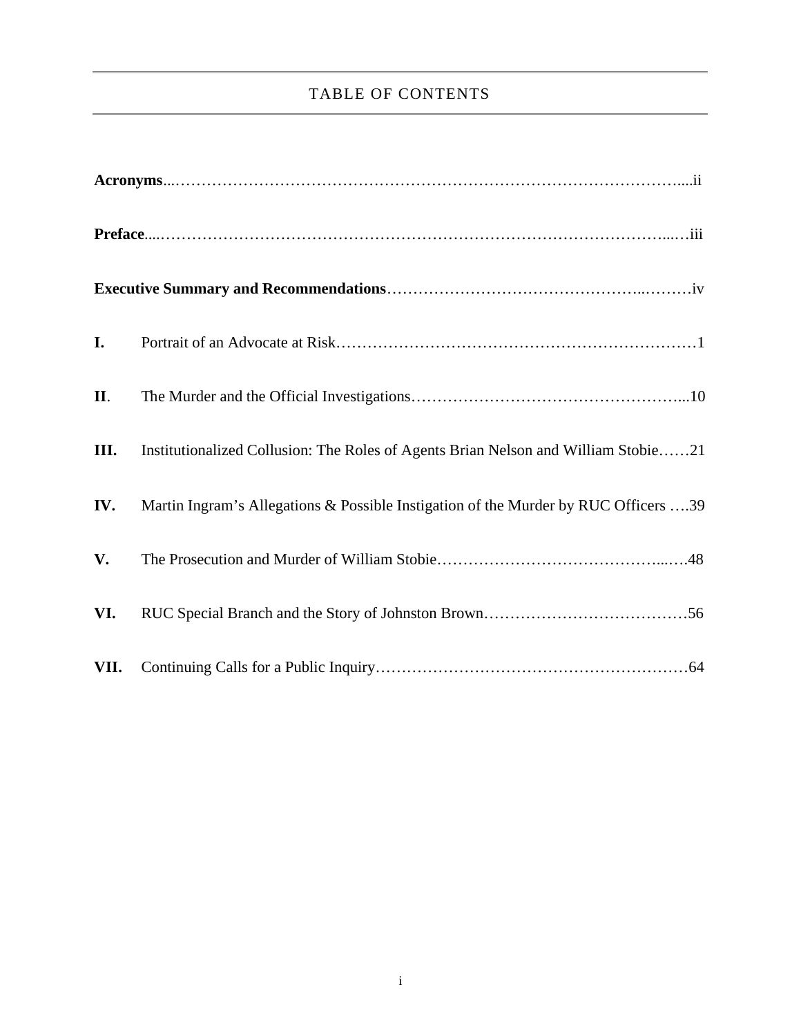# TABLE OF CONTENTS

**Acronyms**......................................................................................................ii

**Preface**.........................................................................................................iii

**Executive Summary and Recommendations**...........................................................iv

**I.** Portrait of an Advocate at Risk...............................................................1

**II**. The Murder and the Official Investigations.................................................10

**III.** Institutionalized Collusion: The Roles of Agents Brian Nelson and William Stobie......21

**IV.** Martin Ingram's Allegations & Possible Instigation of the Murder by RUC Officers ....39

**V.** The Prosecution and Murder of William Stobie...........................................48

**VI.** RUC Special Branch and the Story of Johnston Brown..................................56

**VII.** Continuing Calls for a Public Inquiry.......................................................64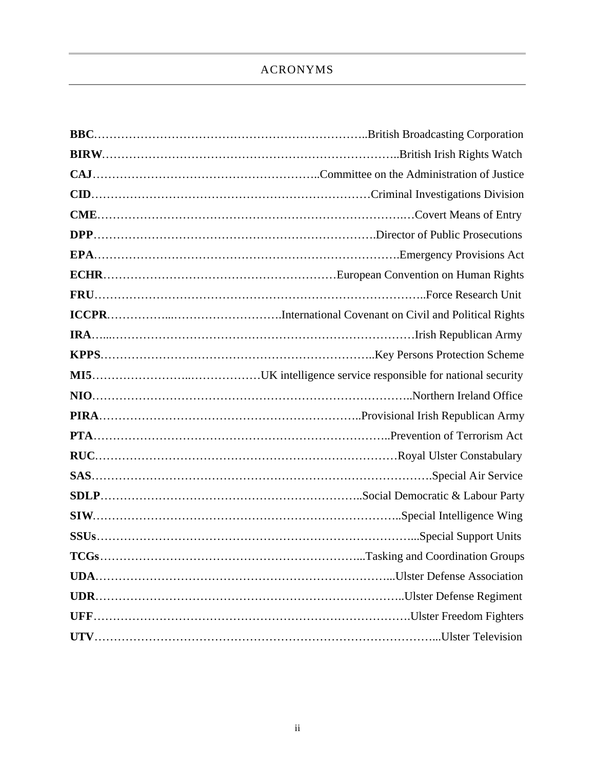# ACRONYMS

**BBC**……………………………………………………………..British Broadcasting Corporation
**BIRW**…………………………………………………………………..British Irish Rights Watch
**CAJ**…………………………………………………..Committee on the Administration of Justice
**CID**……………………………………………………………Criminal Investigations Division
**CME**……………………………………………………………………..…Covert Means of Entry
**DPP**……………………………………………………………….Director of Public Prosecutions
**EPA**…………………………………………………………………….Emergency Provisions Act
**ECHR**……………………………………………………European Convention on Human Rights
**FRU**………………………………………………………………………..Force Research Unit
**ICCPR**……………...……………………….International Covenant on Civil and Political Rights
**IRA**…...……………………………………………………………………Irish Republican Army
**KPPS**……………………………………………………………..Key Persons Protection Scheme
**MI5**……………………...………………UK intelligence service responsible for national security
**NIO**……………………………………………………………………..Northern Ireland Office
**PIRA**………………………………………………………..Provisional Irish Republican Army
**PTA**……………………………………………………………………..Prevention of Terrorism Act
**RUC**……………………………………………………………………Royal Ulster Constabulary
**SAS**……………………………………………………………………………….Special Air Service
**SDLP**………………………………………………………..Social Democratic & Labour Party
**SIW**…………………………………………………………………..Special Intelligence Wing
**SSUs**…………………………………………………………………...Special Support Units
**TCGs**………………………………………………………...Tasking and Coordination Groups
**UDA**…………………………………………………………………...Ulster Defense Association
**UDR**……………………………………………………………………..Ulster Defense Regiment
**UFF**…………………………………………………………………….Ulster Freedom Fighters
**UTV**…………………………………………………………………………...Ulster Television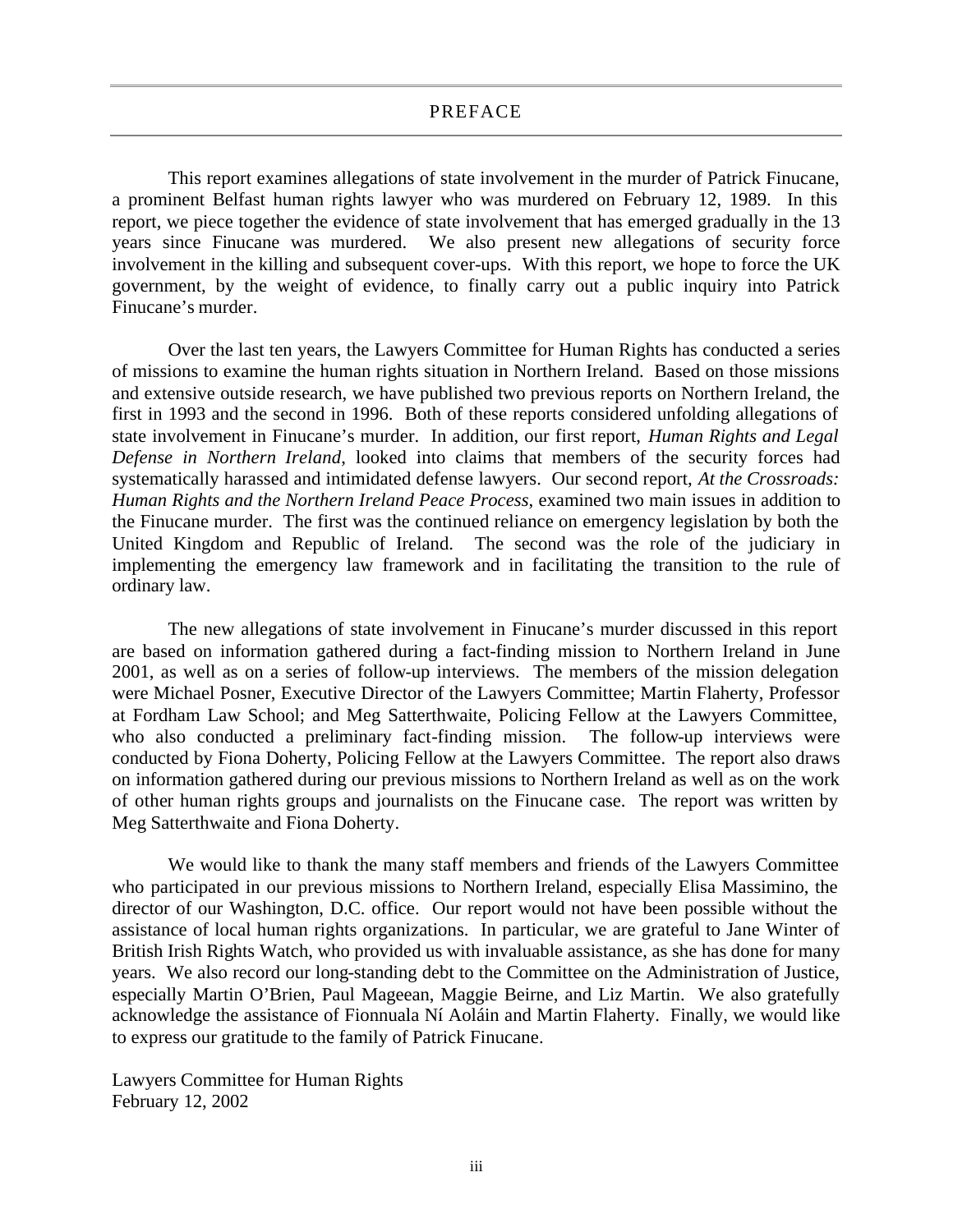# PREFACE

This report examines allegations of state involvement in the murder of Patrick Finucane, a prominent Belfast human rights lawyer who was murdered on February 12, 1989. In this report, we piece together the evidence of state involvement that has emerged gradually in the 13 years since Finucane was murdered. We also present new allegations of security force involvement in the killing and subsequent cover-ups. With this report, we hope to force the UK government, by the weight of evidence, to finally carry out a public inquiry into Patrick Finucane's murder.

Over the last ten years, the Lawyers Committee for Human Rights has conducted a series of missions to examine the human rights situation in Northern Ireland. Based on those missions and extensive outside research, we have published two previous reports on Northern Ireland, the first in 1993 and the second in 1996. Both of these reports considered unfolding allegations of state involvement in Finucane's murder. In addition, our first report, *Human Rights and Legal Defense in Northern Ireland*, looked into claims that members of the security forces had systematically harassed and intimidated defense lawyers. Our second report, *At the Crossroads: Human Rights and the Northern Ireland Peace Process*, examined two main issues in addition to the Finucane murder. The first was the continued reliance on emergency legislation by both the United Kingdom and Republic of Ireland. The second was the role of the judiciary in implementing the emergency law framework and in facilitating the transition to the rule of ordinary law.

The new allegations of state involvement in Finucane's murder discussed in this report are based on information gathered during a fact-finding mission to Northern Ireland in June 2001, as well as on a series of follow-up interviews. The members of the mission delegation were Michael Posner, Executive Director of the Lawyers Committee; Martin Flaherty, Professor at Fordham Law School; and Meg Satterthwaite, Policing Fellow at the Lawyers Committee, who also conducted a preliminary fact-finding mission. The follow-up interviews were conducted by Fiona Doherty, Policing Fellow at the Lawyers Committee. The report also draws on information gathered during our previous missions to Northern Ireland as well as on the work of other human rights groups and journalists on the Finucane case. The report was written by Meg Satterthwaite and Fiona Doherty.

We would like to thank the many staff members and friends of the Lawyers Committee who participated in our previous missions to Northern Ireland, especially Elisa Massimino, the director of our Washington, D.C. office. Our report would not have been possible without the assistance of local human rights organizations. In particular, we are grateful to Jane Winter of British Irish Rights Watch, who provided us with invaluable assistance, as she has done for many years. We also record our long-standing debt to the Committee on the Administration of Justice, especially Martin O'Brien, Paul Mageean, Maggie Beirne, and Liz Martin. We also gratefully acknowledge the assistance of Fionnuala Ní Aoláin and Martin Flaherty. Finally, we would like to express our gratitude to the family of Patrick Finucane.

Lawyers Committee for Human Rights
February 12, 2002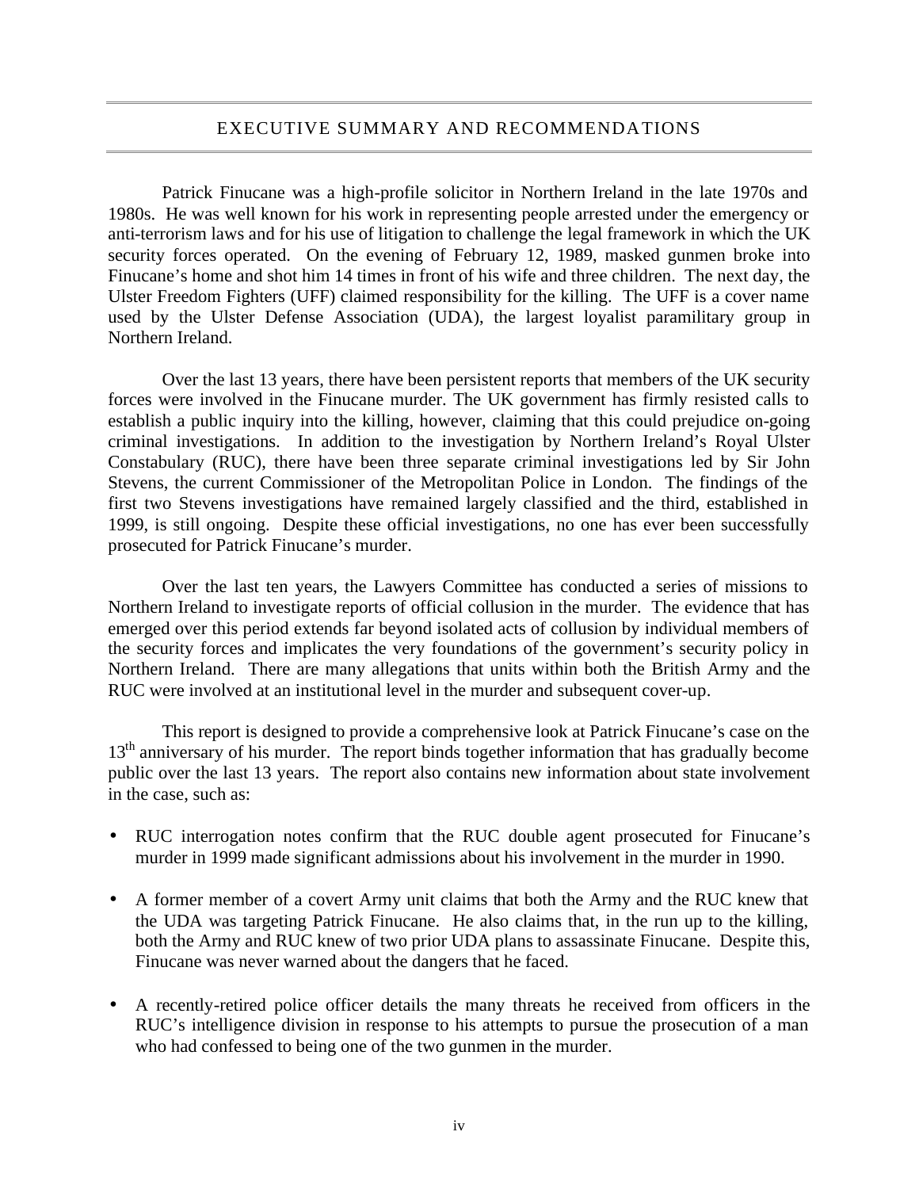## EXECUTIVE SUMMARY AND RECOMMENDATIONS

Patrick Finucane was a high-profile solicitor in Northern Ireland in the late 1970s and 1980s. He was well known for his work in representing people arrested under the emergency or anti-terrorism laws and for his use of litigation to challenge the legal framework in which the UK security forces operated. On the evening of February 12, 1989, masked gunmen broke into Finucane's home and shot him 14 times in front of his wife and three children. The next day, the Ulster Freedom Fighters (UFF) claimed responsibility for the killing. The UFF is a cover name used by the Ulster Defense Association (UDA), the largest loyalist paramilitary group in Northern Ireland.

Over the last 13 years, there have been persistent reports that members of the UK security forces were involved in the Finucane murder. The UK government has firmly resisted calls to establish a public inquiry into the killing, however, claiming that this could prejudice on-going criminal investigations. In addition to the investigation by Northern Ireland's Royal Ulster Constabulary (RUC), there have been three separate criminal investigations led by Sir John Stevens, the current Commissioner of the Metropolitan Police in London. The findings of the first two Stevens investigations have remained largely classified and the third, established in 1999, is still ongoing. Despite these official investigations, no one has ever been successfully prosecuted for Patrick Finucane's murder.

Over the last ten years, the Lawyers Committee has conducted a series of missions to Northern Ireland to investigate reports of official collusion in the murder. The evidence that has emerged over this period extends far beyond isolated acts of collusion by individual members of the security forces and implicates the very foundations of the government's security policy in Northern Ireland. There are many allegations that units within both the British Army and the RUC were involved at an institutional level in the murder and subsequent cover-up.

This report is designed to provide a comprehensive look at Patrick Finucane's case on the 13th anniversary of his murder. The report binds together information that has gradually become public over the last 13 years. The report also contains new information about state involvement in the case, such as:

- RUC interrogation notes confirm that the RUC double agent prosecuted for Finucane's murder in 1999 made significant admissions about his involvement in the murder in 1990.
- A former member of a covert Army unit claims that both the Army and the RUC knew that the UDA was targeting Patrick Finucane. He also claims that, in the run up to the killing, both the Army and RUC knew of two prior UDA plans to assassinate Finucane. Despite this, Finucane was never warned about the dangers that he faced.
- A recently-retired police officer details the many threats he received from officers in the RUC's intelligence division in response to his attempts to pursue the prosecution of a man who had confessed to being one of the two gunmen in the murder.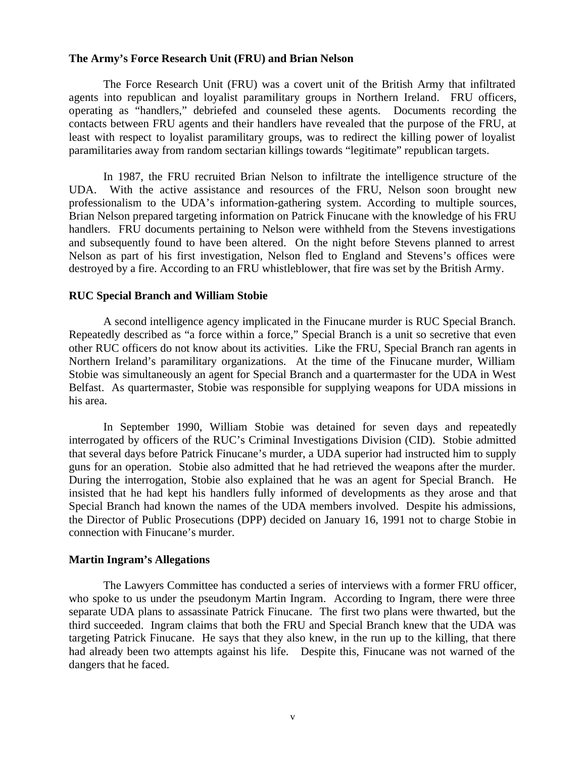### The Army's Force Research Unit (FRU) and Brian Nelson

The Force Research Unit (FRU) was a covert unit of the British Army that infiltrated agents into republican and loyalist paramilitary groups in Northern Ireland. FRU officers, operating as "handlers," debriefed and counseled these agents. Documents recording the contacts between FRU agents and their handlers have revealed that the purpose of the FRU, at least with respect to loyalist paramilitary groups, was to redirect the killing power of loyalist paramilitaries away from random sectarian killings towards "legitimate" republican targets.

In 1987, the FRU recruited Brian Nelson to infiltrate the intelligence structure of the UDA. With the active assistance and resources of the FRU, Nelson soon brought new professionalism to the UDA's information-gathering system. According to multiple sources, Brian Nelson prepared targeting information on Patrick Finucane with the knowledge of his FRU handlers. FRU documents pertaining to Nelson were withheld from the Stevens investigations and subsequently found to have been altered. On the night before Stevens planned to arrest Nelson as part of his first investigation, Nelson fled to England and Stevens's offices were destroyed by a fire. According to an FRU whistleblower, that fire was set by the British Army.

### RUC Special Branch and William Stobie

A second intelligence agency implicated in the Finucane murder is RUC Special Branch. Repeatedly described as "a force within a force," Special Branch is a unit so secretive that even other RUC officers do not know about its activities. Like the FRU, Special Branch ran agents in Northern Ireland's paramilitary organizations. At the time of the Finucane murder, William Stobie was simultaneously an agent for Special Branch and a quartermaster for the UDA in West Belfast. As quartermaster, Stobie was responsible for supplying weapons for UDA missions in his area.

In September 1990, William Stobie was detained for seven days and repeatedly interrogated by officers of the RUC's Criminal Investigations Division (CID). Stobie admitted that several days before Patrick Finucane's murder, a UDA superior had instructed him to supply guns for an operation. Stobie also admitted that he had retrieved the weapons after the murder. During the interrogation, Stobie also explained that he was an agent for Special Branch. He insisted that he had kept his handlers fully informed of developments as they arose and that Special Branch had known the names of the UDA members involved. Despite his admissions, the Director of Public Prosecutions (DPP) decided on January 16, 1991 not to charge Stobie in connection with Finucane's murder.

### Martin Ingram's Allegations

The Lawyers Committee has conducted a series of interviews with a former FRU officer, who spoke to us under the pseudonym Martin Ingram. According to Ingram, there were three separate UDA plans to assassinate Patrick Finucane. The first two plans were thwarted, but the third succeeded. Ingram claims that both the FRU and Special Branch knew that the UDA was targeting Patrick Finucane. He says that they also knew, in the run up to the killing, that there had already been two attempts against his life. Despite this, Finucane was not warned of the dangers that he faced.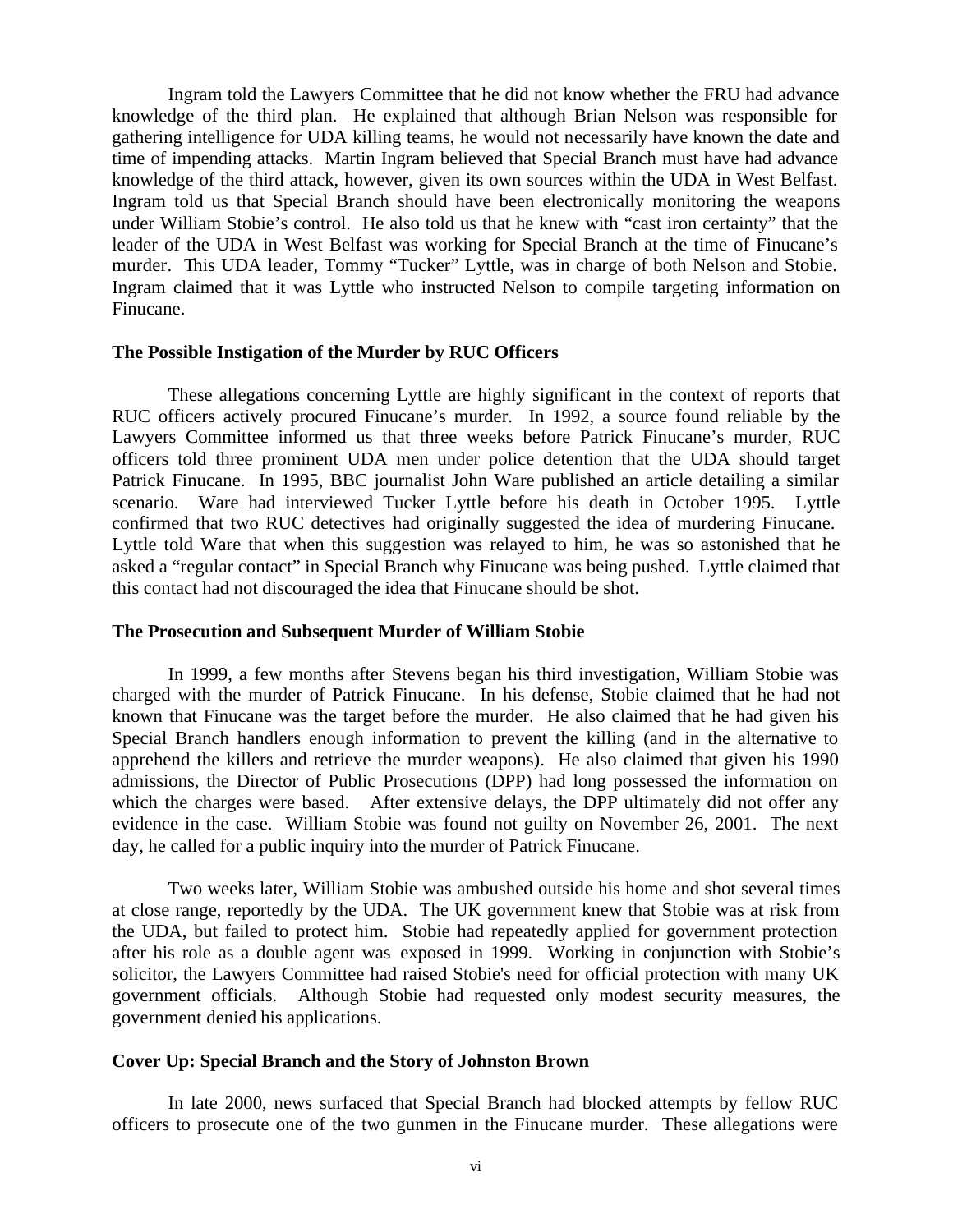Ingram told the Lawyers Committee that he did not know whether the FRU had advance knowledge of the third plan. He explained that although Brian Nelson was responsible for gathering intelligence for UDA killing teams, he would not necessarily have known the date and time of impending attacks. Martin Ingram believed that Special Branch must have had advance knowledge of the third attack, however, given its own sources within the UDA in West Belfast. Ingram told us that Special Branch should have been electronically monitoring the weapons under William Stobie's control. He also told us that he knew with "cast iron certainty" that the leader of the UDA in West Belfast was working for Special Branch at the time of Finucane's murder. This UDA leader, Tommy "Tucker" Lyttle, was in charge of both Nelson and Stobie. Ingram claimed that it was Lyttle who instructed Nelson to compile targeting information on Finucane.

**The Possible Instigation of the Murder by RUC Officers**

These allegations concerning Lyttle are highly significant in the context of reports that RUC officers actively procured Finucane's murder. In 1992, a source found reliable by the Lawyers Committee informed us that three weeks before Patrick Finucane's murder, RUC officers told three prominent UDA men under police detention that the UDA should target Patrick Finucane. In 1995, BBC journalist John Ware published an article detailing a similar scenario. Ware had interviewed Tucker Lyttle before his death in October 1995. Lyttle confirmed that two RUC detectives had originally suggested the idea of murdering Finucane. Lyttle told Ware that when this suggestion was relayed to him, he was so astonished that he asked a "regular contact" in Special Branch why Finucane was being pushed. Lyttle claimed that this contact had not discouraged the idea that Finucane should be shot.

**The Prosecution and Subsequent Murder of William Stobie**

In 1999, a few months after Stevens began his third investigation, William Stobie was charged with the murder of Patrick Finucane. In his defense, Stobie claimed that he had not known that Finucane was the target before the murder. He also claimed that he had given his Special Branch handlers enough information to prevent the killing (and in the alternative to apprehend the killers and retrieve the murder weapons). He also claimed that given his 1990 admissions, the Director of Public Prosecutions (DPP) had long possessed the information on which the charges were based. After extensive delays, the DPP ultimately did not offer any evidence in the case. William Stobie was found not guilty on November 26, 2001. The next day, he called for a public inquiry into the murder of Patrick Finucane.

Two weeks later, William Stobie was ambushed outside his home and shot several times at close range, reportedly by the UDA. The UK government knew that Stobie was at risk from the UDA, but failed to protect him. Stobie had repeatedly applied for government protection after his role as a double agent was exposed in 1999. Working in conjunction with Stobie's solicitor, the Lawyers Committee had raised Stobie's need for official protection with many UK government officials. Although Stobie had requested only modest security measures, the government denied his applications.

**Cover Up: Special Branch and the Story of Johnston Brown**

In late 2000, news surfaced that Special Branch had blocked attempts by fellow RUC officers to prosecute one of the two gunmen in the Finucane murder. These allegations were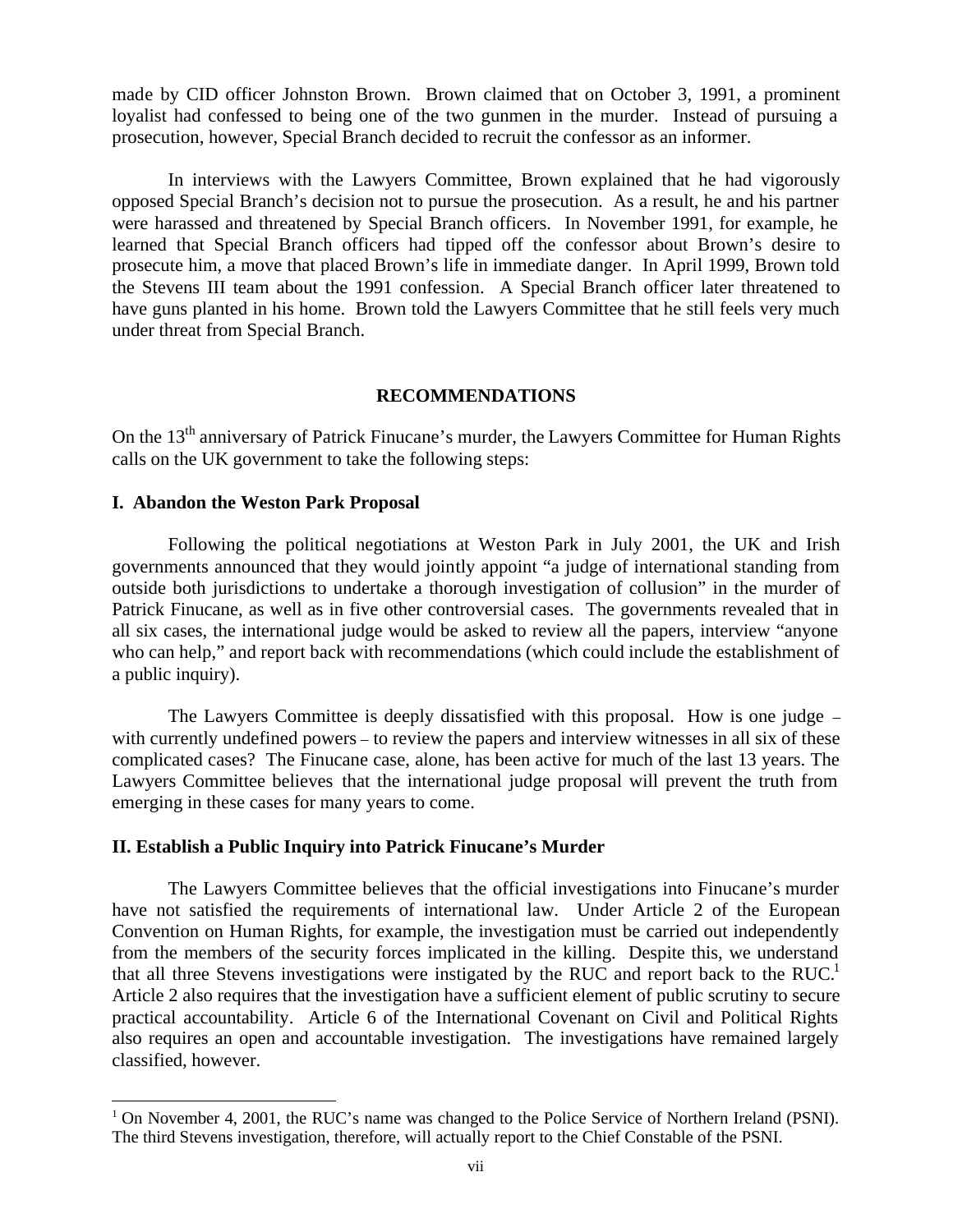made by CID officer Johnston Brown. Brown claimed that on October 3, 1991, a prominent loyalist had confessed to being one of the two gunmen in the murder. Instead of pursuing a prosecution, however, Special Branch decided to recruit the confessor as an informer.

In interviews with the Lawyers Committee, Brown explained that he had vigorously opposed Special Branch's decision not to pursue the prosecution. As a result, he and his partner were harassed and threatened by Special Branch officers. In November 1991, for example, he learned that Special Branch officers had tipped off the confessor about Brown's desire to prosecute him, a move that placed Brown's life in immediate danger. In April 1999, Brown told the Stevens III team about the 1991 confession. A Special Branch officer later threatened to have guns planted in his home. Brown told the Lawyers Committee that he still feels very much under threat from Special Branch.

## RECOMMENDATIONS

On the 13th anniversary of Patrick Finucane's murder, the Lawyers Committee for Human Rights calls on the UK government to take the following steps:

### I. Abandon the Weston Park Proposal

Following the political negotiations at Weston Park in July 2001, the UK and Irish governments announced that they would jointly appoint "a judge of international standing from outside both jurisdictions to undertake a thorough investigation of collusion" in the murder of Patrick Finucane, as well as in five other controversial cases. The governments revealed that in all six cases, the international judge would be asked to review all the papers, interview "anyone who can help," and report back with recommendations (which could include the establishment of a public inquiry).

The Lawyers Committee is deeply dissatisfied with this proposal. How is one judge – with currently undefined powers – to review the papers and interview witnesses in all six of these complicated cases? The Finucane case, alone, has been active for much of the last 13 years. The Lawyers Committee believes that the international judge proposal will prevent the truth from emerging in these cases for many years to come.

### II. Establish a Public Inquiry into Patrick Finucane's Murder

The Lawyers Committee believes that the official investigations into Finucane's murder have not satisfied the requirements of international law. Under Article 2 of the European Convention on Human Rights, for example, the investigation must be carried out independently from the members of the security forces implicated in the killing. Despite this, we understand that all three Stevens investigations were instigated by the RUC and report back to the RUC.[1] Article 2 also requires that the investigation have a sufficient element of public scrutiny to secure practical accountability. Article 6 of the International Covenant on Civil and Political Rights also requires an open and accountable investigation. The investigations have remained largely classified, however.

[1] On November 4, 2001, the RUC's name was changed to the Police Service of Northern Ireland (PSNI). The third Stevens investigation, therefore, will actually report to the Chief Constable of the PSNI.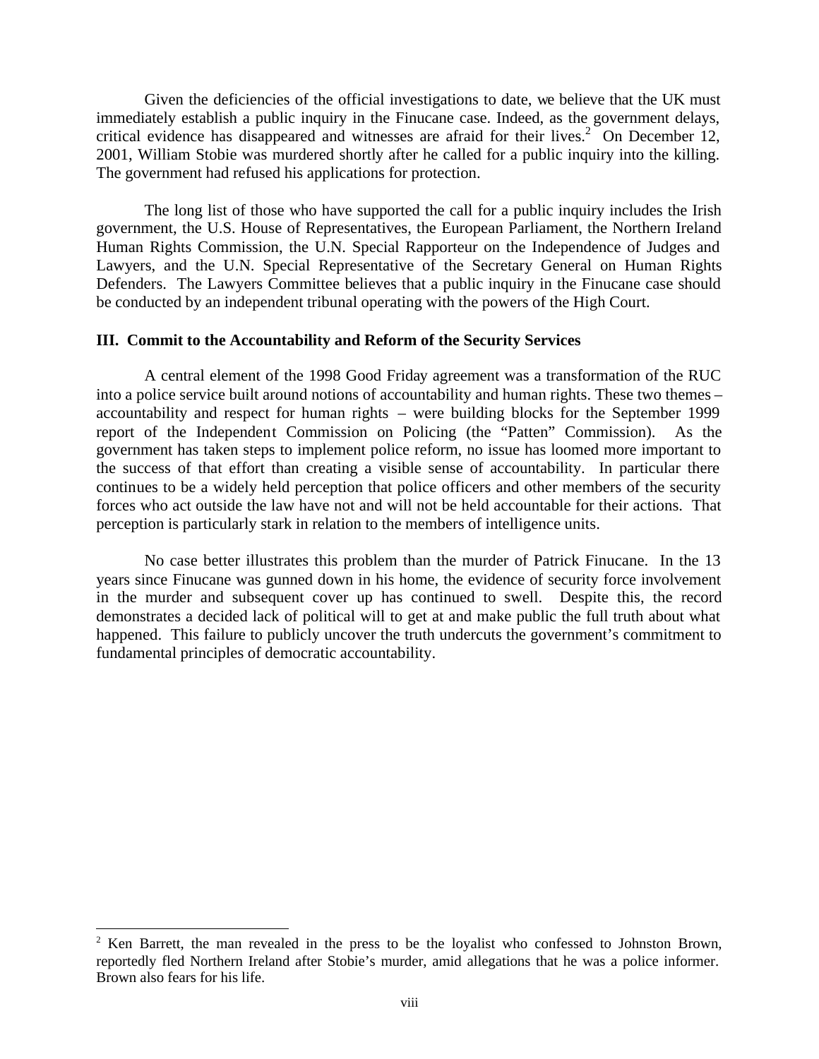Given the deficiencies of the official investigations to date, we believe that the UK must immediately establish a public inquiry in the Finucane case. Indeed, as the government delays, critical evidence has disappeared and witnesses are afraid for their lives.[2] On December 12, 2001, William Stobie was murdered shortly after he called for a public inquiry into the killing. The government had refused his applications for protection.

The long list of those who have supported the call for a public inquiry includes the Irish government, the U.S. House of Representatives, the European Parliament, the Northern Ireland Human Rights Commission, the U.N. Special Rapporteur on the Independence of Judges and Lawyers, and the U.N. Special Representative of the Secretary General on Human Rights Defenders. The Lawyers Committee believes that a public inquiry in the Finucane case should be conducted by an independent tribunal operating with the powers of the High Court.

### III. Commit to the Accountability and Reform of the Security Services

A central element of the 1998 Good Friday agreement was a transformation of the RUC into a police service built around notions of accountability and human rights. These two themes – accountability and respect for human rights – were building blocks for the September 1999 report of the Independent Commission on Policing (the "Patten" Commission). As the government has taken steps to implement police reform, no issue has loomed more important to the success of that effort than creating a visible sense of accountability. In particular there continues to be a widely held perception that police officers and other members of the security forces who act outside the law have not and will not be held accountable for their actions. That perception is particularly stark in relation to the members of intelligence units.

No case better illustrates this problem than the murder of Patrick Finucane. In the 13 years since Finucane was gunned down in his home, the evidence of security force involvement in the murder and subsequent cover up has continued to swell. Despite this, the record demonstrates a decided lack of political will to get at and make public the full truth about what happened. This failure to publicly uncover the truth undercuts the government's commitment to fundamental principles of democratic accountability.

---

[2] Ken Barrett, the man revealed in the press to be the loyalist who confessed to Johnston Brown, reportedly fled Northern Ireland after Stobie's murder, amid allegations that he was a police informer. Brown also fears for his life.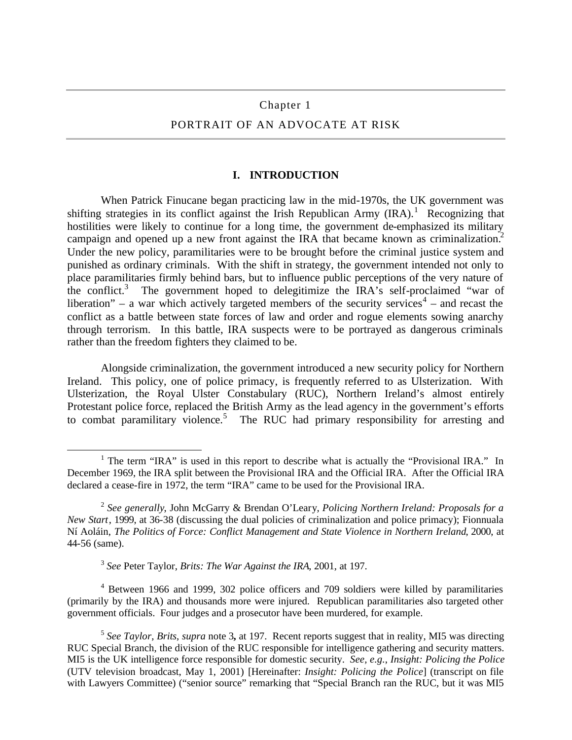# Chapter 1

# PORTRAIT OF AN ADVOCATE AT RISK

## I. INTRODUCTION

When Patrick Finucane began practicing law in the mid-1970s, the UK government was shifting strategies in its conflict against the Irish Republican Army (IRA).[1] Recognizing that hostilities were likely to continue for a long time, the government de-emphasized its military campaign and opened up a new front against the IRA that became known as criminalization.[2] Under the new policy, paramilitaries were to be brought before the criminal justice system and punished as ordinary criminals. With the shift in strategy, the government intended not only to place paramilitaries firmly behind bars, but to influence public perceptions of the very nature of the conflict.[3] The government hoped to delegitimize the IRA's self-proclaimed "war of liberation" – a war which actively targeted members of the security services[4] – and recast the conflict as a battle between state forces of law and order and rogue elements sowing anarchy through terrorism. In this battle, IRA suspects were to be portrayed as dangerous criminals rather than the freedom fighters they claimed to be.

Alongside criminalization, the government introduced a new security policy for Northern Ireland. This policy, one of police primacy, is frequently referred to as Ulsterization. With Ulsterization, the Royal Ulster Constabulary (RUC), Northern Ireland's almost entirely Protestant police force, replaced the British Army as the lead agency in the government's efforts to combat paramilitary violence.[5] The RUC had primary responsibility for arresting and

---

[1] The term "IRA" is used in this report to describe what is actually the "Provisional IRA." In December 1969, the IRA split between the Provisional IRA and the Official IRA. After the Official IRA declared a cease-fire in 1972, the term "IRA" came to be used for the Provisional IRA.

[2] *See generally*, John McGarry & Brendan O'Leary, *Policing Northern Ireland: Proposals for a New Start*, 1999, at 36-38 (discussing the dual policies of criminalization and police primacy); Fionnuala Ní Aoláin, *The Politics of Force: Conflict Management and State Violence in Northern Ireland*, 2000, at 44-56 (same).

[3] *See* Peter Taylor, *Brits: The War Against the IRA*, 2001, at 197.

[4] Between 1966 and 1999, 302 police officers and 709 soldiers were killed by paramilitaries (primarily by the IRA) and thousands more were injured. Republican paramilitaries also targeted other government officials. Four judges and a prosecutor have been murdered, for example.

[5] *See Taylor, Brits*, *supra* note 3**,** at 197. Recent reports suggest that in reality, MI5 was directing RUC Special Branch, the division of the RUC responsible for intelligence gathering and security matters. MI5 is the UK intelligence force responsible for domestic security. *See, e.g.*, *Insight: Policing the Police* (UTV television broadcast, May 1, 2001) [Hereinafter: *Insight: Policing the Police*] (transcript on file with Lawyers Committee) ("senior source" remarking that "Special Branch ran the RUC, but it was MI5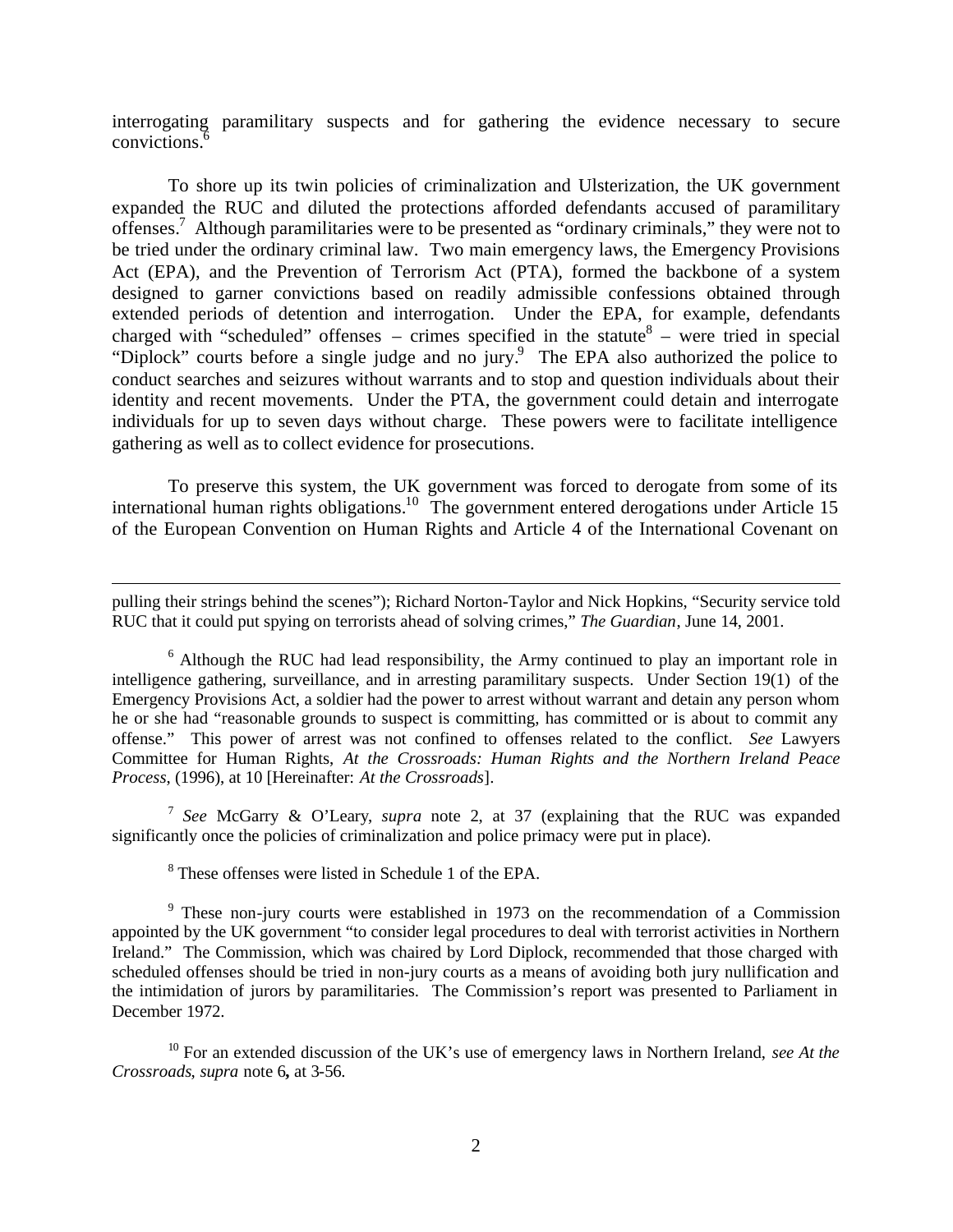interrogating paramilitary suspects and for gathering the evidence necessary to secure convictions.[6]

To shore up its twin policies of criminalization and Ulsterization, the UK government expanded the RUC and diluted the protections afforded defendants accused of paramilitary offenses.[7] Although paramilitaries were to be presented as "ordinary criminals," they were not to be tried under the ordinary criminal law. Two main emergency laws, the Emergency Provisions Act (EPA), and the Prevention of Terrorism Act (PTA), formed the backbone of a system designed to garner convictions based on readily admissible confessions obtained through extended periods of detention and interrogation. Under the EPA, for example, defendants charged with "scheduled" offenses – crimes specified in the statute[8] – were tried in special "Diplock" courts before a single judge and no jury.[9] The EPA also authorized the police to conduct searches and seizures without warrants and to stop and question individuals about their identity and recent movements. Under the PTA, the government could detain and interrogate individuals for up to seven days without charge. These powers were to facilitate intelligence gathering as well as to collect evidence for prosecutions.

To preserve this system, the UK government was forced to derogate from some of its international human rights obligations.[10] The government entered derogations under Article 15 of the European Convention on Human Rights and Article 4 of the International Covenant on

---

pulling their strings behind the scenes"); Richard Norton-Taylor and Nick Hopkins, "Security service told RUC that it could put spying on terrorists ahead of solving crimes," *The Guardian*, June 14, 2001.

[6] Although the RUC had lead responsibility, the Army continued to play an important role in intelligence gathering, surveillance, and in arresting paramilitary suspects. Under Section 19(1) of the Emergency Provisions Act, a soldier had the power to arrest without warrant and detain any person whom he or she had "reasonable grounds to suspect is committing, has committed or is about to commit any offense." This power of arrest was not confined to offenses related to the conflict. *See* Lawyers Committee for Human Rights, *At the Crossroads: Human Rights and the Northern Ireland Peace Process*, (1996), at 10 [Hereinafter: *At the Crossroads*].

[7] *See* McGarry & O'Leary, *supra* note 2, at 37 (explaining that the RUC was expanded significantly once the policies of criminalization and police primacy were put in place).

[8] These offenses were listed in Schedule 1 of the EPA.

[9] These non-jury courts were established in 1973 on the recommendation of a Commission appointed by the UK government "to consider legal procedures to deal with terrorist activities in Northern Ireland." The Commission, which was chaired by Lord Diplock, recommended that those charged with scheduled offenses should be tried in non-jury courts as a means of avoiding both jury nullification and the intimidation of jurors by paramilitaries. The Commission's report was presented to Parliament in December 1972.

[10] For an extended discussion of the UK's use of emergency laws in Northern Ireland, *see At the Crossroads*, *supra* note 6**,** at 3-56.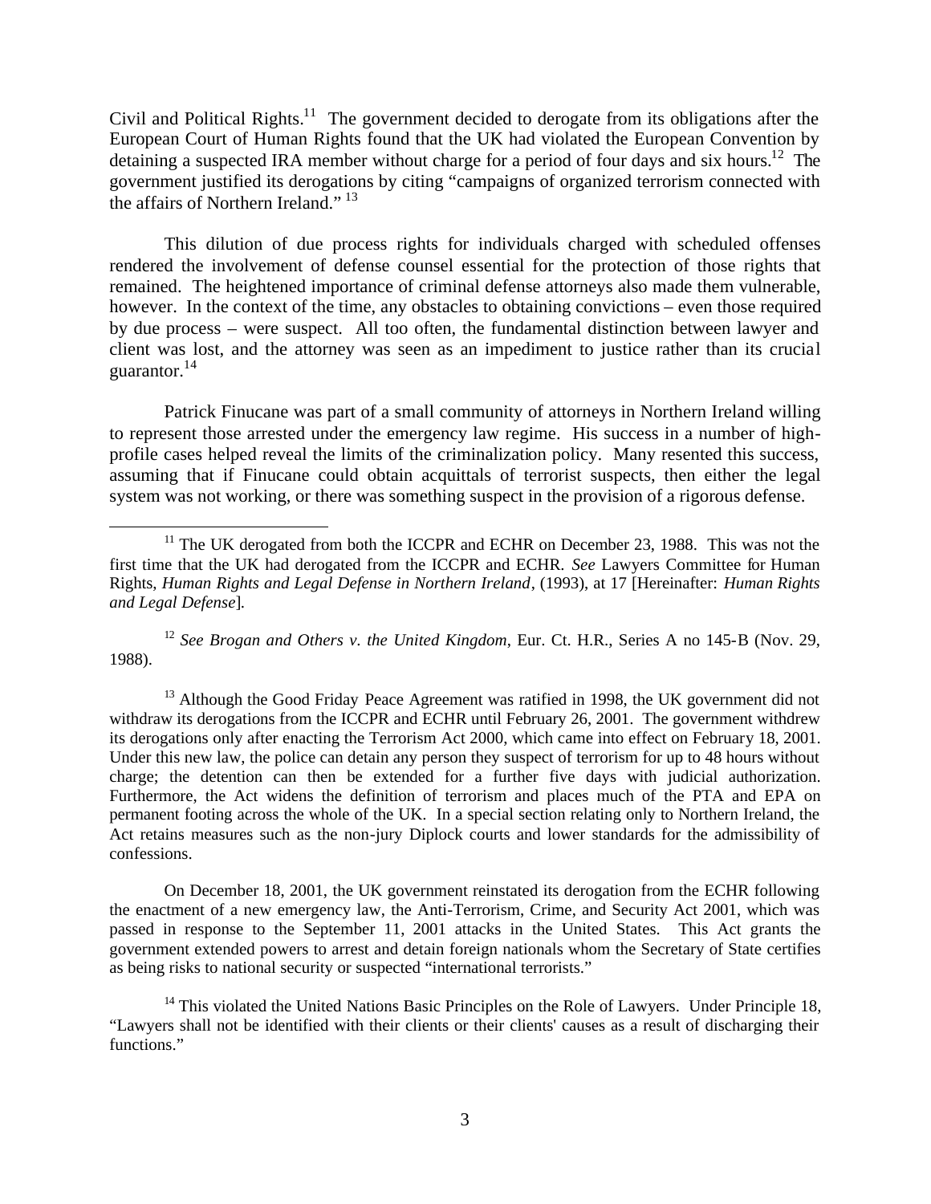Civil and Political Rights.[11] The government decided to derogate from its obligations after the European Court of Human Rights found that the UK had violated the European Convention by detaining a suspected IRA member without charge for a period of four days and six hours.[12] The government justified its derogations by citing "campaigns of organized terrorism connected with the affairs of Northern Ireland." [13]

This dilution of due process rights for individuals charged with scheduled offenses rendered the involvement of defense counsel essential for the protection of those rights that remained. The heightened importance of criminal defense attorneys also made them vulnerable, however. In the context of the time, any obstacles to obtaining convictions – even those required by due process – were suspect. All too often, the fundamental distinction between lawyer and client was lost, and the attorney was seen as an impediment to justice rather than its crucial guarantor.[14]

Patrick Finucane was part of a small community of attorneys in Northern Ireland willing to represent those arrested under the emergency law regime. His success in a number of high-profile cases helped reveal the limits of the criminalization policy. Many resented this success, assuming that if Finucane could obtain acquittals of terrorist suspects, then either the legal system was not working, or there was something suspect in the provision of a rigorous defense.

---

[11] The UK derogated from both the ICCPR and ECHR on December 23, 1988. This was not the first time that the UK had derogated from the ICCPR and ECHR. *See* Lawyers Committee for Human Rights, *Human Rights and Legal Defense in Northern Ireland*, (1993), at 17 [Hereinafter: *Human Rights and Legal Defense*].

[12] *See Brogan and Others v. the United Kingdom*, Eur. Ct. H.R., Series A no 145-B (Nov. 29, 1988).

[13] Although the Good Friday Peace Agreement was ratified in 1998, the UK government did not withdraw its derogations from the ICCPR and ECHR until February 26, 2001. The government withdrew its derogations only after enacting the Terrorism Act 2000, which came into effect on February 18, 2001. Under this new law, the police can detain any person they suspect of terrorism for up to 48 hours without charge; the detention can then be extended for a further five days with judicial authorization. Furthermore, the Act widens the definition of terrorism and places much of the PTA and EPA on permanent footing across the whole of the UK. In a special section relating only to Northern Ireland, the Act retains measures such as the non-jury Diplock courts and lower standards for the admissibility of confessions.

On December 18, 2001, the UK government reinstated its derogation from the ECHR following the enactment of a new emergency law, the Anti-Terrorism, Crime, and Security Act 2001, which was passed in response to the September 11, 2001 attacks in the United States. This Act grants the government extended powers to arrest and detain foreign nationals whom the Secretary of State certifies as being risks to national security or suspected "international terrorists."

[14] This violated the United Nations Basic Principles on the Role of Lawyers. Under Principle 18, "Lawyers shall not be identified with their clients or their clients' causes as a result of discharging their functions."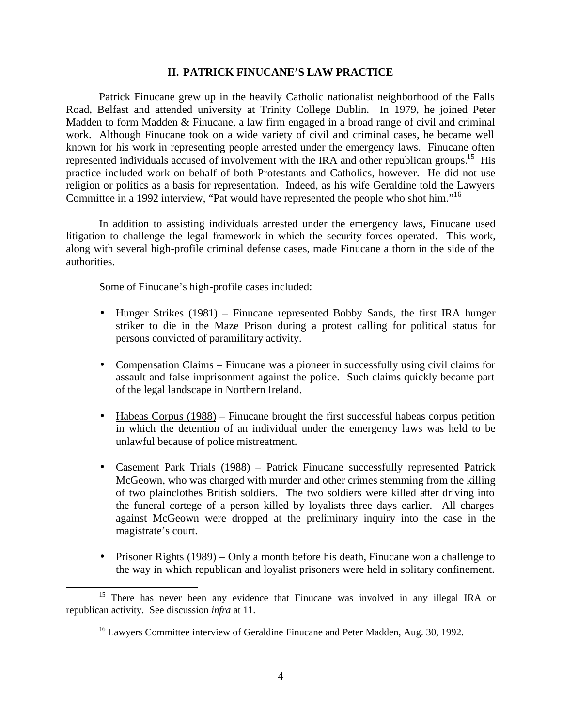## II. PATRICK FINUCANE'S LAW PRACTICE

Patrick Finucane grew up in the heavily Catholic nationalist neighborhood of the Falls Road, Belfast and attended university at Trinity College Dublin. In 1979, he joined Peter Madden to form Madden & Finucane, a law firm engaged in a broad range of civil and criminal work. Although Finucane took on a wide variety of civil and criminal cases, he became well known for his work in representing people arrested under the emergency laws. Finucane often represented individuals accused of involvement with the IRA and other republican groups.[15] His practice included work on behalf of both Protestants and Catholics, however. He did not use religion or politics as a basis for representation. Indeed, as his wife Geraldine told the Lawyers Committee in a 1992 interview, "Pat would have represented the people who shot him."[16]

In addition to assisting individuals arrested under the emergency laws, Finucane used litigation to challenge the legal framework in which the security forces operated. This work, along with several high-profile criminal defense cases, made Finucane a thorn in the side of the authorities.

Some of Finucane's high-profile cases included:

- <u>Hunger Strikes (1981)</u> – Finucane represented Bobby Sands, the first IRA hunger striker to die in the Maze Prison during a protest calling for political status for persons convicted of paramilitary activity.

- <u>Compensation Claims</u> – Finucane was a pioneer in successfully using civil claims for assault and false imprisonment against the police. Such claims quickly became part of the legal landscape in Northern Ireland.

- <u>Habeas Corpus (1988)</u> – Finucane brought the first successful habeas corpus petition in which the detention of an individual under the emergency laws was held to be unlawful because of police mistreatment.

- <u>Casement Park Trials (1988)</u> – Patrick Finucane successfully represented Patrick McGeown, who was charged with murder and other crimes stemming from the killing of two plainclothes British soldiers. The two soldiers were killed after driving into the funeral cortege of a person killed by loyalists three days earlier. All charges against McGeown were dropped at the preliminary inquiry into the case in the magistrate's court.

- <u>Prisoner Rights (1989)</u> – Only a month before his death, Finucane won a challenge to the way in which republican and loyalist prisoners were held in solitary confinement.

---

[15] There has never been any evidence that Finucane was involved in any illegal IRA or republican activity. See discussion *infra* at 11.

[16] Lawyers Committee interview of Geraldine Finucane and Peter Madden, Aug. 30, 1992.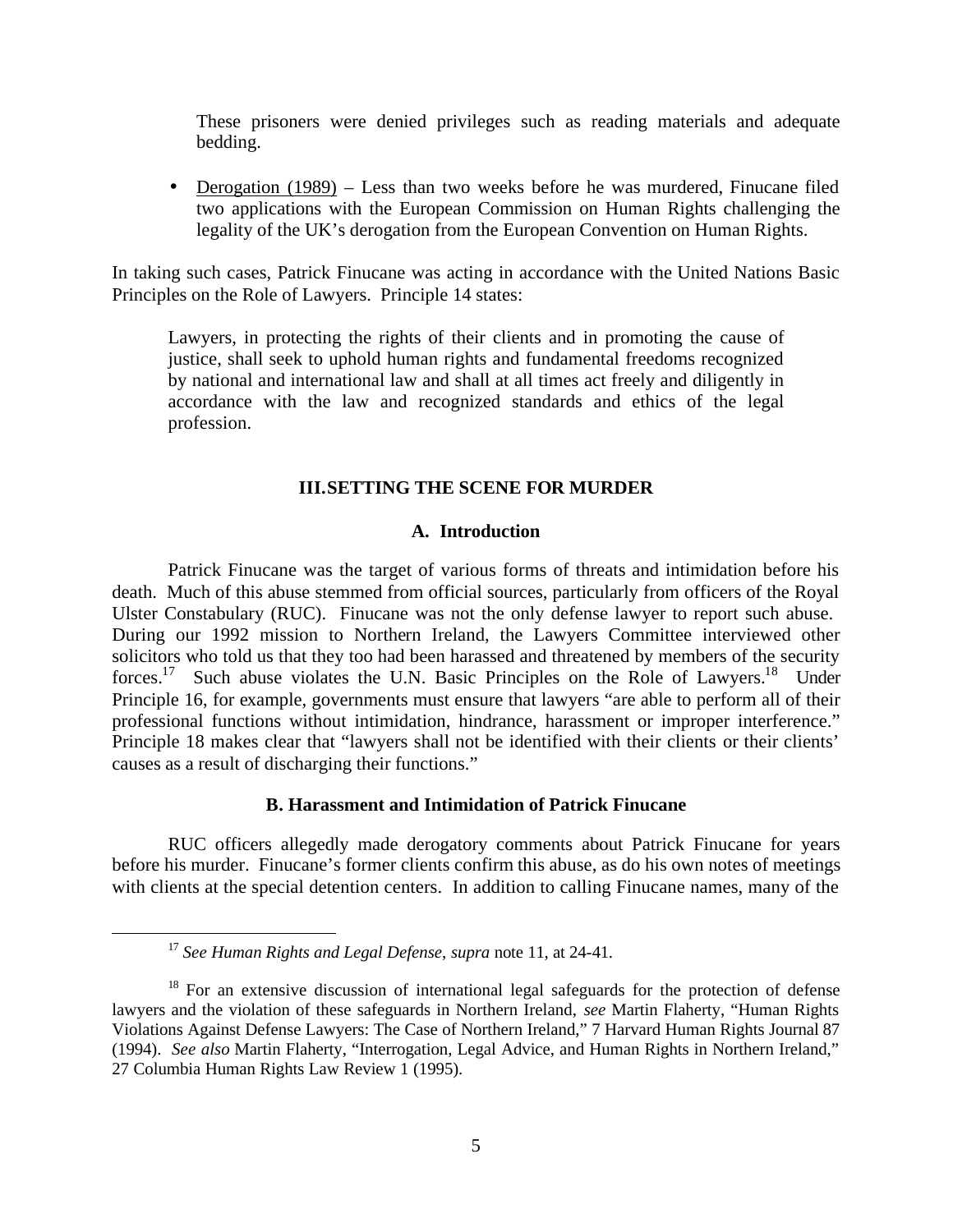These prisoners were denied privileges such as reading materials and adequate bedding.

- Derogation (1989) – Less than two weeks before he was murdered, Finucane filed two applications with the European Commission on Human Rights challenging the legality of the UK's derogation from the European Convention on Human Rights.

In taking such cases, Patrick Finucane was acting in accordance with the United Nations Basic Principles on the Role of Lawyers. Principle 14 states:

> Lawyers, in protecting the rights of their clients and in promoting the cause of justice, shall seek to uphold human rights and fundamental freedoms recognized by national and international law and shall at all times act freely and diligently in accordance with the law and recognized standards and ethics of the legal profession.

## III. SETTING THE SCENE FOR MURDER

### A. Introduction

Patrick Finucane was the target of various forms of threats and intimidation before his death. Much of this abuse stemmed from official sources, particularly from officers of the Royal Ulster Constabulary (RUC). Finucane was not the only defense lawyer to report such abuse. During our 1992 mission to Northern Ireland, the Lawyers Committee interviewed other solicitors who told us that they too had been harassed and threatened by members of the security forces.[17] Such abuse violates the U.N. Basic Principles on the Role of Lawyers.[18] Under Principle 16, for example, governments must ensure that lawyers "are able to perform all of their professional functions without intimidation, hindrance, harassment or improper interference." Principle 18 makes clear that "lawyers shall not be identified with their clients or their clients' causes as a result of discharging their functions."

### B. Harassment and Intimidation of Patrick Finucane

RUC officers allegedly made derogatory comments about Patrick Finucane for years before his murder. Finucane's former clients confirm this abuse, as do his own notes of meetings with clients at the special detention centers. In addition to calling Finucane names, many of the

---

[17] *See Human Rights and Legal Defense*, *supra* note 11, at 24-41.

[18] For an extensive discussion of international legal safeguards for the protection of defense lawyers and the violation of these safeguards in Northern Ireland, *see* Martin Flaherty, "Human Rights Violations Against Defense Lawyers: The Case of Northern Ireland," 7 Harvard Human Rights Journal 87 (1994). *See also* Martin Flaherty, "Interrogation, Legal Advice, and Human Rights in Northern Ireland," 27 Columbia Human Rights Law Review 1 (1995).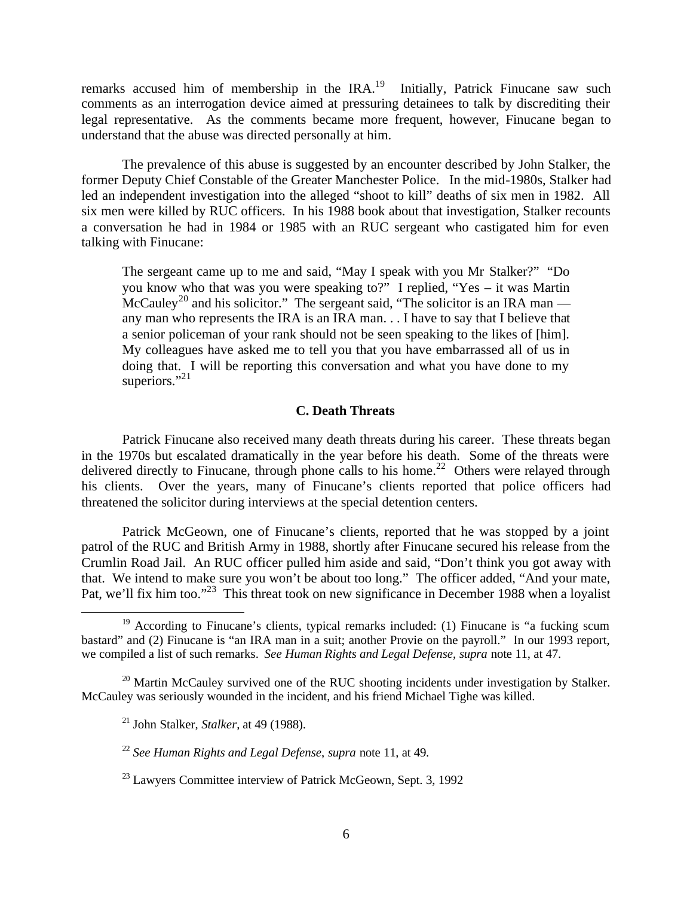remarks accused him of membership in the IRA.[19] Initially, Patrick Finucane saw such comments as an interrogation device aimed at pressuring detainees to talk by discrediting their legal representative. As the comments became more frequent, however, Finucane began to understand that the abuse was directed personally at him.

The prevalence of this abuse is suggested by an encounter described by John Stalker, the former Deputy Chief Constable of the Greater Manchester Police. In the mid-1980s, Stalker had led an independent investigation into the alleged "shoot to kill" deaths of six men in 1982. All six men were killed by RUC officers. In his 1988 book about that investigation, Stalker recounts a conversation he had in 1984 or 1985 with an RUC sergeant who castigated him for even talking with Finucane:

> The sergeant came up to me and said, "May I speak with you Mr Stalker?" "Do you know who that was you were speaking to?" I replied, "Yes – it was Martin McCauley[20] and his solicitor." The sergeant said, "The solicitor is an IRA man — any man who represents the IRA is an IRA man. . . I have to say that I believe that a senior policeman of your rank should not be seen speaking to the likes of [him]. My colleagues have asked me to tell you that you have embarrassed all of us in doing that. I will be reporting this conversation and what you have done to my superiors."[21]

### C. Death Threats

Patrick Finucane also received many death threats during his career. These threats began in the 1970s but escalated dramatically in the year before his death. Some of the threats were delivered directly to Finucane, through phone calls to his home.[22] Others were relayed through his clients. Over the years, many of Finucane's clients reported that police officers had threatened the solicitor during interviews at the special detention centers.

Patrick McGeown, one of Finucane's clients, reported that he was stopped by a joint patrol of the RUC and British Army in 1988, shortly after Finucane secured his release from the Crumlin Road Jail. An RUC officer pulled him aside and said, "Don't think you got away with that. We intend to make sure you won't be about too long." The officer added, "And your mate, Pat, we'll fix him too."[23] This threat took on new significance in December 1988 when a loyalist

---

[19] According to Finucane's clients, typical remarks included: (1) Finucane is "a fucking scum bastard" and (2) Finucane is "an IRA man in a suit; another Provie on the payroll." In our 1993 report, we compiled a list of such remarks. *See Human Rights and Legal Defense*, *supra* note 11, at 47.

[20] Martin McCauley survived one of the RUC shooting incidents under investigation by Stalker. McCauley was seriously wounded in the incident, and his friend Michael Tighe was killed.

[21] John Stalker, *Stalker*, at 49 (1988).

[22] *See Human Rights and Legal Defense*, *supra* note 11, at 49.

[23] Lawyers Committee interview of Patrick McGeown, Sept. 3, 1992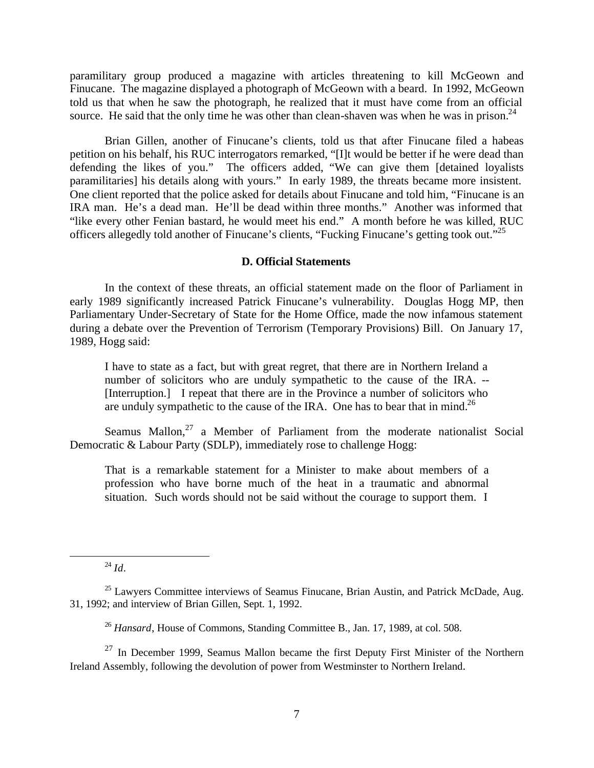paramilitary group produced a magazine with articles threatening to kill McGeown and Finucane. The magazine displayed a photograph of McGeown with a beard. In 1992, McGeown told us that when he saw the photograph, he realized that it must have come from an official source. He said that the only time he was other than clean-shaven was when he was in prison.[24]

Brian Gillen, another of Finucane's clients, told us that after Finucane filed a habeas petition on his behalf, his RUC interrogators remarked, "[I]t would be better if he were dead than defending the likes of you." The officers added, "We can give them [detained loyalists paramilitaries] his details along with yours." In early 1989, the threats became more insistent. One client reported that the police asked for details about Finucane and told him, "Finucane is an IRA man. He's a dead man. He'll be dead within three months." Another was informed that "like every other Fenian bastard, he would meet his end." A month before he was killed, RUC officers allegedly told another of Finucane's clients, "Fucking Finucane's getting took out."[25]

### D. Official Statements

In the context of these threats, an official statement made on the floor of Parliament in early 1989 significantly increased Patrick Finucane's vulnerability. Douglas Hogg MP, then Parliamentary Under-Secretary of State for the Home Office, made the now infamous statement during a debate over the Prevention of Terrorism (Temporary Provisions) Bill. On January 17, 1989, Hogg said:

> I have to state as a fact, but with great regret, that there are in Northern Ireland a number of solicitors who are unduly sympathetic to the cause of the IRA. -- [Interruption.] I repeat that there are in the Province a number of solicitors who are unduly sympathetic to the cause of the IRA. One has to bear that in mind.[26]

Seamus Mallon,[27] a Member of Parliament from the moderate nationalist Social Democratic & Labour Party (SDLP), immediately rose to challenge Hogg:

> That is a remarkable statement for a Minister to make about members of a profession who have borne much of the heat in a traumatic and abnormal situation. Such words should not be said without the courage to support them. I

---

[24] *Id*.

[25] Lawyers Committee interviews of Seamus Finucane, Brian Austin, and Patrick McDade, Aug. 31, 1992; and interview of Brian Gillen, Sept. 1, 1992.

[26] *Hansard*, House of Commons, Standing Committee B., Jan. 17, 1989, at col. 508.

[27] In December 1999, Seamus Mallon became the first Deputy First Minister of the Northern Ireland Assembly, following the devolution of power from Westminster to Northern Ireland.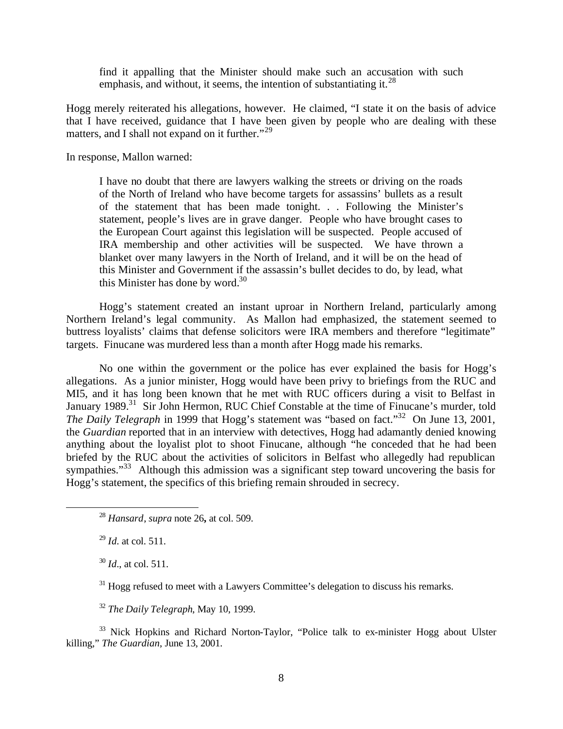> find it appalling that the Minister should make such an accusation with such emphasis, and without, it seems, the intention of substantiating it.[28]

Hogg merely reiterated his allegations, however. He claimed, "I state it on the basis of advice that I have received, guidance that I have been given by people who are dealing with these matters, and I shall not expand on it further."[29]

In response, Mallon warned:

> I have no doubt that there are lawyers walking the streets or driving on the roads of the North of Ireland who have become targets for assassins' bullets as a result of the statement that has been made tonight. . . Following the Minister's statement, people's lives are in grave danger. People who have brought cases to the European Court against this legislation will be suspected. People accused of IRA membership and other activities will be suspected. We have thrown a blanket over many lawyers in the North of Ireland, and it will be on the head of this Minister and Government if the assassin's bullet decides to do, by lead, what this Minister has done by word.[30]

Hogg's statement created an instant uproar in Northern Ireland, particularly among Northern Ireland's legal community. As Mallon had emphasized, the statement seemed to buttress loyalists' claims that defense solicitors were IRA members and therefore "legitimate" targets. Finucane was murdered less than a month after Hogg made his remarks.

No one within the government or the police has ever explained the basis for Hogg's allegations. As a junior minister, Hogg would have been privy to briefings from the RUC and MI5, and it has long been known that he met with RUC officers during a visit to Belfast in January 1989.[31] Sir John Hermon, RUC Chief Constable at the time of Finucane's murder, told *The Daily Telegraph* in 1999 that Hogg's statement was "based on fact."[32] On June 13, 2001, the *Guardian* reported that in an interview with detectives, Hogg had adamantly denied knowing anything about the loyalist plot to shoot Finucane, although "he conceded that he had been briefed by the RUC about the activities of solicitors in Belfast who allegedly had republican sympathies."[33] Although this admission was a significant step toward uncovering the basis for Hogg's statement, the specifics of this briefing remain shrouded in secrecy.

---

[28] *Hansard*, *supra* note 26**,** at col. 509.

[29] *Id.* at col. 511.

[30] *Id*., at col. 511.

[31] Hogg refused to meet with a Lawyers Committee's delegation to discuss his remarks.

[32] *The Daily Telegraph*, May 10, 1999.

[33] Nick Hopkins and Richard Norton-Taylor, "Police talk to ex-minister Hogg about Ulster killing," *The Guardian*, June 13, 2001.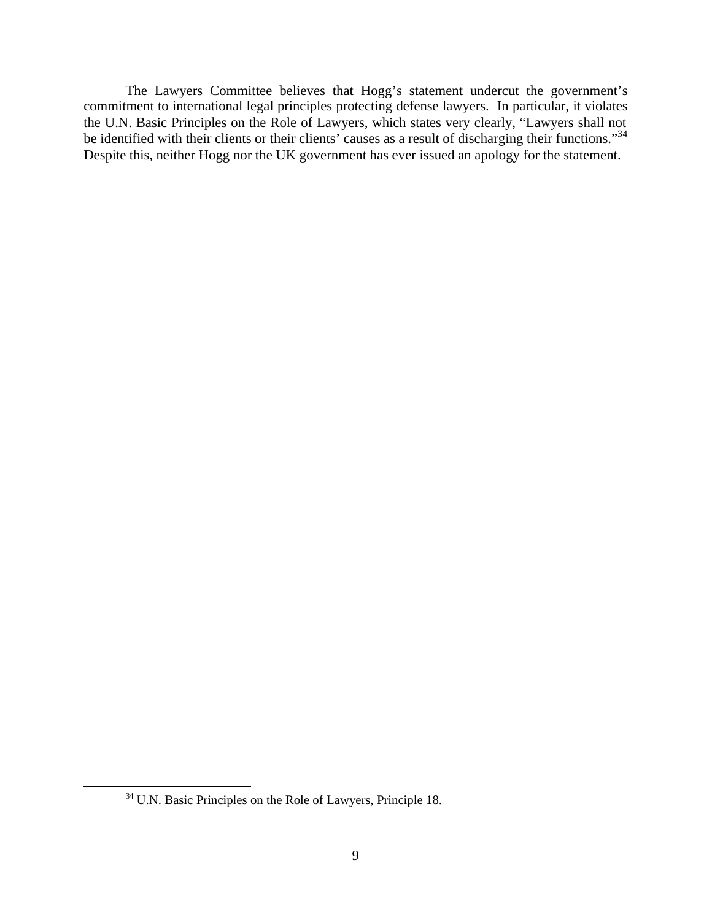The Lawyers Committee believes that Hogg's statement undercut the government's commitment to international legal principles protecting defense lawyers. In particular, it violates the U.N. Basic Principles on the Role of Lawyers, which states very clearly, "Lawyers shall not be identified with their clients or their clients' causes as a result of discharging their functions."[34] Despite this, neither Hogg nor the UK government has ever issued an apology for the statement.

---

[34] U.N. Basic Principles on the Role of Lawyers, Principle 18.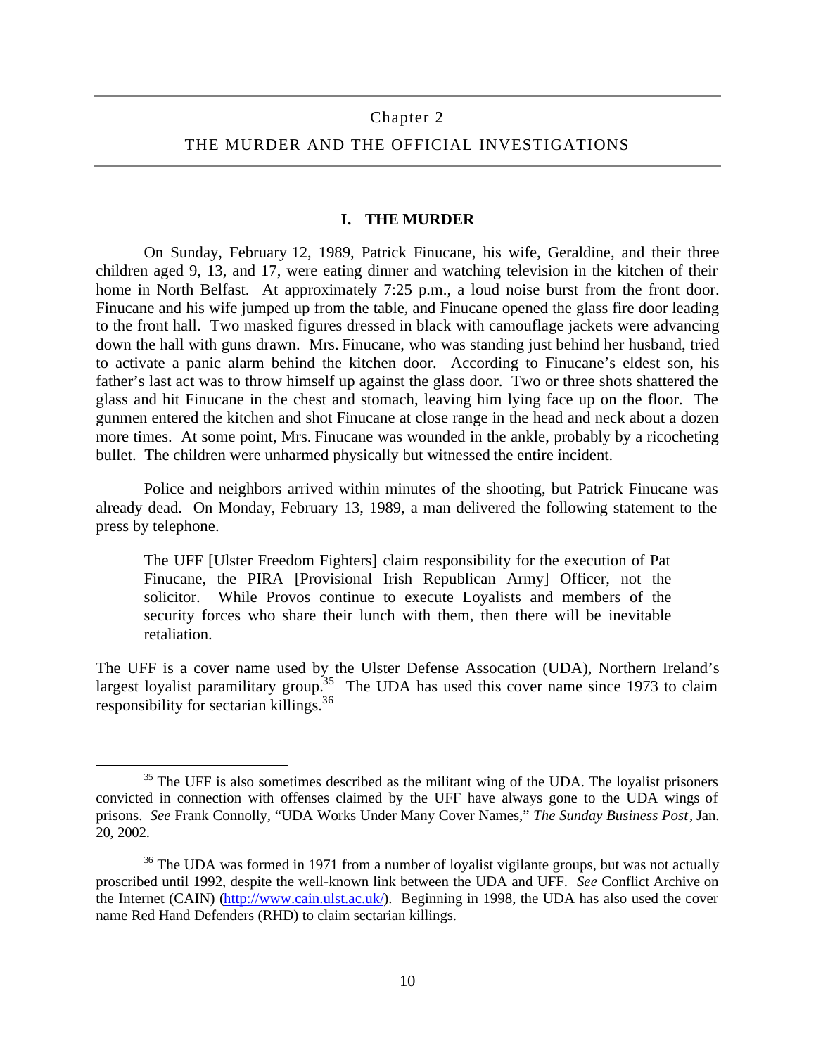# Chapter 2

## THE MURDER AND THE OFFICIAL INVESTIGATIONS

### I. THE MURDER

On Sunday, February 12, 1989, Patrick Finucane, his wife, Geraldine, and their three children aged 9, 13, and 17, were eating dinner and watching television in the kitchen of their home in North Belfast. At approximately 7:25 p.m., a loud noise burst from the front door. Finucane and his wife jumped up from the table, and Finucane opened the glass fire door leading to the front hall. Two masked figures dressed in black with camouflage jackets were advancing down the hall with guns drawn. Mrs. Finucane, who was standing just behind her husband, tried to activate a panic alarm behind the kitchen door. According to Finucane's eldest son, his father's last act was to throw himself up against the glass door. Two or three shots shattered the glass and hit Finucane in the chest and stomach, leaving him lying face up on the floor. The gunmen entered the kitchen and shot Finucane at close range in the head and neck about a dozen more times. At some point, Mrs. Finucane was wounded in the ankle, probably by a ricocheting bullet. The children were unharmed physically but witnessed the entire incident.

Police and neighbors arrived within minutes of the shooting, but Patrick Finucane was already dead. On Monday, February 13, 1989, a man delivered the following statement to the press by telephone.

> The UFF [Ulster Freedom Fighters] claim responsibility for the execution of Pat Finucane, the PIRA [Provisional Irish Republican Army] Officer, not the solicitor. While Provos continue to execute Loyalists and members of the security forces who share their lunch with them, then there will be inevitable retaliation.

The UFF is a cover name used by the Ulster Defense Assocation (UDA), Northern Ireland's largest loyalist paramilitary group.[35] The UDA has used this cover name since 1973 to claim responsibility for sectarian killings.[36]

---

[35] The UFF is also sometimes described as the militant wing of the UDA. The loyalist prisoners convicted in connection with offenses claimed by the UFF have always gone to the UDA wings of prisons. *See* Frank Connolly, "UDA Works Under Many Cover Names," *The Sunday Business Post*, Jan. 20, 2002.

[36] The UDA was formed in 1971 from a number of loyalist vigilante groups, but was not actually proscribed until 1992, despite the well-known link between the UDA and UFF. *See* Conflict Archive on the Internet (CAIN) (http://www.cain.ulst.ac.uk/). Beginning in 1998, the UDA has also used the cover name Red Hand Defenders (RHD) to claim sectarian killings.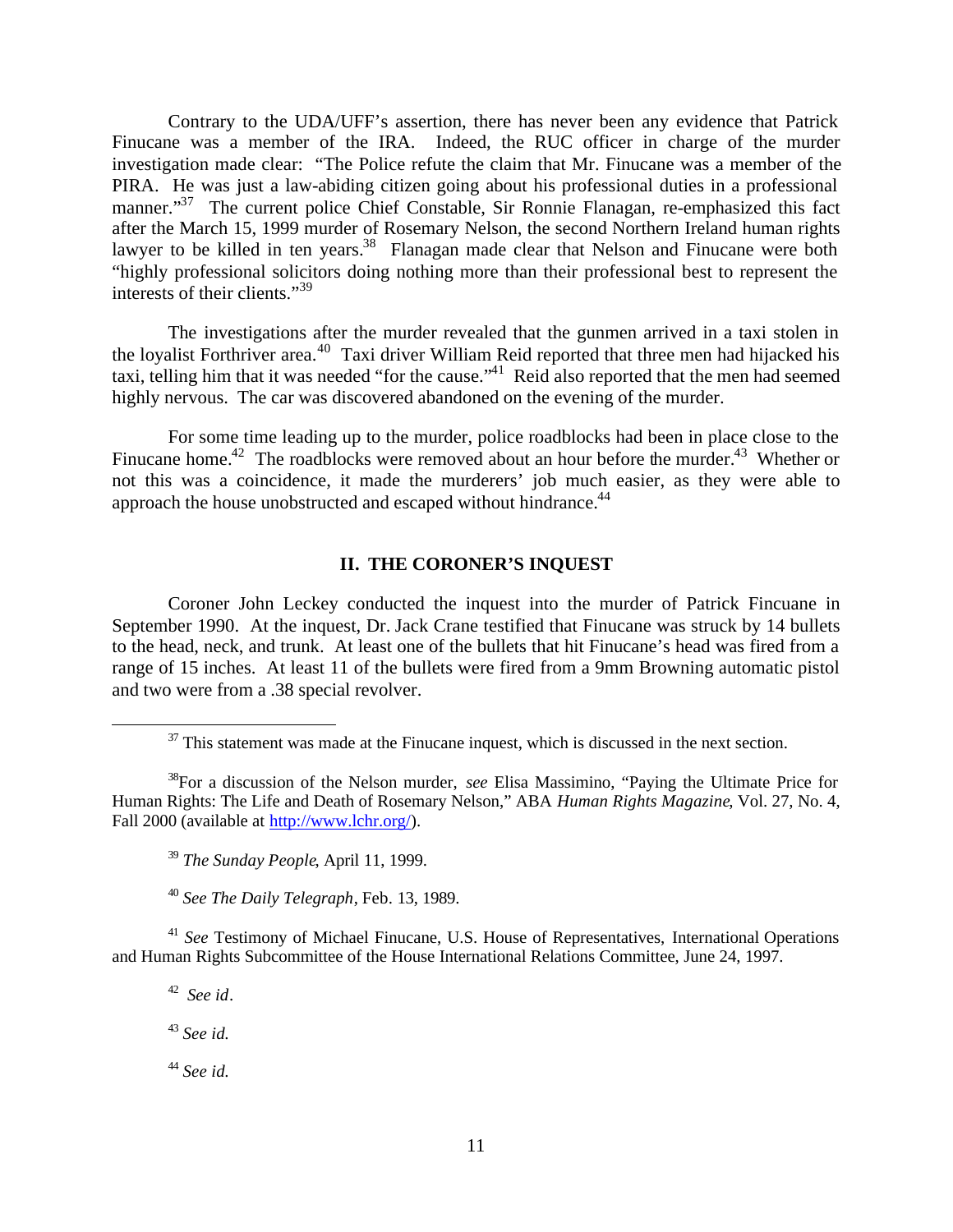Contrary to the UDA/UFF's assertion, there has never been any evidence that Patrick Finucane was a member of the IRA. Indeed, the RUC officer in charge of the murder investigation made clear: "The Police refute the claim that Mr. Finucane was a member of the PIRA. He was just a law-abiding citizen going about his professional duties in a professional manner."[37] The current police Chief Constable, Sir Ronnie Flanagan, re-emphasized this fact after the March 15, 1999 murder of Rosemary Nelson, the second Northern Ireland human rights lawyer to be killed in ten years.[38] Flanagan made clear that Nelson and Finucane were both "highly professional solicitors doing nothing more than their professional best to represent the interests of their clients."[39]

The investigations after the murder revealed that the gunmen arrived in a taxi stolen in the loyalist Forthriver area.[40] Taxi driver William Reid reported that three men had hijacked his taxi, telling him that it was needed "for the cause."[41] Reid also reported that the men had seemed highly nervous. The car was discovered abandoned on the evening of the murder.

For some time leading up to the murder, police roadblocks had been in place close to the Finucane home.[42] The roadblocks were removed about an hour before the murder.[43] Whether or not this was a coincidence, it made the murderers' job much easier, as they were able to approach the house unobstructed and escaped without hindrance.[44]

## II. THE CORONER'S INQUEST

Coroner John Leckey conducted the inquest into the murder of Patrick Fincuane in September 1990. At the inquest, Dr. Jack Crane testified that Finucane was struck by 14 bullets to the head, neck, and trunk. At least one of the bullets that hit Finucane's head was fired from a range of 15 inches. At least 11 of the bullets were fired from a 9mm Browning automatic pistol and two were from a .38 special revolver.

---

[37] This statement was made at the Finucane inquest, which is discussed in the next section.

[38] For a discussion of the Nelson murder, *see* Elisa Massimino, "Paying the Ultimate Price for Human Rights: The Life and Death of Rosemary Nelson," ABA *Human Rights Magazine*, Vol. 27, No. 4, Fall 2000 (available at http://www.lchr.org/).

[39] *The Sunday People*, April 11, 1999.

[40] *See The Daily Telegraph*, Feb. 13, 1989.

[41] *See* Testimony of Michael Finucane, U.S. House of Representatives, International Operations and Human Rights Subcommittee of the House International Relations Committee, June 24, 1997.

[42] *See id*.

[43] *See id.*

[44] *See id.*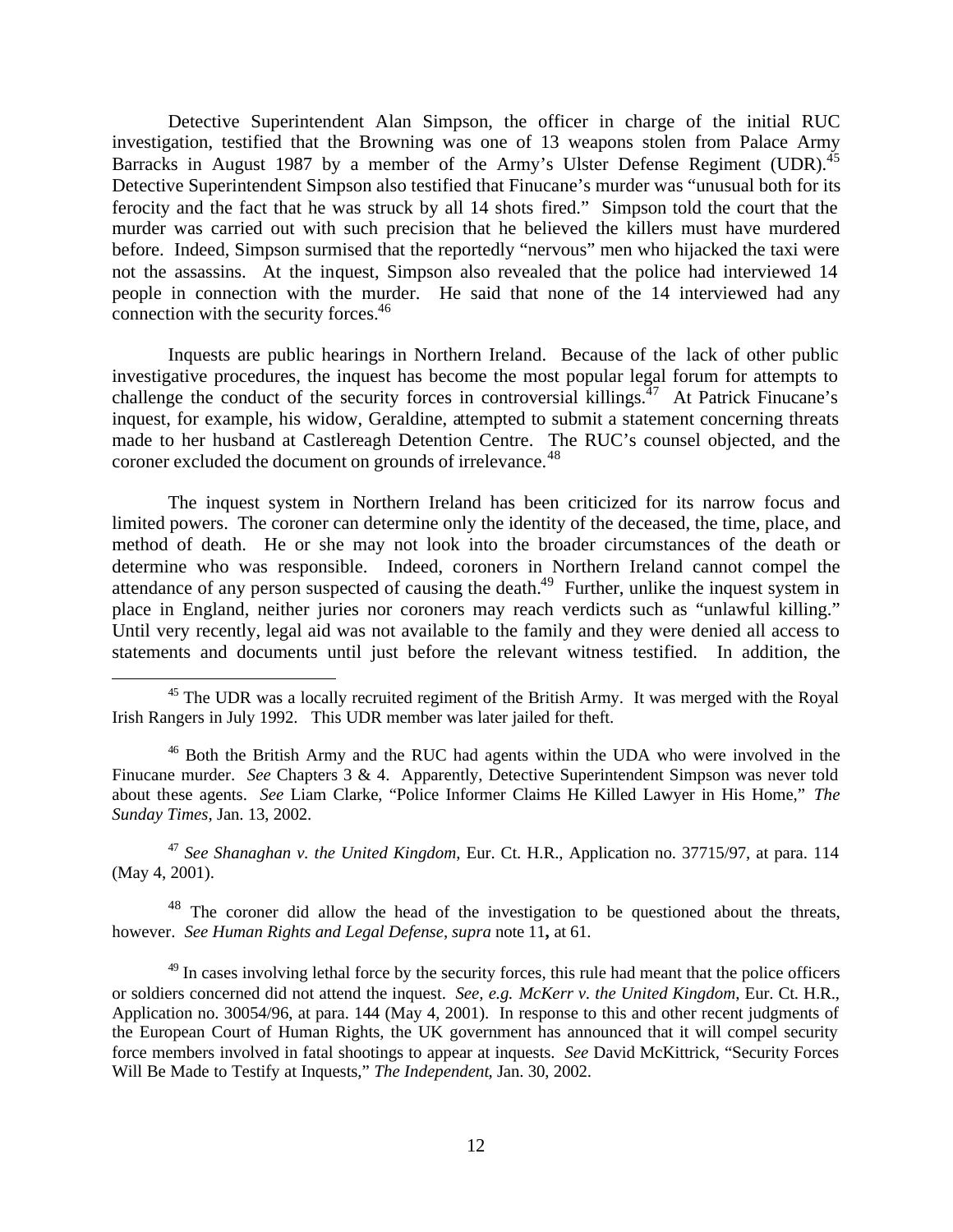Detective Superintendent Alan Simpson, the officer in charge of the initial RUC investigation, testified that the Browning was one of 13 weapons stolen from Palace Army Barracks in August 1987 by a member of the Army's Ulster Defense Regiment (UDR).[45] Detective Superintendent Simpson also testified that Finucane's murder was "unusual both for its ferocity and the fact that he was struck by all 14 shots fired." Simpson told the court that the murder was carried out with such precision that he believed the killers must have murdered before. Indeed, Simpson surmised that the reportedly "nervous" men who hijacked the taxi were not the assassins. At the inquest, Simpson also revealed that the police had interviewed 14 people in connection with the murder. He said that none of the 14 interviewed had any connection with the security forces.[46]

Inquests are public hearings in Northern Ireland. Because of the lack of other public investigative procedures, the inquest has become the most popular legal forum for attempts to challenge the conduct of the security forces in controversial killings.[47] At Patrick Finucane's inquest, for example, his widow, Geraldine, attempted to submit a statement concerning threats made to her husband at Castlereagh Detention Centre. The RUC's counsel objected, and the coroner excluded the document on grounds of irrelevance.[48]

The inquest system in Northern Ireland has been criticized for its narrow focus and limited powers. The coroner can determine only the identity of the deceased, the time, place, and method of death. He or she may not look into the broader circumstances of the death or determine who was responsible. Indeed, coroners in Northern Ireland cannot compel the attendance of any person suspected of causing the death.[49] Further, unlike the inquest system in place in England, neither juries nor coroners may reach verdicts such as "unlawful killing." Until very recently, legal aid was not available to the family and they were denied all access to statements and documents until just before the relevant witness testified. In addition, the

---

[45] The UDR was a locally recruited regiment of the British Army. It was merged with the Royal Irish Rangers in July 1992. This UDR member was later jailed for theft.

[46] Both the British Army and the RUC had agents within the UDA who were involved in the Finucane murder. *See* Chapters 3 & 4. Apparently, Detective Superintendent Simpson was never told about these agents. *See* Liam Clarke, "Police Informer Claims He Killed Lawyer in His Home," *The Sunday Times*, Jan. 13, 2002.

[47] *See Shanaghan v. the United Kingdom*, Eur. Ct. H.R., Application no. 37715/97, at para. 114 (May 4, 2001).

[48] The coroner did allow the head of the investigation to be questioned about the threats, however. *See Human Rights and Legal Defense*, *supra* note 11**,** at 61.

[49] In cases involving lethal force by the security forces, this rule had meant that the police officers or soldiers concerned did not attend the inquest. *See, e.g. McKerr v. the United Kingdom*, Eur. Ct. H.R., Application no. 30054/96, at para. 144 (May 4, 2001). In response to this and other recent judgments of the European Court of Human Rights, the UK government has announced that it will compel security force members involved in fatal shootings to appear at inquests. *See* David McKittrick, "Security Forces Will Be Made to Testify at Inquests," *The Independent*, Jan. 30, 2002.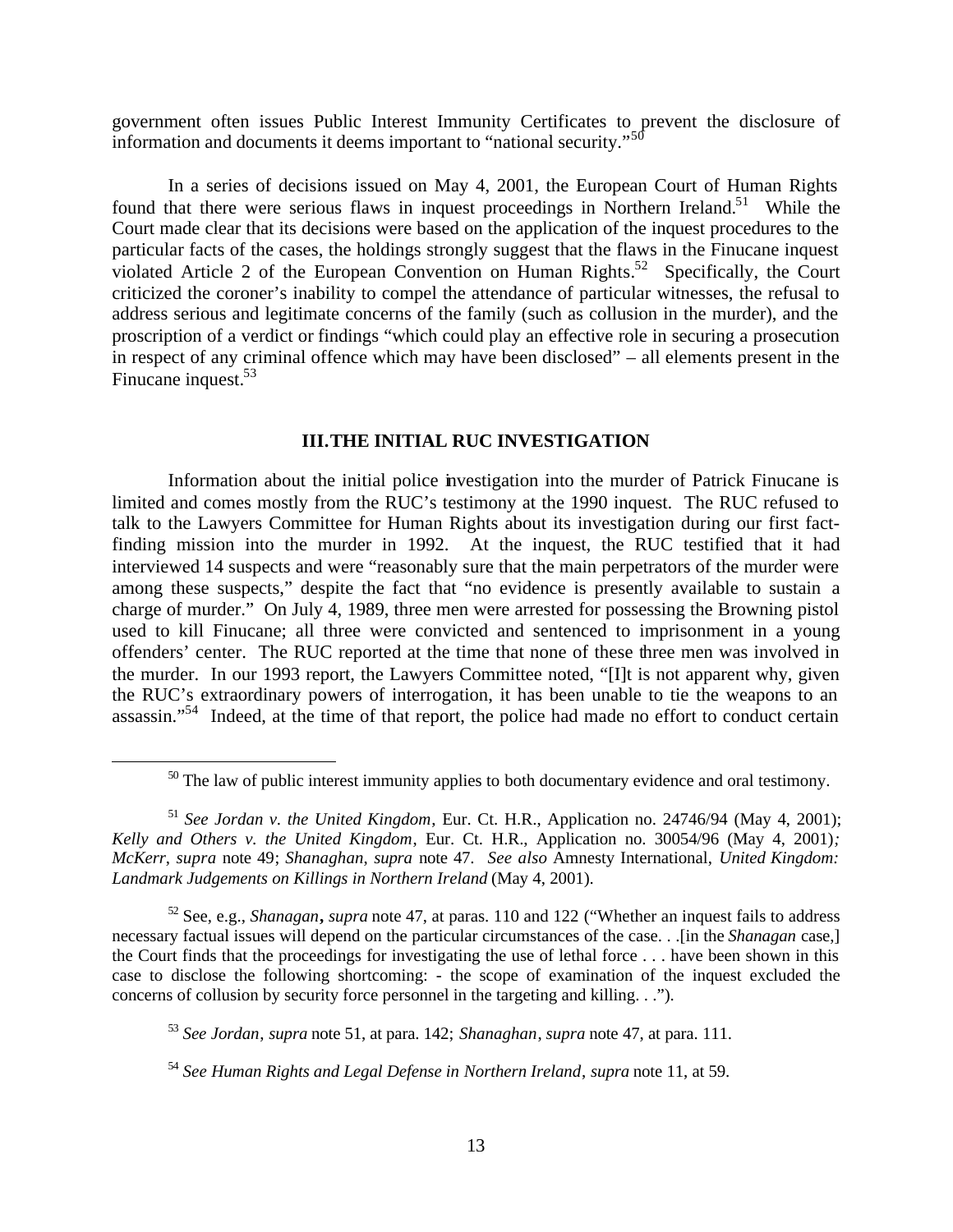government often issues Public Interest Immunity Certificates to prevent the disclosure of information and documents it deems important to "national security."[50]

In a series of decisions issued on May 4, 2001, the European Court of Human Rights found that there were serious flaws in inquest proceedings in Northern Ireland.[51] While the Court made clear that its decisions were based on the application of the inquest procedures to the particular facts of the cases, the holdings strongly suggest that the flaws in the Finucane inquest violated Article 2 of the European Convention on Human Rights.[52] Specifically, the Court criticized the coroner's inability to compel the attendance of particular witnesses, the refusal to address serious and legitimate concerns of the family (such as collusion in the murder), and the proscription of a verdict or findings "which could play an effective role in securing a prosecution in respect of any criminal offence which may have been disclosed" – all elements present in the Finucane inquest.[53]

## III. THE INITIAL RUC INVESTIGATION

Information about the initial police investigation into the murder of Patrick Finucane is limited and comes mostly from the RUC's testimony at the 1990 inquest. The RUC refused to talk to the Lawyers Committee for Human Rights about its investigation during our first fact-finding mission into the murder in 1992. At the inquest, the RUC testified that it had interviewed 14 suspects and were "reasonably sure that the main perpetrators of the murder were among these suspects," despite the fact that "no evidence is presently available to sustain a charge of murder." On July 4, 1989, three men were arrested for possessing the Browning pistol used to kill Finucane; all three were convicted and sentenced to imprisonment in a young offenders' center. The RUC reported at the time that none of these three men was involved in the murder. In our 1993 report, the Lawyers Committee noted, "[I]t is not apparent why, given the RUC's extraordinary powers of interrogation, it has been unable to tie the weapons to an assassin."[54] Indeed, at the time of that report, the police had made no effort to conduct certain

---

[50] The law of public interest immunity applies to both documentary evidence and oral testimony.

[51] *See Jordan v. the United Kingdom*, Eur. Ct. H.R., Application no. 24746/94 (May 4, 2001); *Kelly and Others v. the United Kingdom*, Eur. Ct. H.R., Application no. 30054/96 (May 4, 2001); *McKerr*, *supra* note 49; *Shanaghan*, *supra* note 47. *See also* Amnesty International, *United Kingdom: Landmark Judgements on Killings in Northern Ireland* (May 4, 2001).

[52] See, e.g., *Shanagan***,** *supra* note 47, at paras. 110 and 122 ("Whether an inquest fails to address necessary factual issues will depend on the particular circumstances of the case. . .[in the *Shanagan* case,] the Court finds that the proceedings for investigating the use of lethal force . . . have been shown in this case to disclose the following shortcoming: - the scope of examination of the inquest excluded the concerns of collusion by security force personnel in the targeting and killing. . .").

[53] *See Jordan*, *supra* note 51, at para. 142; *Shanaghan*, *supra* note 47, at para. 111.

[54] *See Human Rights and Legal Defense in Northern Ireland*, *supra* note 11, at 59.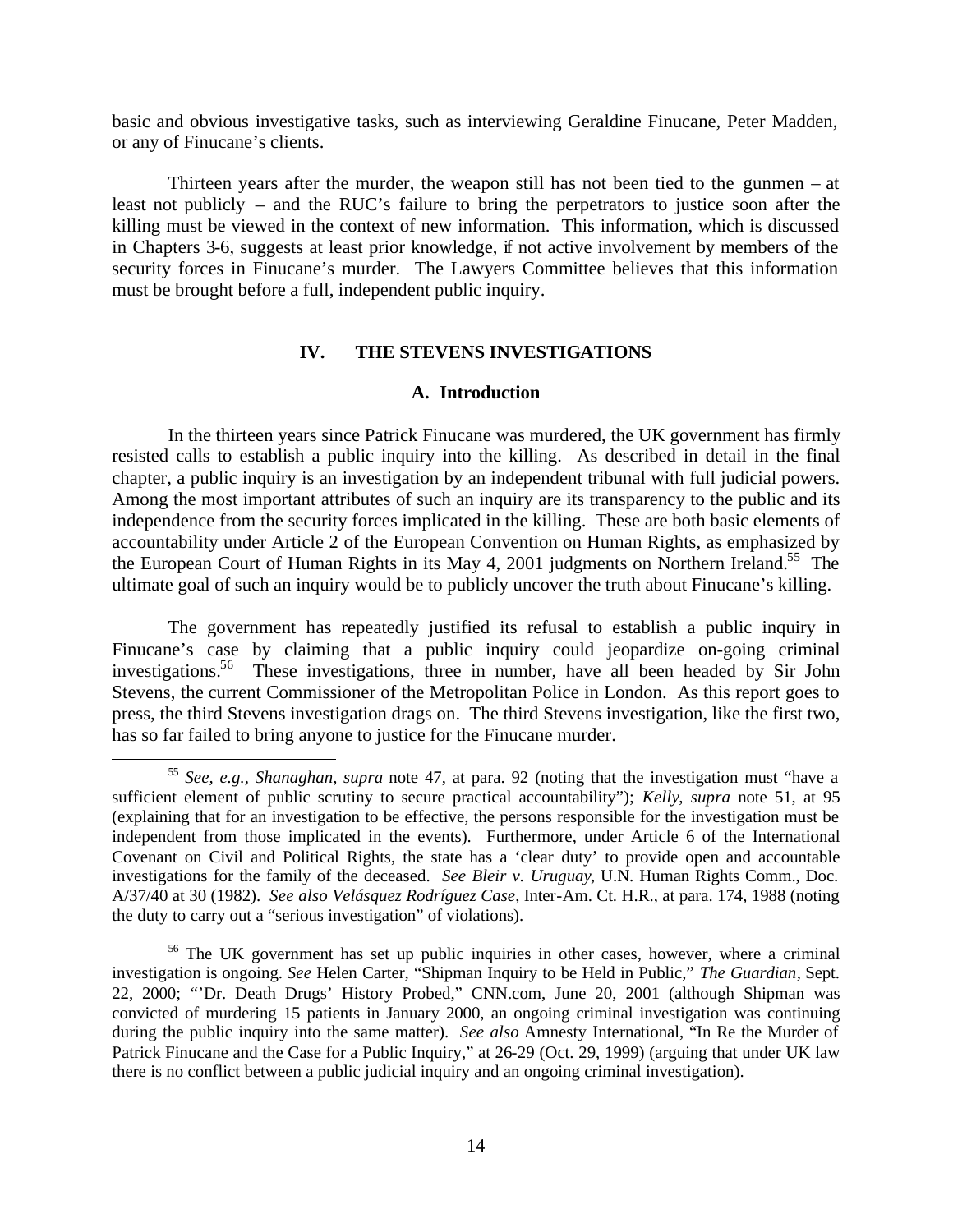basic and obvious investigative tasks, such as interviewing Geraldine Finucane, Peter Madden, or any of Finucane's clients.

Thirteen years after the murder, the weapon still has not been tied to the gunmen – at least not publicly – and the RUC's failure to bring the perpetrators to justice soon after the killing must be viewed in the context of new information. This information, which is discussed in Chapters 3-6, suggests at least prior knowledge, if not active involvement by members of the security forces in Finucane's murder. The Lawyers Committee believes that this information must be brought before a full, independent public inquiry.

## IV. THE STEVENS INVESTIGATIONS

### A. Introduction

In the thirteen years since Patrick Finucane was murdered, the UK government has firmly resisted calls to establish a public inquiry into the killing. As described in detail in the final chapter, a public inquiry is an investigation by an independent tribunal with full judicial powers. Among the most important attributes of such an inquiry are its transparency to the public and its independence from the security forces implicated in the killing. These are both basic elements of accountability under Article 2 of the European Convention on Human Rights, as emphasized by the European Court of Human Rights in its May 4, 2001 judgments on Northern Ireland.[55] The ultimate goal of such an inquiry would be to publicly uncover the truth about Finucane's killing.

The government has repeatedly justified its refusal to establish a public inquiry in Finucane's case by claiming that a public inquiry could jeopardize on-going criminal investigations.[56] These investigations, three in number, have all been headed by Sir John Stevens, the current Commissioner of the Metropolitan Police in London. As this report goes to press, the third Stevens investigation drags on. The third Stevens investigation, like the first two, has so far failed to bring anyone to justice for the Finucane murder.

---

[55] *See, e.g., Shanaghan, supra* note 47, at para. 92 (noting that the investigation must "have a sufficient element of public scrutiny to secure practical accountability"); *Kelly, supra* note 51, at 95 (explaining that for an investigation to be effective, the persons responsible for the investigation must be independent from those implicated in the events). Furthermore, under Article 6 of the International Covenant on Civil and Political Rights, the state has a 'clear duty' to provide open and accountable investigations for the family of the deceased. *See Bleir v. Uruguay*, U.N. Human Rights Comm., Doc. A/37/40 at 30 (1982). *See also Velásquez Rodríguez Case*, Inter-Am. Ct. H.R., at para. 174, 1988 (noting the duty to carry out a "serious investigation" of violations).

[56] The UK government has set up public inquiries in other cases, however, where a criminal investigation is ongoing. *See* Helen Carter, "Shipman Inquiry to be Held in Public," *The Guardian*, Sept. 22, 2000; "'Dr. Death Drugs' History Probed," CNN.com, June 20, 2001 (although Shipman was convicted of murdering 15 patients in January 2000, an ongoing criminal investigation was continuing during the public inquiry into the same matter). *See also* Amnesty International, "In Re the Murder of Patrick Finucane and the Case for a Public Inquiry," at 26-29 (Oct. 29, 1999) (arguing that under UK law there is no conflict between a public judicial inquiry and an ongoing criminal investigation).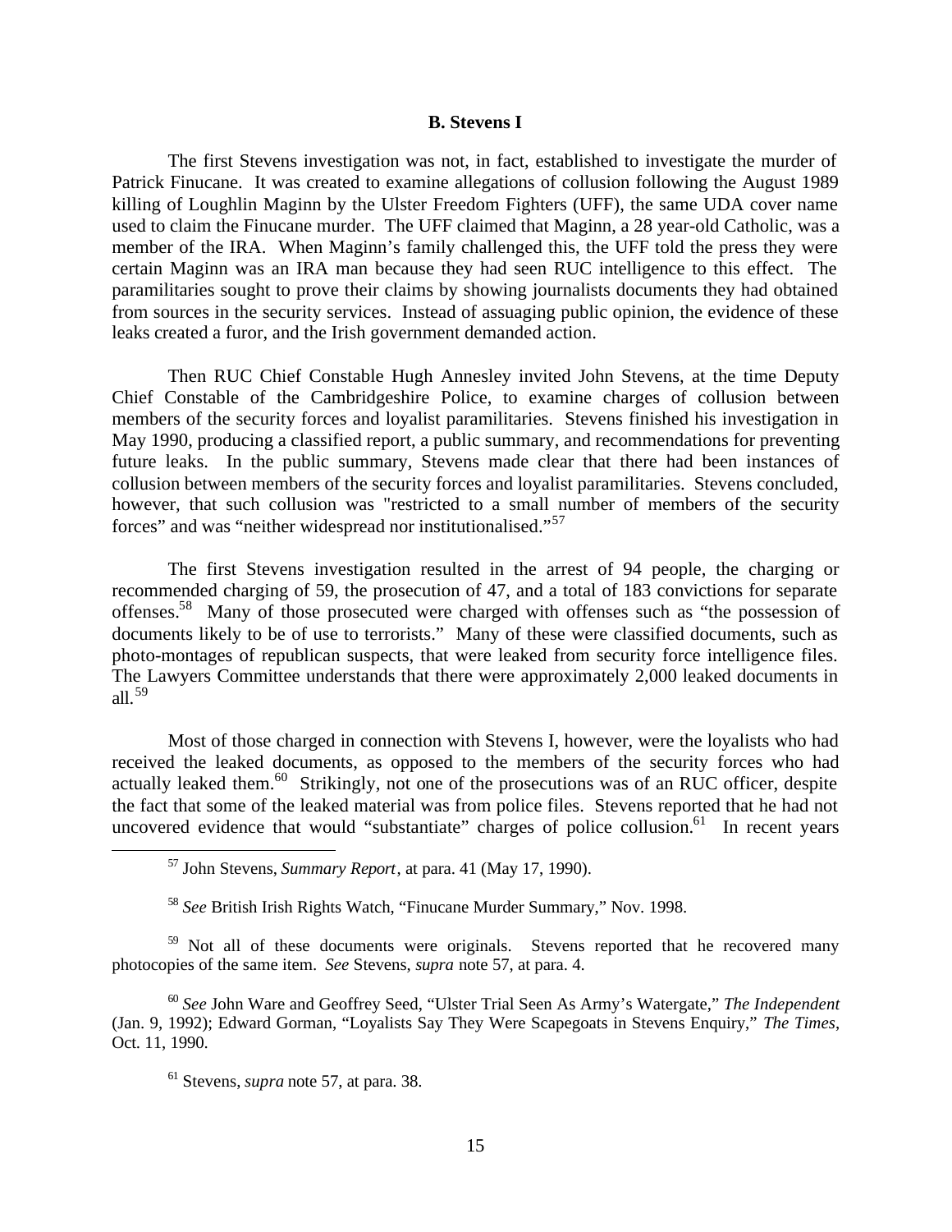### B. Stevens I

The first Stevens investigation was not, in fact, established to investigate the murder of Patrick Finucane. It was created to examine allegations of collusion following the August 1989 killing of Loughlin Maginn by the Ulster Freedom Fighters (UFF), the same UDA cover name used to claim the Finucane murder. The UFF claimed that Maginn, a 28 year-old Catholic, was a member of the IRA. When Maginn's family challenged this, the UFF told the press they were certain Maginn was an IRA man because they had seen RUC intelligence to this effect. The paramilitaries sought to prove their claims by showing journalists documents they had obtained from sources in the security services. Instead of assuaging public opinion, the evidence of these leaks created a furor, and the Irish government demanded action.

Then RUC Chief Constable Hugh Annesley invited John Stevens, at the time Deputy Chief Constable of the Cambridgeshire Police, to examine charges of collusion between members of the security forces and loyalist paramilitaries. Stevens finished his investigation in May 1990, producing a classified report, a public summary, and recommendations for preventing future leaks. In the public summary, Stevens made clear that there had been instances of collusion between members of the security forces and loyalist paramilitaries. Stevens concluded, however, that such collusion was "restricted to a small number of members of the security forces" and was "neither widespread nor institutionalised."[57]

The first Stevens investigation resulted in the arrest of 94 people, the charging or recommended charging of 59, the prosecution of 47, and a total of 183 convictions for separate offenses.[58] Many of those prosecuted were charged with offenses such as "the possession of documents likely to be of use to terrorists." Many of these were classified documents, such as photo-montages of republican suspects, that were leaked from security force intelligence files. The Lawyers Committee understands that there were approximately 2,000 leaked documents in all.[59]

Most of those charged in connection with Stevens I, however, were the loyalists who had received the leaked documents, as opposed to the members of the security forces who had actually leaked them.[60] Strikingly, not one of the prosecutions was of an RUC officer, despite the fact that some of the leaked material was from police files. Stevens reported that he had not uncovered evidence that would "substantiate" charges of police collusion.[61] In recent years

---

[57] John Stevens, *Summary Report*, at para. 41 (May 17, 1990).

[58] *See* British Irish Rights Watch, "Finucane Murder Summary," Nov. 1998.

[59] Not all of these documents were originals. Stevens reported that he recovered many photocopies of the same item. *See* Stevens, *supra* note 57, at para. 4.

[60] *See* John Ware and Geoffrey Seed, "Ulster Trial Seen As Army's Watergate," *The Independent* (Jan. 9, 1992); Edward Gorman, "Loyalists Say They Were Scapegoats in Stevens Enquiry," *The Times*, Oct. 11, 1990.

[61] Stevens, *supra* note 57, at para. 38.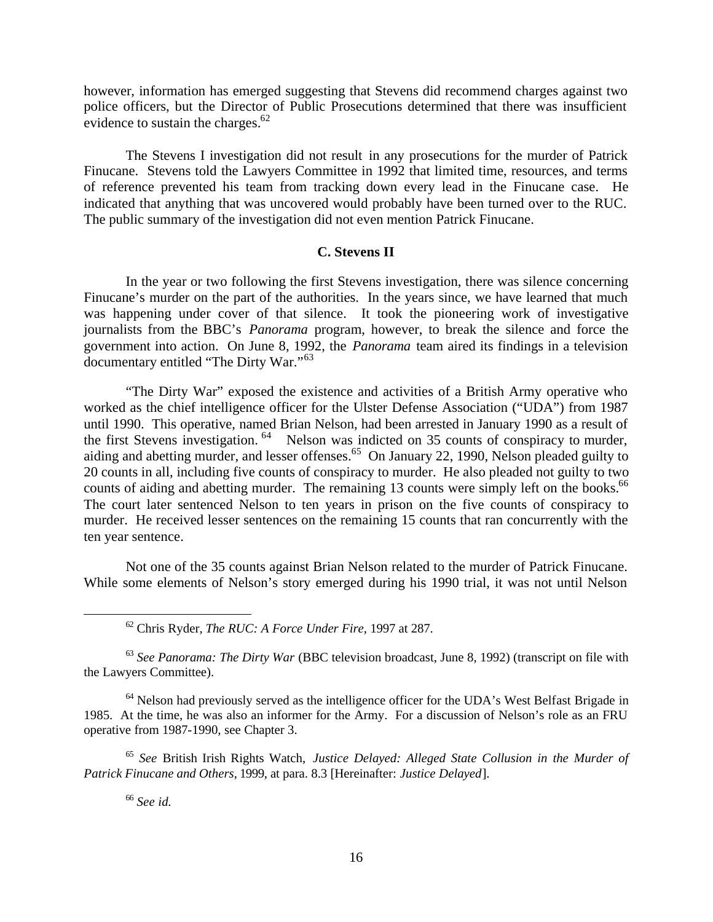however, information has emerged suggesting that Stevens did recommend charges against two police officers, but the Director of Public Prosecutions determined that there was insufficient evidence to sustain the charges.[62]

The Stevens I investigation did not result in any prosecutions for the murder of Patrick Finucane. Stevens told the Lawyers Committee in 1992 that limited time, resources, and terms of reference prevented his team from tracking down every lead in the Finucane case. He indicated that anything that was uncovered would probably have been turned over to the RUC. The public summary of the investigation did not even mention Patrick Finucane.

### C. Stevens II

In the year or two following the first Stevens investigation, there was silence concerning Finucane's murder on the part of the authorities. In the years since, we have learned that much was happening under cover of that silence. It took the pioneering work of investigative journalists from the BBC's *Panorama* program, however, to break the silence and force the government into action. On June 8, 1992, the *Panorama* team aired its findings in a television documentary entitled "The Dirty War."[63]

"The Dirty War" exposed the existence and activities of a British Army operative who worked as the chief intelligence officer for the Ulster Defense Association ("UDA") from 1987 until 1990. This operative, named Brian Nelson, had been arrested in January 1990 as a result of the first Stevens investigation.[64] Nelson was indicted on 35 counts of conspiracy to murder, aiding and abetting murder, and lesser offenses.[65] On January 22, 1990, Nelson pleaded guilty to 20 counts in all, including five counts of conspiracy to murder. He also pleaded not guilty to two counts of aiding and abetting murder. The remaining 13 counts were simply left on the books.[66] The court later sentenced Nelson to ten years in prison on the five counts of conspiracy to murder. He received lesser sentences on the remaining 15 counts that ran concurrently with the ten year sentence.

Not one of the 35 counts against Brian Nelson related to the murder of Patrick Finucane. While some elements of Nelson's story emerged during his 1990 trial, it was not until Nelson

---

[62] Chris Ryder, *The RUC: A Force Under Fire*, 1997 at 287.

[63] *See Panorama: The Dirty War* (BBC television broadcast, June 8, 1992) (transcript on file with the Lawyers Committee).

[64] Nelson had previously served as the intelligence officer for the UDA's West Belfast Brigade in 1985. At the time, he was also an informer for the Army. For a discussion of Nelson's role as an FRU operative from 1987-1990, see Chapter 3.

[65] *See* British Irish Rights Watch, *Justice Delayed: Alleged State Collusion in the Murder of Patrick Finucane and Others*, 1999, at para. 8.3 [Hereinafter: *Justice Delayed*].

[66] *See id.*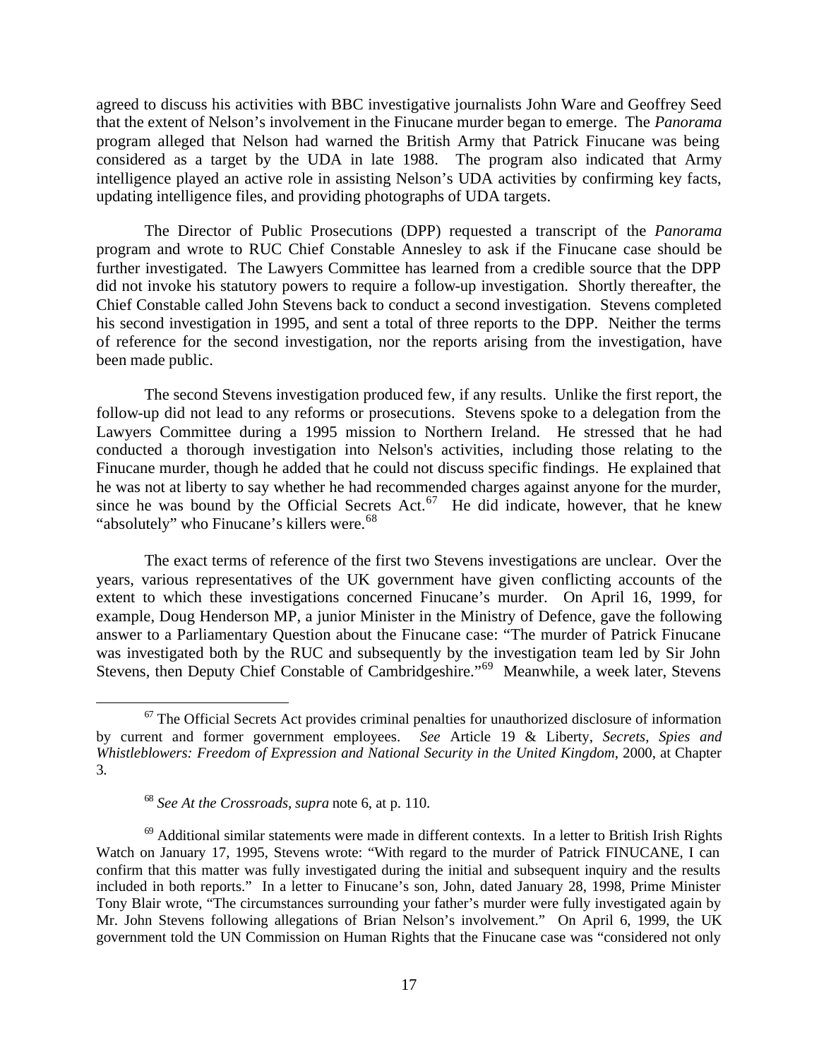agreed to discuss his activities with BBC investigative journalists John Ware and Geoffrey Seed that the extent of Nelson's involvement in the Finucane murder began to emerge. The *Panorama* program alleged that Nelson had warned the British Army that Patrick Finucane was being considered as a target by the UDA in late 1988. The program also indicated that Army intelligence played an active role in assisting Nelson's UDA activities by confirming key facts, updating intelligence files, and providing photographs of UDA targets.

The Director of Public Prosecutions (DPP) requested a transcript of the *Panorama* program and wrote to RUC Chief Constable Annesley to ask if the Finucane case should be further investigated. The Lawyers Committee has learned from a credible source that the DPP did not invoke his statutory powers to require a follow-up investigation. Shortly thereafter, the Chief Constable called John Stevens back to conduct a second investigation. Stevens completed his second investigation in 1995, and sent a total of three reports to the DPP. Neither the terms of reference for the second investigation, nor the reports arising from the investigation, have been made public.

The second Stevens investigation produced few, if any results. Unlike the first report, the follow-up did not lead to any reforms or prosecutions. Stevens spoke to a delegation from the Lawyers Committee during a 1995 mission to Northern Ireland. He stressed that he had conducted a thorough investigation into Nelson's activities, including those relating to the Finucane murder, though he added that he could not discuss specific findings. He explained that he was not at liberty to say whether he had recommended charges against anyone for the murder, since he was bound by the Official Secrets Act.[67] He did indicate, however, that he knew "absolutely" who Finucane's killers were.[68]

The exact terms of reference of the first two Stevens investigations are unclear. Over the years, various representatives of the UK government have given conflicting accounts of the extent to which these investigations concerned Finucane's murder. On April 16, 1999, for example, Doug Henderson MP, a junior Minister in the Ministry of Defence, gave the following answer to a Parliamentary Question about the Finucane case: "The murder of Patrick Finucane was investigated both by the RUC and subsequently by the investigation team led by Sir John Stevens, then Deputy Chief Constable of Cambridgeshire."[69] Meanwhile, a week later, Stevens

---

[67] The Official Secrets Act provides criminal penalties for unauthorized disclosure of information by current and former government employees. *See* Article 19 & Liberty, *Secrets, Spies and Whistleblowers: Freedom of Expression and National Security in the United Kingdom*, 2000, at Chapter 3.

[68] *See At the Crossroads*, *supra* note 6, at p. 110.

[69] Additional similar statements were made in different contexts. In a letter to British Irish Rights Watch on January 17, 1995, Stevens wrote: "With regard to the murder of Patrick FINUCANE, I can confirm that this matter was fully investigated during the initial and subsequent inquiry and the results included in both reports." In a letter to Finucane's son, John, dated January 28, 1998, Prime Minister Tony Blair wrote, "The circumstances surrounding your father's murder were fully investigated again by Mr. John Stevens following allegations of Brian Nelson's involvement." On April 6, 1999, the UK government told the UN Commission on Human Rights that the Finucane case was "considered not only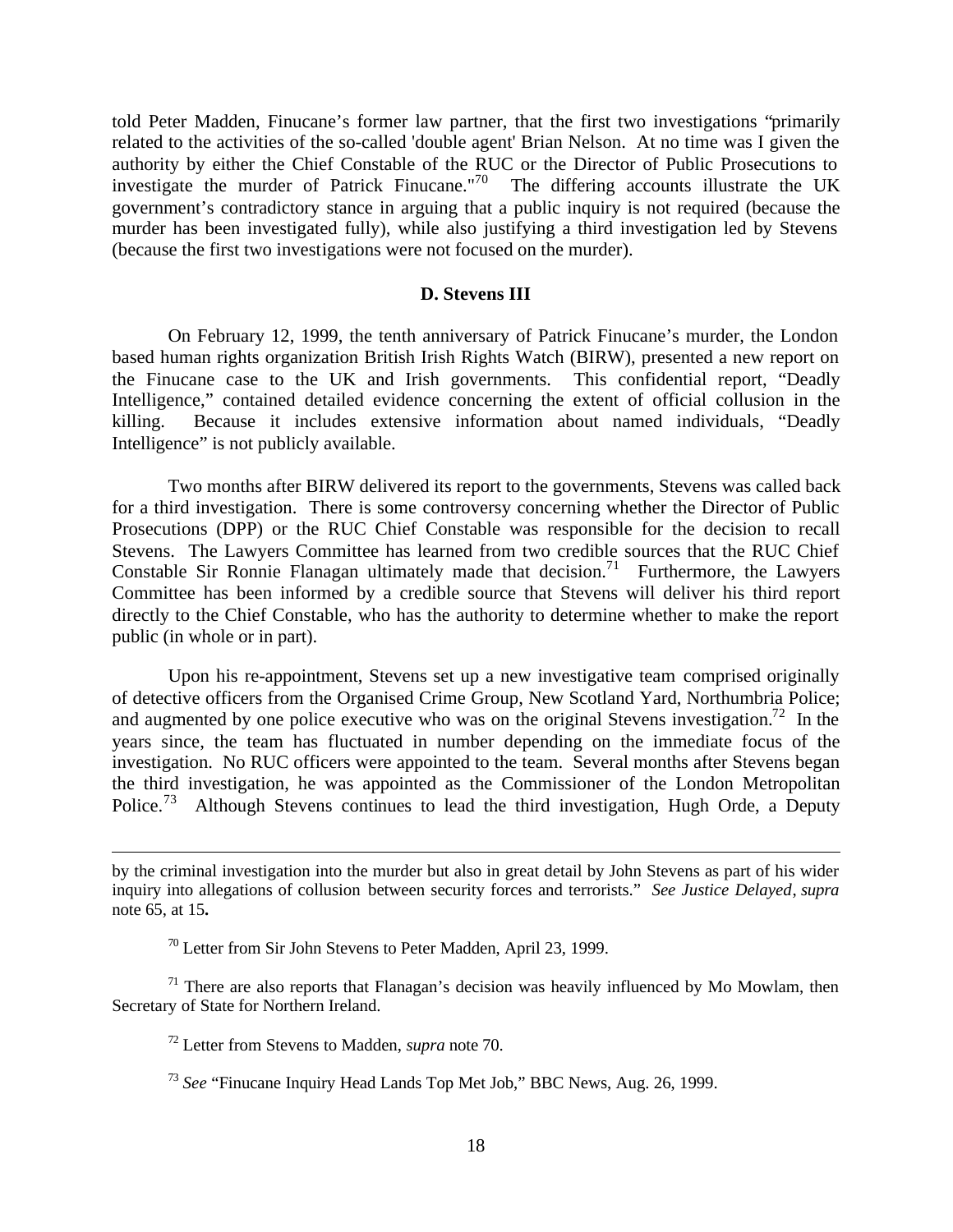told Peter Madden, Finucane's former law partner, that the first two investigations "primarily related to the activities of the so-called 'double agent' Brian Nelson. At no time was I given the authority by either the Chief Constable of the RUC or the Director of Public Prosecutions to investigate the murder of Patrick Finucane."[70] The differing accounts illustrate the UK government's contradictory stance in arguing that a public inquiry is not required (because the murder has been investigated fully), while also justifying a third investigation led by Stevens (because the first two investigations were not focused on the murder).

### D. Stevens III

On February 12, 1999, the tenth anniversary of Patrick Finucane's murder, the London based human rights organization British Irish Rights Watch (BIRW), presented a new report on the Finucane case to the UK and Irish governments. This confidential report, "Deadly Intelligence," contained detailed evidence concerning the extent of official collusion in the killing. Because it includes extensive information about named individuals, "Deadly Intelligence" is not publicly available.

Two months after BIRW delivered its report to the governments, Stevens was called back for a third investigation. There is some controversy concerning whether the Director of Public Prosecutions (DPP) or the RUC Chief Constable was responsible for the decision to recall Stevens. The Lawyers Committee has learned from two credible sources that the RUC Chief Constable Sir Ronnie Flanagan ultimately made that decision.[71] Furthermore, the Lawyers Committee has been informed by a credible source that Stevens will deliver his third report directly to the Chief Constable, who has the authority to determine whether to make the report public (in whole or in part).

Upon his re-appointment, Stevens set up a new investigative team comprised originally of detective officers from the Organised Crime Group, New Scotland Yard, Northumbria Police; and augmented by one police executive who was on the original Stevens investigation.[72] In the years since, the team has fluctuated in number depending on the immediate focus of the investigation. No RUC officers were appointed to the team. Several months after Stevens began the third investigation, he was appointed as the Commissioner of the London Metropolitan Police.[73] Although Stevens continues to lead the third investigation, Hugh Orde, a Deputy

---

by the criminal investigation into the murder but also in great detail by John Stevens as part of his wider inquiry into allegations of collusion between security forces and terrorists." *See Justice Delayed*, *supra* note 65, at 15**.**

[70] Letter from Sir John Stevens to Peter Madden, April 23, 1999.

[71] There are also reports that Flanagan's decision was heavily influenced by Mo Mowlam, then Secretary of State for Northern Ireland.

[72] Letter from Stevens to Madden, *supra* note 70.

[73] *See* "Finucane Inquiry Head Lands Top Met Job," BBC News, Aug. 26, 1999.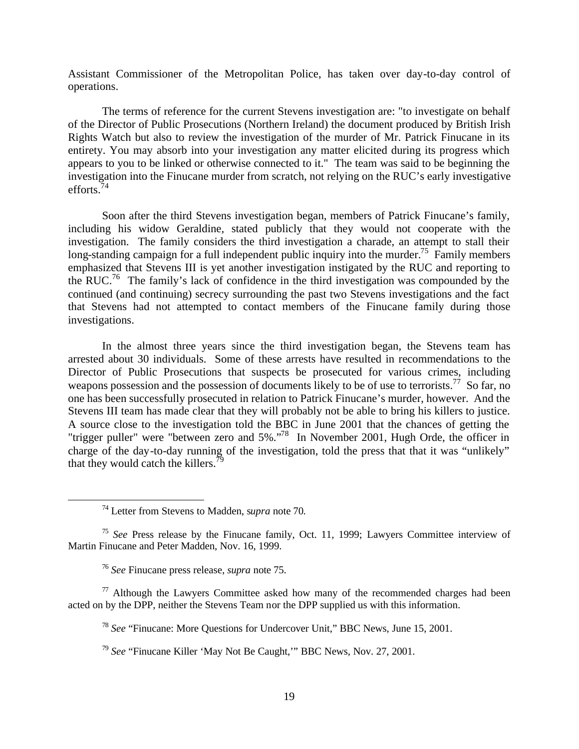Assistant Commissioner of the Metropolitan Police, has taken over day-to-day control of operations.

The terms of reference for the current Stevens investigation are: "to investigate on behalf of the Director of Public Prosecutions (Northern Ireland) the document produced by British Irish Rights Watch but also to review the investigation of the murder of Mr. Patrick Finucane in its entirety. You may absorb into your investigation any matter elicited during its progress which appears to you to be linked or otherwise connected to it." The team was said to be beginning the investigation into the Finucane murder from scratch, not relying on the RUC's early investigative efforts.[74]

Soon after the third Stevens investigation began, members of Patrick Finucane's family, including his widow Geraldine, stated publicly that they would not cooperate with the investigation. The family considers the third investigation a charade, an attempt to stall their long-standing campaign for a full independent public inquiry into the murder.[75] Family members emphasized that Stevens III is yet another investigation instigated by the RUC and reporting to the RUC.[76] The family's lack of confidence in the third investigation was compounded by the continued (and continuing) secrecy surrounding the past two Stevens investigations and the fact that Stevens had not attempted to contact members of the Finucane family during those investigations.

In the almost three years since the third investigation began, the Stevens team has arrested about 30 individuals. Some of these arrests have resulted in recommendations to the Director of Public Prosecutions that suspects be prosecuted for various crimes, including weapons possession and the possession of documents likely to be of use to terrorists.[77] So far, no one has been successfully prosecuted in relation to Patrick Finucane's murder, however. And the Stevens III team has made clear that they will probably not be able to bring his killers to justice. A source close to the investigation told the BBC in June 2001 that the chances of getting the "trigger puller" were "between zero and 5%."[78] In November 2001, Hugh Orde, the officer in charge of the day-to-day running of the investigation, told the press that that it was "unlikely" that they would catch the killers.[79]

---

[74] Letter from Stevens to Madden, s*upra* note 70.

[75] *See* Press release by the Finucane family, Oct. 11, 1999; Lawyers Committee interview of Martin Finucane and Peter Madden, Nov. 16, 1999.

[76] *See* Finucane press release, *supra* note 75.

[77] Although the Lawyers Committee asked how many of the recommended charges had been acted on by the DPP, neither the Stevens Team nor the DPP supplied us with this information.

[78] *See* "Finucane: More Questions for Undercover Unit," BBC News, June 15, 2001.

[79] *See* "Finucane Killer 'May Not Be Caught,'" BBC News, Nov. 27, 2001.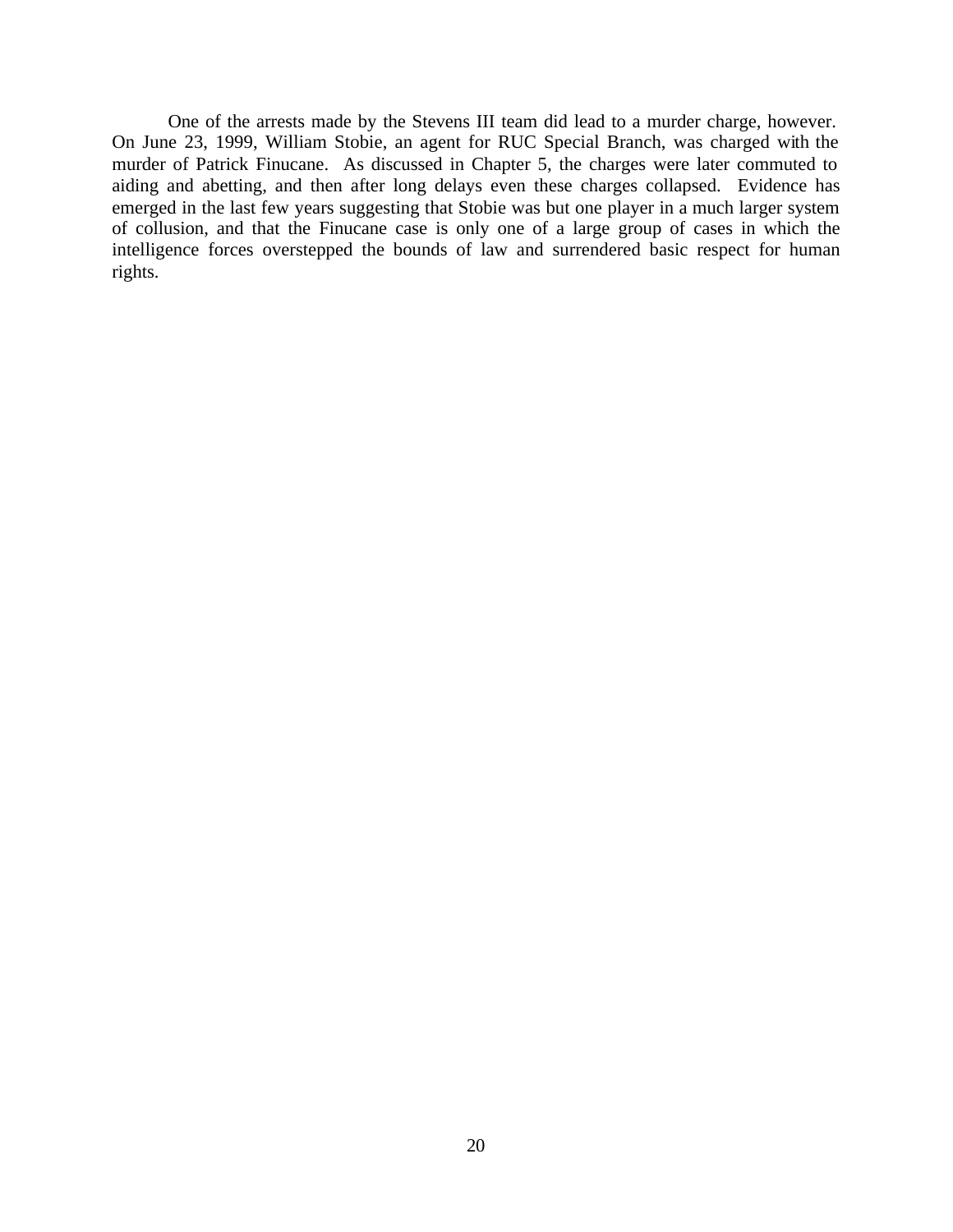One of the arrests made by the Stevens III team did lead to a murder charge, however. On June 23, 1999, William Stobie, an agent for RUC Special Branch, was charged with the murder of Patrick Finucane. As discussed in Chapter 5, the charges were later commuted to aiding and abetting, and then after long delays even these charges collapsed. Evidence has emerged in the last few years suggesting that Stobie was but one player in a much larger system of collusion, and that the Finucane case is only one of a large group of cases in which the intelligence forces overstepped the bounds of law and surrendered basic respect for human rights.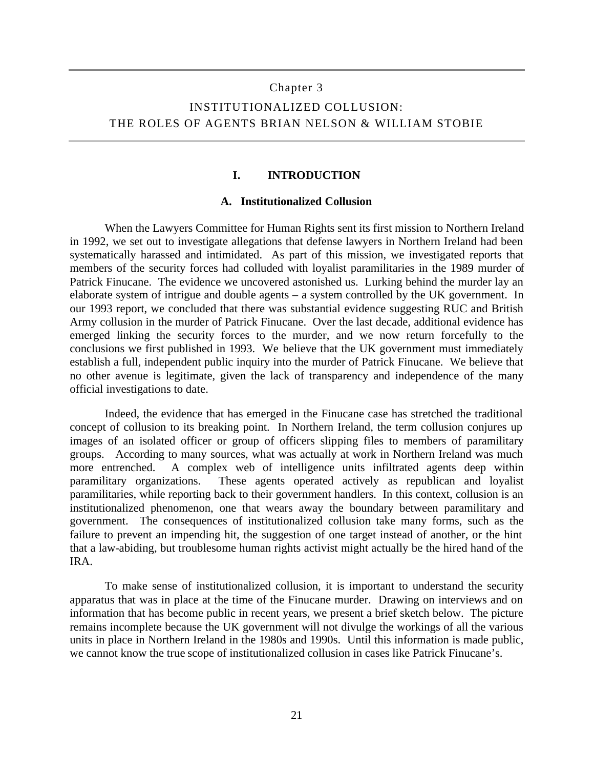# Chapter 3

# INSTITUTIONALIZED COLLUSION: THE ROLES OF AGENTS BRIAN NELSON & WILLIAM STOBIE

## I. INTRODUCTION

### A. Institutionalized Collusion

When the Lawyers Committee for Human Rights sent its first mission to Northern Ireland in 1992, we set out to investigate allegations that defense lawyers in Northern Ireland had been systematically harassed and intimidated. As part of this mission, we investigated reports that members of the security forces had colluded with loyalist paramilitaries in the 1989 murder of Patrick Finucane. The evidence we uncovered astonished us. Lurking behind the murder lay an elaborate system of intrigue and double agents – a system controlled by the UK government. In our 1993 report, we concluded that there was substantial evidence suggesting RUC and British Army collusion in the murder of Patrick Finucane. Over the last decade, additional evidence has emerged linking the security forces to the murder, and we now return forcefully to the conclusions we first published in 1993. We believe that the UK government must immediately establish a full, independent public inquiry into the murder of Patrick Finucane. We believe that no other avenue is legitimate, given the lack of transparency and independence of the many official investigations to date.

Indeed, the evidence that has emerged in the Finucane case has stretched the traditional concept of collusion to its breaking point. In Northern Ireland, the term collusion conjures up images of an isolated officer or group of officers slipping files to members of paramilitary groups. According to many sources, what was actually at work in Northern Ireland was much more entrenched. A complex web of intelligence units infiltrated agents deep within paramilitary organizations. These agents operated actively as republican and loyalist paramilitaries, while reporting back to their government handlers. In this context, collusion is an institutionalized phenomenon, one that wears away the boundary between paramilitary and government. The consequences of institutionalized collusion take many forms, such as the failure to prevent an impending hit, the suggestion of one target instead of another, or the hint that a law-abiding, but troublesome human rights activist might actually be the hired hand of the IRA.

To make sense of institutionalized collusion, it is important to understand the security apparatus that was in place at the time of the Finucane murder. Drawing on interviews and on information that has become public in recent years, we present a brief sketch below. The picture remains incomplete because the UK government will not divulge the workings of all the various units in place in Northern Ireland in the 1980s and 1990s. Until this information is made public, we cannot know the true scope of institutionalized collusion in cases like Patrick Finucane's.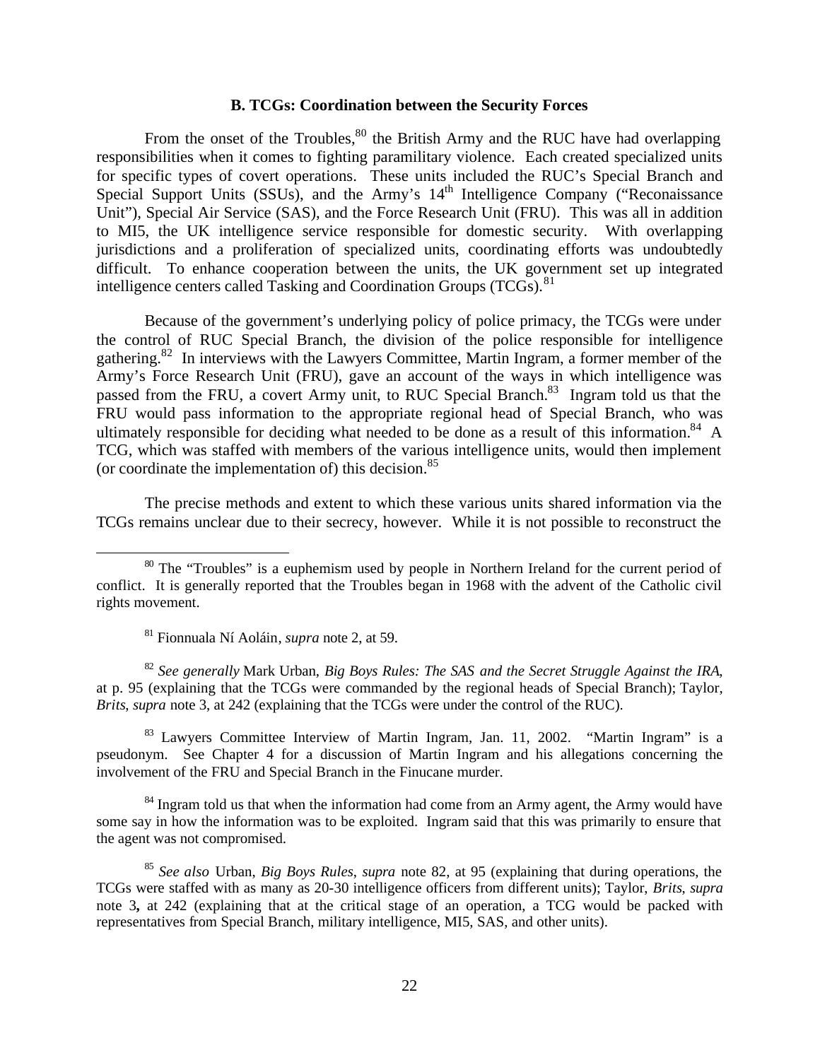### B. TCGs: Coordination between the Security Forces

From the onset of the Troubles,[80] the British Army and the RUC have had overlapping responsibilities when it comes to fighting paramilitary violence. Each created specialized units for specific types of covert operations. These units included the RUC's Special Branch and Special Support Units (SSUs), and the Army's 14th Intelligence Company ("Reconaissance Unit"), Special Air Service (SAS), and the Force Research Unit (FRU). This was all in addition to MI5, the UK intelligence service responsible for domestic security. With overlapping jurisdictions and a proliferation of specialized units, coordinating efforts was undoubtedly difficult. To enhance cooperation between the units, the UK government set up integrated intelligence centers called Tasking and Coordination Groups (TCGs).[81]

Because of the government's underlying policy of police primacy, the TCGs were under the control of RUC Special Branch, the division of the police responsible for intelligence gathering.[82] In interviews with the Lawyers Committee, Martin Ingram, a former member of the Army's Force Research Unit (FRU), gave an account of the ways in which intelligence was passed from the FRU, a covert Army unit, to RUC Special Branch.[83] Ingram told us that the FRU would pass information to the appropriate regional head of Special Branch, who was ultimately responsible for deciding what needed to be done as a result of this information.[84] A TCG, which was staffed with members of the various intelligence units, would then implement (or coordinate the implementation of) this decision.[85]

The precise methods and extent to which these various units shared information via the TCGs remains unclear due to their secrecy, however. While it is not possible to reconstruct the

---

[80] The "Troubles" is a euphemism used by people in Northern Ireland for the current period of conflict. It is generally reported that the Troubles began in 1968 with the advent of the Catholic civil rights movement.

[81] Fionnuala Ní Aoláin, *supra* note 2, at 59.

[82] *See generally* Mark Urban, *Big Boys Rules: The SAS and the Secret Struggle Against the IRA*, at p. 95 (explaining that the TCGs were commanded by the regional heads of Special Branch); Taylor, *Brits*, *supra* note 3, at 242 (explaining that the TCGs were under the control of the RUC).

[83] Lawyers Committee Interview of Martin Ingram, Jan. 11, 2002. "Martin Ingram" is a pseudonym. See Chapter 4 for a discussion of Martin Ingram and his allegations concerning the involvement of the FRU and Special Branch in the Finucane murder.

[84] Ingram told us that when the information had come from an Army agent, the Army would have some say in how the information was to be exploited. Ingram said that this was primarily to ensure that the agent was not compromised.

[85] *See also* Urban, *Big Boys Rules*, *supra* note 82, at 95 (explaining that during operations, the TCGs were staffed with as many as 20-30 intelligence officers from different units); Taylor, *Brits*, *supra* note 3**,** at 242 (explaining that at the critical stage of an operation, a TCG would be packed with representatives from Special Branch, military intelligence, MI5, SAS, and other units).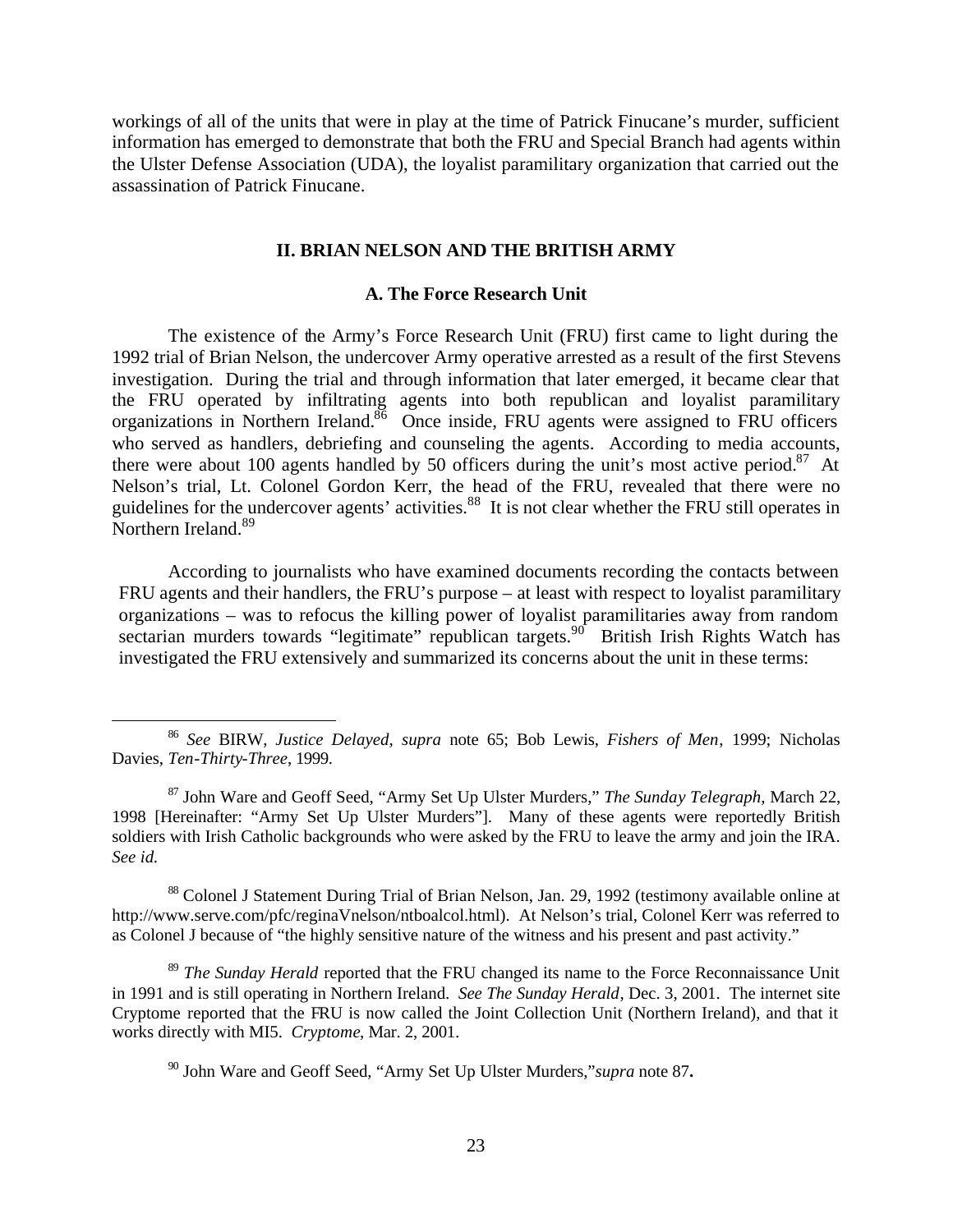workings of all of the units that were in play at the time of Patrick Finucane's murder, sufficient information has emerged to demonstrate that both the FRU and Special Branch had agents within the Ulster Defense Association (UDA), the loyalist paramilitary organization that carried out the assassination of Patrick Finucane.

## II. BRIAN NELSON AND THE BRITISH ARMY

### A. The Force Research Unit

The existence of the Army's Force Research Unit (FRU) first came to light during the 1992 trial of Brian Nelson, the undercover Army operative arrested as a result of the first Stevens investigation. During the trial and through information that later emerged, it became clear that the FRU operated by infiltrating agents into both republican and loyalist paramilitary organizations in Northern Ireland.[86] Once inside, FRU agents were assigned to FRU officers who served as handlers, debriefing and counseling the agents. According to media accounts, there were about 100 agents handled by 50 officers during the unit's most active period.[87] At Nelson's trial, Lt. Colonel Gordon Kerr, the head of the FRU, revealed that there were no guidelines for the undercover agents' activities.[88] It is not clear whether the FRU still operates in Northern Ireland.[89]

According to journalists who have examined documents recording the contacts between FRU agents and their handlers, the FRU's purpose – at least with respect to loyalist paramilitary organizations – was to refocus the killing power of loyalist paramilitaries away from random sectarian murders towards "legitimate" republican targets.[90] British Irish Rights Watch has investigated the FRU extensively and summarized its concerns about the unit in these terms:

---

[86] *See* BIRW, *Justice Delayed*, *supra* note 65; Bob Lewis, *Fishers of Men*, 1999; Nicholas Davies, *Ten-Thirty-Three*, 1999.

[87] John Ware and Geoff Seed, "Army Set Up Ulster Murders," *The Sunday Telegraph*, March 22, 1998 [Hereinafter: "Army Set Up Ulster Murders"]. Many of these agents were reportedly British soldiers with Irish Catholic backgrounds who were asked by the FRU to leave the army and join the IRA. *See id.*

[88] Colonel J Statement During Trial of Brian Nelson, Jan. 29, 1992 (testimony available online at http://www.serve.com/pfc/reginaVnelson/ntboalcol.html). At Nelson's trial, Colonel Kerr was referred to as Colonel J because of "the highly sensitive nature of the witness and his present and past activity."

[89] *The Sunday Herald* reported that the FRU changed its name to the Force Reconnaissance Unit in 1991 and is still operating in Northern Ireland. *See The Sunday Herald*, Dec. 3, 2001. The internet site Cryptome reported that the FRU is now called the Joint Collection Unit (Northern Ireland), and that it works directly with MI5. *Cryptome*, Mar. 2, 2001.

[90] John Ware and Geoff Seed, "Army Set Up Ulster Murders," *supra* note 87**.**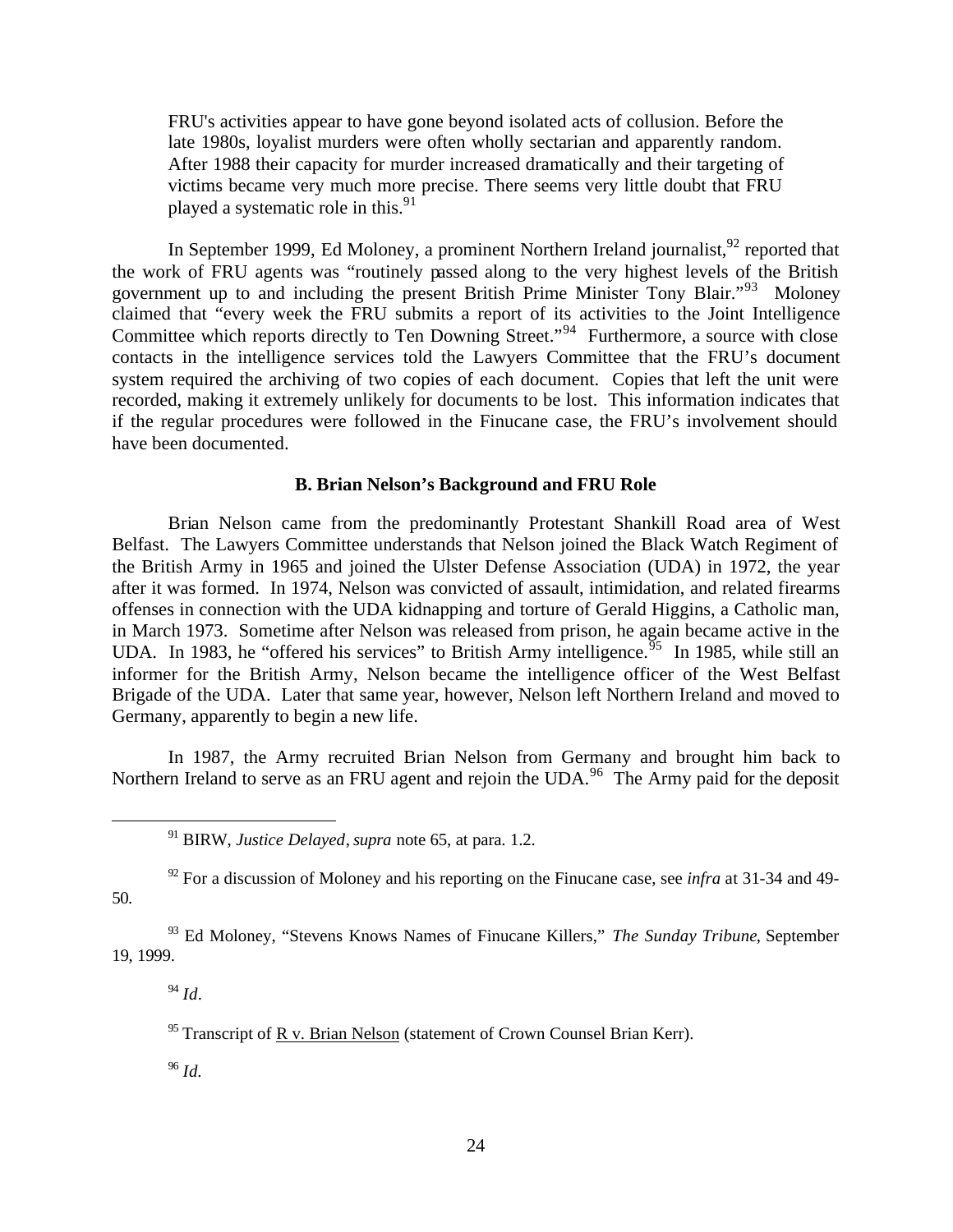> FRU's activities appear to have gone beyond isolated acts of collusion. Before the late 1980s, loyalist murders were often wholly sectarian and apparently random. After 1988 their capacity for murder increased dramatically and their targeting of victims became very much more precise. There seems very little doubt that FRU played a systematic role in this.[91]

In September 1999, Ed Moloney, a prominent Northern Ireland journalist,[92] reported that the work of FRU agents was "routinely passed along to the very highest levels of the British government up to and including the present British Prime Minister Tony Blair."[93] Moloney claimed that "every week the FRU submits a report of its activities to the Joint Intelligence Committee which reports directly to Ten Downing Street."[94] Furthermore, a source with close contacts in the intelligence services told the Lawyers Committee that the FRU's document system required the archiving of two copies of each document. Copies that left the unit were recorded, making it extremely unlikely for documents to be lost. This information indicates that if the regular procedures were followed in the Finucane case, the FRU's involvement should have been documented.

### B. Brian Nelson's Background and FRU Role

Brian Nelson came from the predominantly Protestant Shankill Road area of West Belfast. The Lawyers Committee understands that Nelson joined the Black Watch Regiment of the British Army in 1965 and joined the Ulster Defense Association (UDA) in 1972, the year after it was formed. In 1974, Nelson was convicted of assault, intimidation, and related firearms offenses in connection with the UDA kidnapping and torture of Gerald Higgins, a Catholic man, in March 1973. Sometime after Nelson was released from prison, he again became active in the UDA. In 1983, he "offered his services" to British Army intelligence.[95] In 1985, while still an informer for the British Army, Nelson became the intelligence officer of the West Belfast Brigade of the UDA. Later that same year, however, Nelson left Northern Ireland and moved to Germany, apparently to begin a new life.

In 1987, the Army recruited Brian Nelson from Germany and brought him back to Northern Ireland to serve as an FRU agent and rejoin the UDA.[96] The Army paid for the deposit

---

[91] BIRW, *Justice Delayed*, *supra* note 65, at para. 1.2.

[92] For a discussion of Moloney and his reporting on the Finucane case, see *infra* at 31-34 and 49-50.

[93] Ed Moloney, "Stevens Knows Names of Finucane Killers," *The Sunday Tribune*, September 19, 1999.

[94] *Id*.

[95] Transcript of R v. Brian Nelson (statement of Crown Counsel Brian Kerr).

[96] *Id*.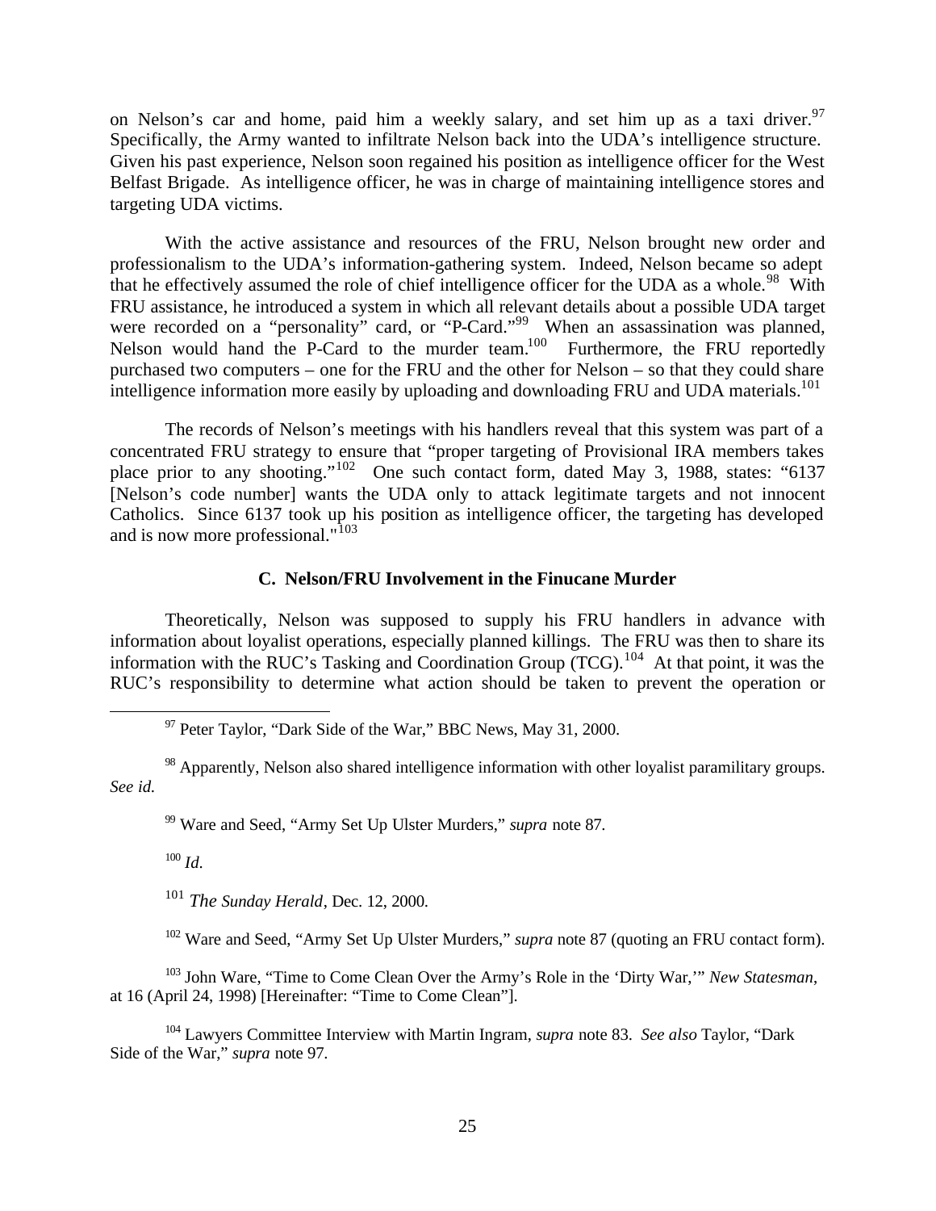on Nelson's car and home, paid him a weekly salary, and set him up as a taxi driver.[97] Specifically, the Army wanted to infiltrate Nelson back into the UDA's intelligence structure. Given his past experience, Nelson soon regained his position as intelligence officer for the West Belfast Brigade. As intelligence officer, he was in charge of maintaining intelligence stores and targeting UDA victims.

With the active assistance and resources of the FRU, Nelson brought new order and professionalism to the UDA's information-gathering system. Indeed, Nelson became so adept that he effectively assumed the role of chief intelligence officer for the UDA as a whole.[98] With FRU assistance, he introduced a system in which all relevant details about a possible UDA target were recorded on a "personality" card, or "P-Card."[99] When an assassination was planned, Nelson would hand the P-Card to the murder team.[100] Furthermore, the FRU reportedly purchased two computers – one for the FRU and the other for Nelson – so that they could share intelligence information more easily by uploading and downloading FRU and UDA materials.[101]

The records of Nelson's meetings with his handlers reveal that this system was part of a concentrated FRU strategy to ensure that "proper targeting of Provisional IRA members takes place prior to any shooting."[102] One such contact form, dated May 3, 1988, states: "6137 [Nelson's code number] wants the UDA only to attack legitimate targets and not innocent Catholics. Since 6137 took up his position as intelligence officer, the targeting has developed and is now more professional."[103]

### C. Nelson/FRU Involvement in the Finucane Murder

Theoretically, Nelson was supposed to supply his FRU handlers in advance with information about loyalist operations, especially planned killings. The FRU was then to share its information with the RUC's Tasking and Coordination Group (TCG).[104] At that point, it was the RUC's responsibility to determine what action should be taken to prevent the operation or

---

[97] Peter Taylor, "Dark Side of the War," BBC News, May 31, 2000.

[98] Apparently, Nelson also shared intelligence information with other loyalist paramilitary groups. *See id.*

[99] Ware and Seed, "Army Set Up Ulster Murders," *supra* note 87.

[100] *Id.*

[101] *The Sunday Herald*, Dec. 12, 2000.

[102] Ware and Seed, "Army Set Up Ulster Murders," *supra* note 87 (quoting an FRU contact form).

[103] John Ware, "Time to Come Clean Over the Army's Role in the 'Dirty War,'" *New Statesman*, at 16 (April 24, 1998) [Hereinafter: "Time to Come Clean"].

[104] Lawyers Committee Interview with Martin Ingram, *supra* note 83. *See also* Taylor, "Dark Side of the War," *supra* note 97.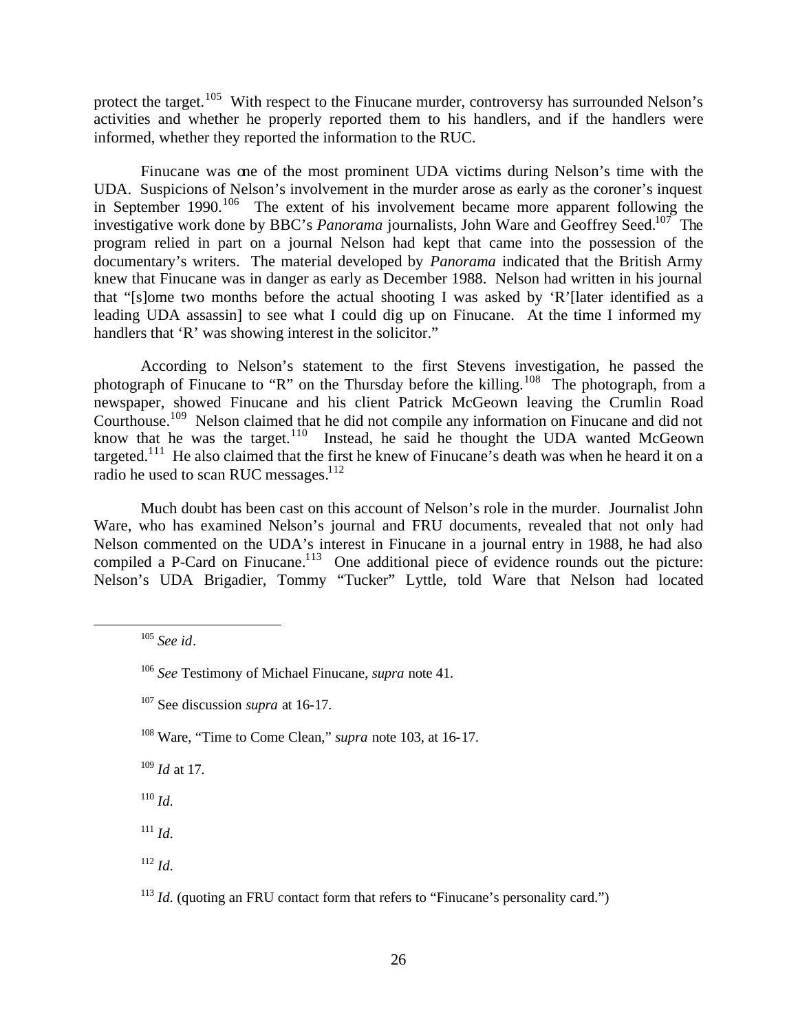protect the target.[105] With respect to the Finucane murder, controversy has surrounded Nelson's activities and whether he properly reported them to his handlers, and if the handlers were informed, whether they reported the information to the RUC.

Finucane was one of the most prominent UDA victims during Nelson's time with the UDA. Suspicions of Nelson's involvement in the murder arose as early as the coroner's inquest in September 1990.[106] The extent of his involvement became more apparent following the investigative work done by BBC's *Panorama* journalists, John Ware and Geoffrey Seed.[107] The program relied in part on a journal Nelson had kept that came into the possession of the documentary's writers. The material developed by *Panorama* indicated that the British Army knew that Finucane was in danger as early as December 1988. Nelson had written in his journal that "[s]ome two months before the actual shooting I was asked by 'R'[later identified as a leading UDA assassin] to see what I could dig up on Finucane. At the time I informed my handlers that 'R' was showing interest in the solicitor."

According to Nelson's statement to the first Stevens investigation, he passed the photograph of Finucane to "R" on the Thursday before the killing.[108] The photograph, from a newspaper, showed Finucane and his client Patrick McGeown leaving the Crumlin Road Courthouse.[109] Nelson claimed that he did not compile any information on Finucane and did not know that he was the target.[110] Instead, he said he thought the UDA wanted McGeown targeted.[111] He also claimed that the first he knew of Finucane's death was when he heard it on a radio he used to scan RUC messages.[112]

Much doubt has been cast on this account of Nelson's role in the murder. Journalist John Ware, who has examined Nelson's journal and FRU documents, revealed that not only had Nelson commented on the UDA's interest in Finucane in a journal entry in 1988, he had also compiled a P-Card on Finucane.[113] One additional piece of evidence rounds out the picture: Nelson's UDA Brigadier, Tommy "Tucker" Lyttle, told Ware that Nelson had located

---

[105] *See id*.

[106] *See* Testimony of Michael Finucane, *supra* note 41.

[107] See discussion *supra* at 16-17.

[108] Ware, "Time to Come Clean," *supra* note 103, at 16-17.

[109] *Id* at 17.

[110] *Id.*

[111] *Id.*

[112] *Id.*

[113] *Id.* (quoting an FRU contact form that refers to "Finucane's personality card.")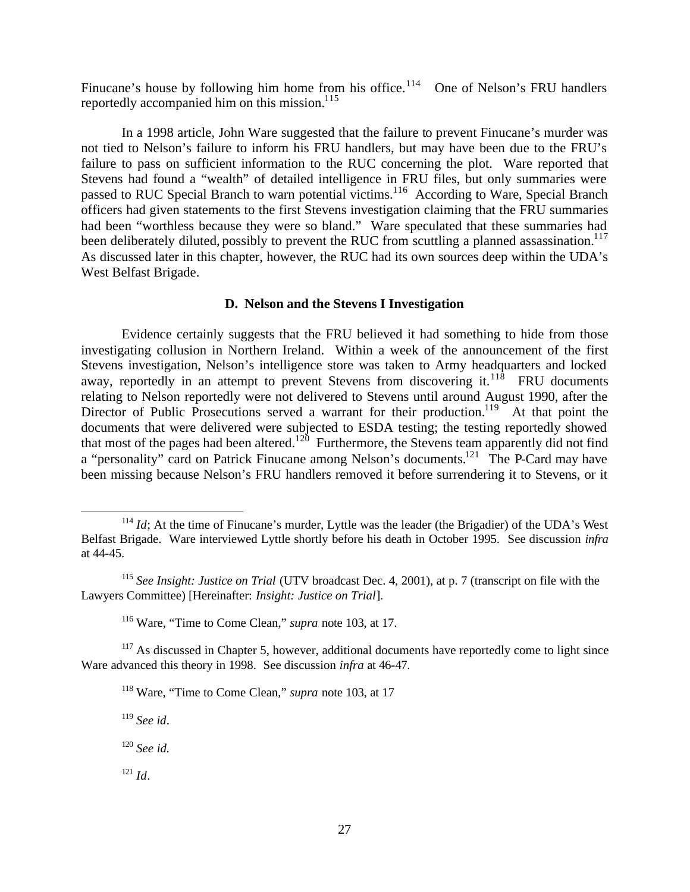Finucane's house by following him home from his office.[114] One of Nelson's FRU handlers reportedly accompanied him on this mission.[115]

In a 1998 article, John Ware suggested that the failure to prevent Finucane's murder was not tied to Nelson's failure to inform his FRU handlers, but may have been due to the FRU's failure to pass on sufficient information to the RUC concerning the plot. Ware reported that Stevens had found a "wealth" of detailed intelligence in FRU files, but only summaries were passed to RUC Special Branch to warn potential victims.[116] According to Ware, Special Branch officers had given statements to the first Stevens investigation claiming that the FRU summaries had been "worthless because they were so bland." Ware speculated that these summaries had been deliberately diluted, possibly to prevent the RUC from scuttling a planned assassination.[117] As discussed later in this chapter, however, the RUC had its own sources deep within the UDA's West Belfast Brigade.

### D. Nelson and the Stevens I Investigation

Evidence certainly suggests that the FRU believed it had something to hide from those investigating collusion in Northern Ireland. Within a week of the announcement of the first Stevens investigation, Nelson's intelligence store was taken to Army headquarters and locked away, reportedly in an attempt to prevent Stevens from discovering it.[118] FRU documents relating to Nelson reportedly were not delivered to Stevens until around August 1990, after the Director of Public Prosecutions served a warrant for their production.[119] At that point the documents that were delivered were subjected to ESDA testing; the testing reportedly showed that most of the pages had been altered.[120] Furthermore, the Stevens team apparently did not find a "personality" card on Patrick Finucane among Nelson's documents.[121] The P-Card may have been missing because Nelson's FRU handlers removed it before surrendering it to Stevens, or it

---

[114] *Id*; At the time of Finucane's murder, Lyttle was the leader (the Brigadier) of the UDA's West Belfast Brigade. Ware interviewed Lyttle shortly before his death in October 1995. See discussion *infra* at 44-45.

[115] *See Insight: Justice on Trial* (UTV broadcast Dec. 4, 2001), at p. 7 (transcript on file with the Lawyers Committee) [Hereinafter: *Insight: Justice on Trial*].

[116] Ware, "Time to Come Clean," *supra* note 103, at 17.

[117] As discussed in Chapter 5, however, additional documents have reportedly come to light since Ware advanced this theory in 1998. See discussion *infra* at 46-47.

[118] Ware, "Time to Come Clean," *supra* note 103, at 17

[119] *See id*.

[120] *See id.*

[121] *Id*.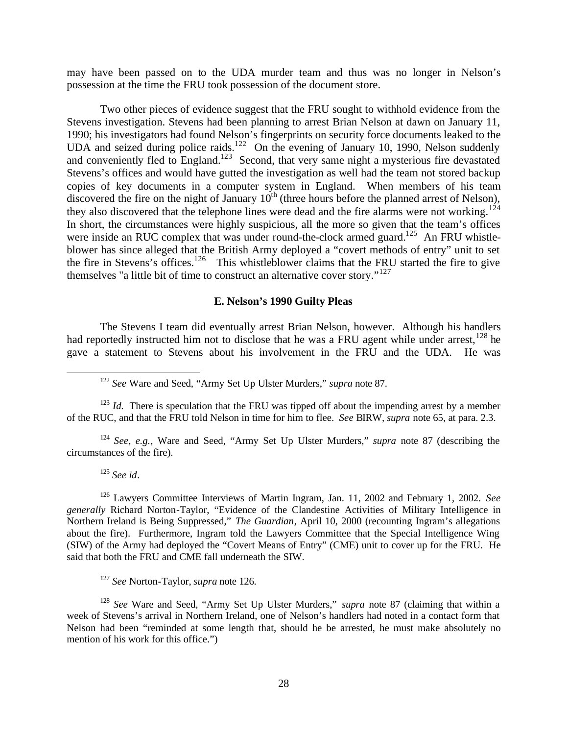may have been passed on to the UDA murder team and thus was no longer in Nelson's possession at the time the FRU took possession of the document store.

Two other pieces of evidence suggest that the FRU sought to withhold evidence from the Stevens investigation. Stevens had been planning to arrest Brian Nelson at dawn on January 11, 1990; his investigators had found Nelson's fingerprints on security force documents leaked to the UDA and seized during police raids.[122] On the evening of January 10, 1990, Nelson suddenly and conveniently fled to England.[123] Second, that very same night a mysterious fire devastated Stevens's offices and would have gutted the investigation as well had the team not stored backup copies of key documents in a computer system in England. When members of his team discovered the fire on the night of January 10th (three hours before the planned arrest of Nelson), they also discovered that the telephone lines were dead and the fire alarms were not working.[124] In short, the circumstances were highly suspicious, all the more so given that the team's offices were inside an RUC complex that was under round-the-clock armed guard.[125] An FRU whistleblower has since alleged that the British Army deployed a "covert methods of entry" unit to set the fire in Stevens's offices.[126] This whistleblower claims that the FRU started the fire to give themselves "a little bit of time to construct an alternative cover story."[127]

### E. Nelson's 1990 Guilty Pleas

The Stevens I team did eventually arrest Brian Nelson, however. Although his handlers had reportedly instructed him not to disclose that he was a FRU agent while under arrest,[128] he gave a statement to Stevens about his involvement in the FRU and the UDA. He was

---

[122] *See* Ware and Seed, "Army Set Up Ulster Murders," *supra* note 87.

[123] *Id.* There is speculation that the FRU was tipped off about the impending arrest by a member of the RUC, and that the FRU told Nelson in time for him to flee. *See* BIRW, *supra* note 65, at para. 2.3.

[124] *See, e.g.*, Ware and Seed, "Army Set Up Ulster Murders," *supra* note 87 (describing the circumstances of the fire).

[125] *See id*.

[126] Lawyers Committee Interviews of Martin Ingram, Jan. 11, 2002 and February 1, 2002. *See generally* Richard Norton-Taylor, "Evidence of the Clandestine Activities of Military Intelligence in Northern Ireland is Being Suppressed," *The Guardian*, April 10, 2000 (recounting Ingram's allegations about the fire). Furthermore, Ingram told the Lawyers Committee that the Special Intelligence Wing (SIW) of the Army had deployed the "Covert Means of Entry" (CME) unit to cover up for the FRU. He said that both the FRU and CME fall underneath the SIW.

[127] *See* Norton-Taylor, *supra* note 126.

[128] *See* Ware and Seed, "Army Set Up Ulster Murders," *supra* note 87 (claiming that within a week of Stevens's arrival in Northern Ireland, one of Nelson's handlers had noted in a contact form that Nelson had been "reminded at some length that, should he be arrested, he must make absolutely no mention of his work for this office.")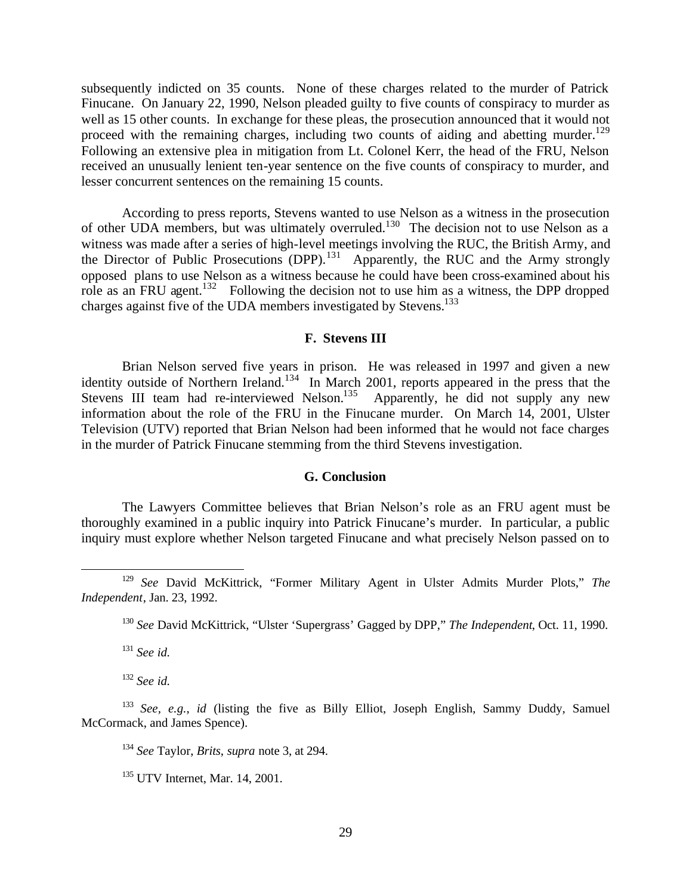subsequently indicted on 35 counts. None of these charges related to the murder of Patrick Finucane. On January 22, 1990, Nelson pleaded guilty to five counts of conspiracy to murder as well as 15 other counts. In exchange for these pleas, the prosecution announced that it would not proceed with the remaining charges, including two counts of aiding and abetting murder.[129] Following an extensive plea in mitigation from Lt. Colonel Kerr, the head of the FRU, Nelson received an unusually lenient ten-year sentence on the five counts of conspiracy to murder, and lesser concurrent sentences on the remaining 15 counts.

According to press reports, Stevens wanted to use Nelson as a witness in the prosecution of other UDA members, but was ultimately overruled.[130] The decision not to use Nelson as a witness was made after a series of high-level meetings involving the RUC, the British Army, and the Director of Public Prosecutions (DPP).[131] Apparently, the RUC and the Army strongly opposed plans to use Nelson as a witness because he could have been cross-examined about his role as an FRU agent.[132] Following the decision not to use him as a witness, the DPP dropped charges against five of the UDA members investigated by Stevens.[133]

### F. Stevens III

Brian Nelson served five years in prison. He was released in 1997 and given a new identity outside of Northern Ireland.[134] In March 2001, reports appeared in the press that the Stevens III team had re-interviewed Nelson.[135] Apparently, he did not supply any new information about the role of the FRU in the Finucane murder. On March 14, 2001, Ulster Television (UTV) reported that Brian Nelson had been informed that he would not face charges in the murder of Patrick Finucane stemming from the third Stevens investigation.

### G. Conclusion

The Lawyers Committee believes that Brian Nelson's role as an FRU agent must be thoroughly examined in a public inquiry into Patrick Finucane's murder. In particular, a public inquiry must explore whether Nelson targeted Finucane and what precisely Nelson passed on to

---

[129] *See* David McKittrick, "Former Military Agent in Ulster Admits Murder Plots," *The Independent*, Jan. 23, 1992.

[130] *See* David McKittrick, "Ulster 'Supergrass' Gagged by DPP," *The Independent*, Oct. 11, 1990.

[131] *See id.*

[132] *See id.*

[133] *See, e.g.*, *id* (listing the five as Billy Elliot, Joseph English, Sammy Duddy, Samuel McCormack, and James Spence).

[134] *See* Taylor, *Brits*, *supra* note 3, at 294.

[135] UTV Internet, Mar. 14, 2001.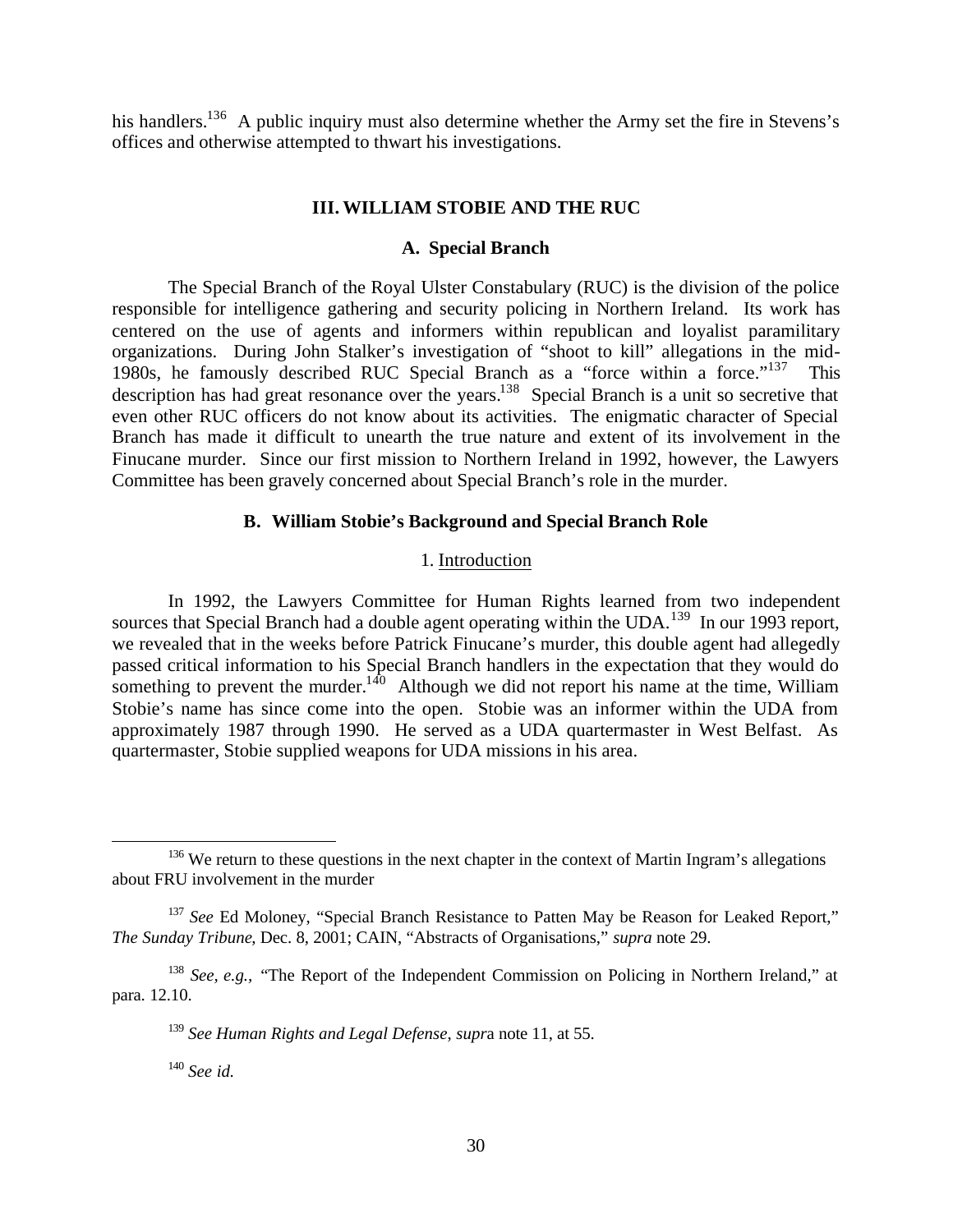his handlers.[136] A public inquiry must also determine whether the Army set the fire in Stevens's offices and otherwise attempted to thwart his investigations.

## III. WILLIAM STOBIE AND THE RUC

### A. Special Branch

The Special Branch of the Royal Ulster Constabulary (RUC) is the division of the police responsible for intelligence gathering and security policing in Northern Ireland. Its work has centered on the use of agents and informers within republican and loyalist paramilitary organizations. During John Stalker's investigation of "shoot to kill" allegations in the mid-1980s, he famously described RUC Special Branch as a "force within a force."[137] This description has had great resonance over the years.[138] Special Branch is a unit so secretive that even other RUC officers do not know about its activities. The enigmatic character of Special Branch has made it difficult to unearth the true nature and extent of its involvement in the Finucane murder. Since our first mission to Northern Ireland in 1992, however, the Lawyers Committee has been gravely concerned about Special Branch's role in the murder.

### B. William Stobie's Background and Special Branch Role

#### 1. Introduction

In 1992, the Lawyers Committee for Human Rights learned from two independent sources that Special Branch had a double agent operating within the UDA.[139] In our 1993 report, we revealed that in the weeks before Patrick Finucane's murder, this double agent had allegedly passed critical information to his Special Branch handlers in the expectation that they would do something to prevent the murder.[140] Although we did not report his name at the time, William Stobie's name has since come into the open. Stobie was an informer within the UDA from approximately 1987 through 1990. He served as a UDA quartermaster in West Belfast. As quartermaster, Stobie supplied weapons for UDA missions in his area.

---

[136] We return to these questions in the next chapter in the context of Martin Ingram's allegations about FRU involvement in the murder

[137] *See* Ed Moloney, "Special Branch Resistance to Patten May be Reason for Leaked Report," *The Sunday Tribune*, Dec. 8, 2001; CAIN, "Abstracts of Organisations," *supra* note 29.

[138] *See, e.g.,* "The Report of the Independent Commission on Policing in Northern Ireland," at para. 12.10.

[139] *See Human Rights and Legal Defense*, *supra* note 11, at 55.

[140] *See id.*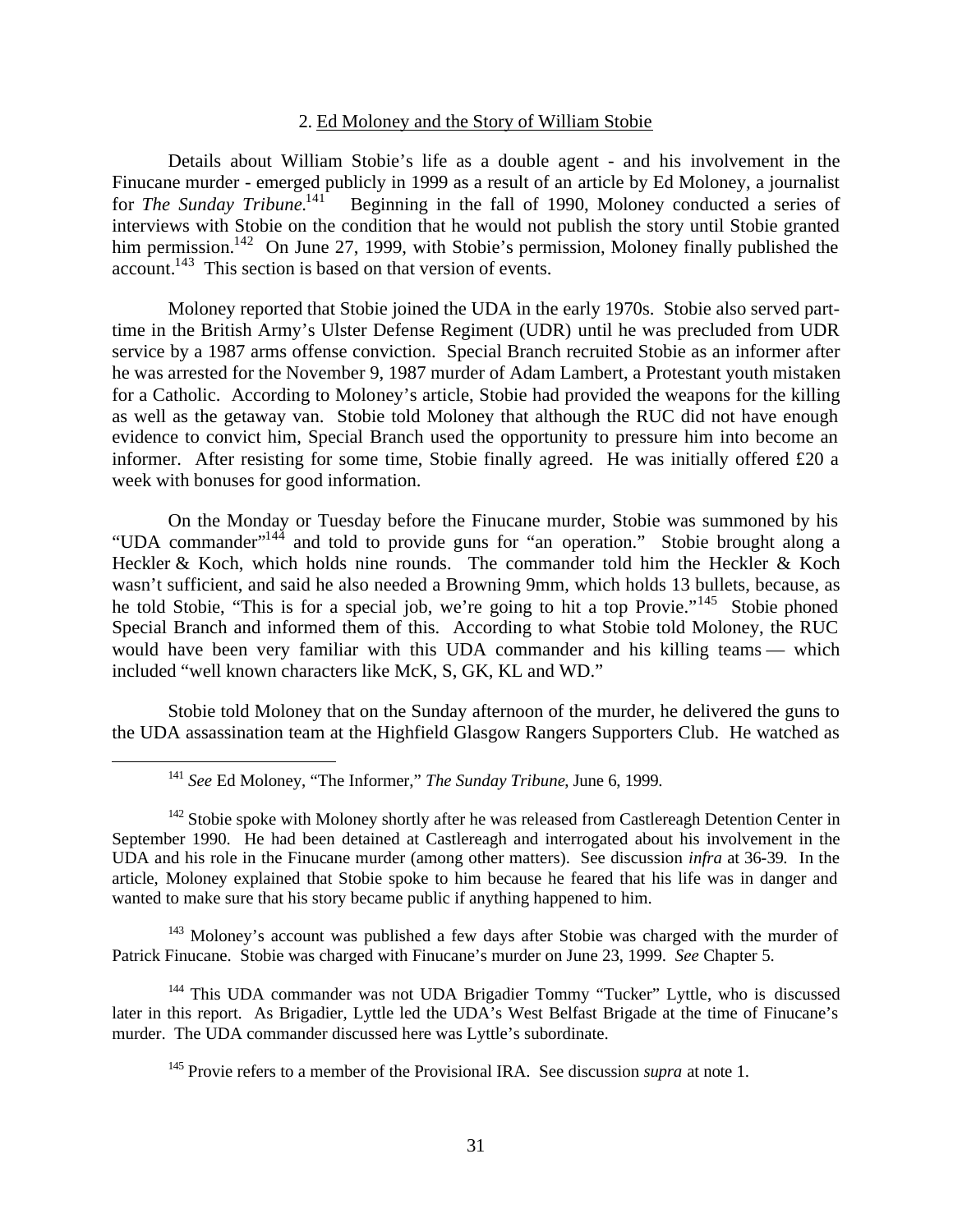## 2. Ed Moloney and the Story of William Stobie

Details about William Stobie's life as a double agent - and his involvement in the Finucane murder - emerged publicly in 1999 as a result of an article by Ed Moloney, a journalist for *The Sunday Tribune*.[141] Beginning in the fall of 1990, Moloney conducted a series of interviews with Stobie on the condition that he would not publish the story until Stobie granted him permission.[142] On June 27, 1999, with Stobie's permission, Moloney finally published the account.[143] This section is based on that version of events.

Moloney reported that Stobie joined the UDA in the early 1970s. Stobie also served part-time in the British Army's Ulster Defense Regiment (UDR) until he was precluded from UDR service by a 1987 arms offense conviction. Special Branch recruited Stobie as an informer after he was arrested for the November 9, 1987 murder of Adam Lambert, a Protestant youth mistaken for a Catholic. According to Moloney's article, Stobie had provided the weapons for the killing as well as the getaway van. Stobie told Moloney that although the RUC did not have enough evidence to convict him, Special Branch used the opportunity to pressure him into become an informer. After resisting for some time, Stobie finally agreed. He was initially offered £20 a week with bonuses for good information.

On the Monday or Tuesday before the Finucane murder, Stobie was summoned by his "UDA commander"[144] and told to provide guns for "an operation." Stobie brought along a Heckler & Koch, which holds nine rounds. The commander told him the Heckler & Koch wasn't sufficient, and said he also needed a Browning 9mm, which holds 13 bullets, because, as he told Stobie, "This is for a special job, we're going to hit a top Provie."[145] Stobie phoned Special Branch and informed them of this. According to what Stobie told Moloney, the RUC would have been very familiar with this UDA commander and his killing teams — which included "well known characters like McK, S, GK, KL and WD."

Stobie told Moloney that on the Sunday afternoon of the murder, he delivered the guns to the UDA assassination team at the Highfield Glasgow Rangers Supporters Club. He watched as

---

[141] *See* Ed Moloney, "The Informer," *The Sunday Tribune*, June 6, 1999.

[142] Stobie spoke with Moloney shortly after he was released from Castlereagh Detention Center in September 1990. He had been detained at Castlereagh and interrogated about his involvement in the UDA and his role in the Finucane murder (among other matters). See discussion *infra* at 36-39. In the article, Moloney explained that Stobie spoke to him because he feared that his life was in danger and wanted to make sure that his story became public if anything happened to him.

[143] Moloney's account was published a few days after Stobie was charged with the murder of Patrick Finucane. Stobie was charged with Finucane's murder on June 23, 1999. *See* Chapter 5.

[144] This UDA commander was not UDA Brigadier Tommy "Tucker" Lyttle, who is discussed later in this report. As Brigadier, Lyttle led the UDA's West Belfast Brigade at the time of Finucane's murder. The UDA commander discussed here was Lyttle's subordinate.

[145] Provie refers to a member of the Provisional IRA. See discussion *supra* at note 1.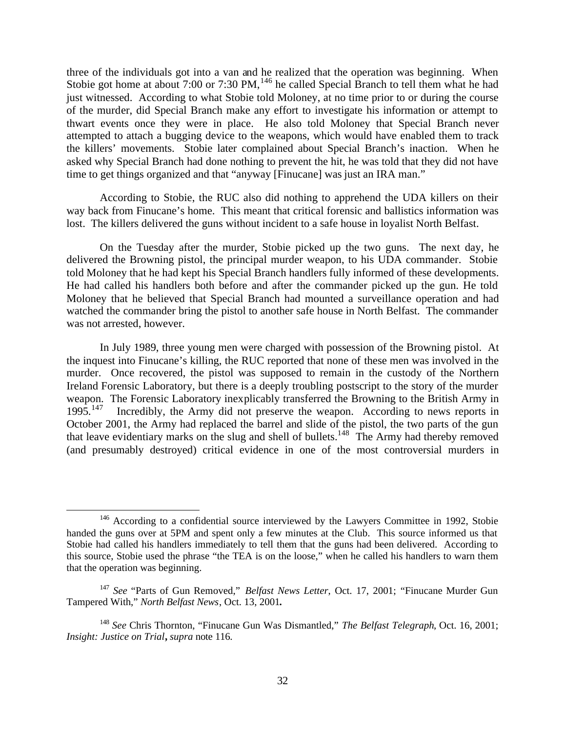three of the individuals got into a van and he realized that the operation was beginning. When Stobie got home at about 7:00 or 7:30 PM,[146] he called Special Branch to tell them what he had just witnessed. According to what Stobie told Moloney, at no time prior to or during the course of the murder, did Special Branch make any effort to investigate his information or attempt to thwart events once they were in place. He also told Moloney that Special Branch never attempted to attach a bugging device to the weapons, which would have enabled them to track the killers' movements. Stobie later complained about Special Branch's inaction. When he asked why Special Branch had done nothing to prevent the hit, he was told that they did not have time to get things organized and that "anyway [Finucane] was just an IRA man."

According to Stobie, the RUC also did nothing to apprehend the UDA killers on their way back from Finucane's home. This meant that critical forensic and ballistics information was lost. The killers delivered the guns without incident to a safe house in loyalist North Belfast.

On the Tuesday after the murder, Stobie picked up the two guns. The next day, he delivered the Browning pistol, the principal murder weapon, to his UDA commander. Stobie told Moloney that he had kept his Special Branch handlers fully informed of these developments. He had called his handlers both before and after the commander picked up the gun. He told Moloney that he believed that Special Branch had mounted a surveillance operation and had watched the commander bring the pistol to another safe house in North Belfast. The commander was not arrested, however.

In July 1989, three young men were charged with possession of the Browning pistol. At the inquest into Finucane's killing, the RUC reported that none of these men was involved in the murder. Once recovered, the pistol was supposed to remain in the custody of the Northern Ireland Forensic Laboratory, but there is a deeply troubling postscript to the story of the murder weapon. The Forensic Laboratory inexplicably transferred the Browning to the British Army in 1995.[147] Incredibly, the Army did not preserve the weapon. According to news reports in October 2001, the Army had replaced the barrel and slide of the pistol, the two parts of the gun that leave evidentiary marks on the slug and shell of bullets.[148] The Army had thereby removed (and presumably destroyed) critical evidence in one of the most controversial murders in

---

[146] According to a confidential source interviewed by the Lawyers Committee in 1992, Stobie handed the guns over at 5PM and spent only a few minutes at the Club. This source informed us that Stobie had called his handlers immediately to tell them that the guns had been delivered. According to this source, Stobie used the phrase "the TEA is on the loose," when he called his handlers to warn them that the operation was beginning.

[147] *See* "Parts of Gun Removed," *Belfast News Letter*, Oct. 17, 2001; "Finucane Murder Gun Tampered With," *North Belfast News*, Oct. 13, 2001**.**

[148] *See* Chris Thornton, "Finucane Gun Was Dismantled," *The Belfast Telegraph*, Oct. 16, 2001; *Insight: Justice on Trial***,** *supra* note 116.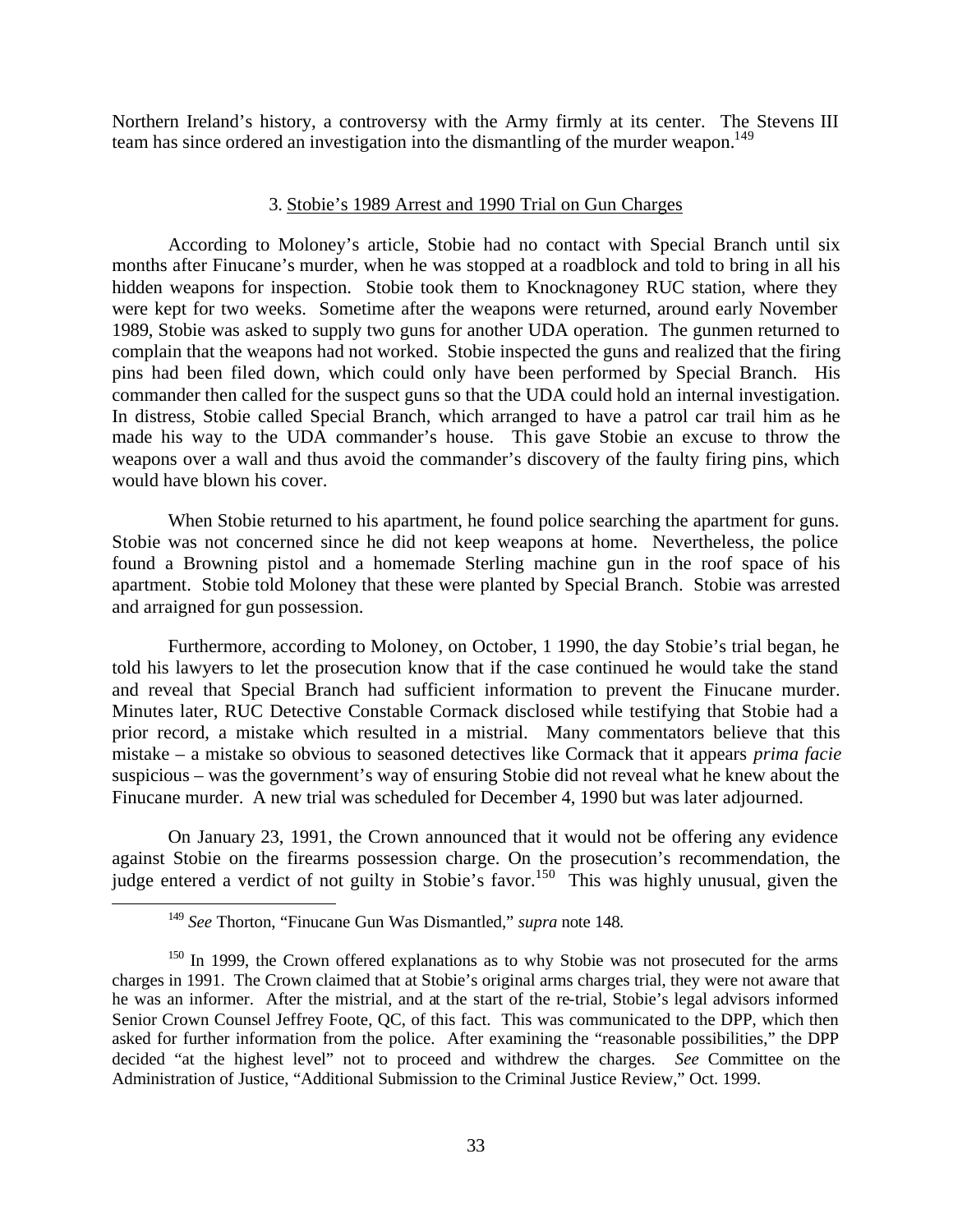Northern Ireland's history, a controversy with the Army firmly at its center. The Stevens III team has since ordered an investigation into the dismantling of the murder weapon.[149]

### 3. Stobie's 1989 Arrest and 1990 Trial on Gun Charges

According to Moloney's article, Stobie had no contact with Special Branch until six months after Finucane's murder, when he was stopped at a roadblock and told to bring in all his hidden weapons for inspection. Stobie took them to Knocknagoney RUC station, where they were kept for two weeks. Sometime after the weapons were returned, around early November 1989, Stobie was asked to supply two guns for another UDA operation. The gunmen returned to complain that the weapons had not worked. Stobie inspected the guns and realized that the firing pins had been filed down, which could only have been performed by Special Branch. His commander then called for the suspect guns so that the UDA could hold an internal investigation. In distress, Stobie called Special Branch, which arranged to have a patrol car trail him as he made his way to the UDA commander's house. This gave Stobie an excuse to throw the weapons over a wall and thus avoid the commander's discovery of the faulty firing pins, which would have blown his cover.

When Stobie returned to his apartment, he found police searching the apartment for guns. Stobie was not concerned since he did not keep weapons at home. Nevertheless, the police found a Browning pistol and a homemade Sterling machine gun in the roof space of his apartment. Stobie told Moloney that these were planted by Special Branch. Stobie was arrested and arraigned for gun possession.

Furthermore, according to Moloney, on October, 1 1990, the day Stobie's trial began, he told his lawyers to let the prosecution know that if the case continued he would take the stand and reveal that Special Branch had sufficient information to prevent the Finucane murder. Minutes later, RUC Detective Constable Cormack disclosed while testifying that Stobie had a prior record, a mistake which resulted in a mistrial. Many commentators believe that this mistake – a mistake so obvious to seasoned detectives like Cormack that it appears *prima facie* suspicious – was the government's way of ensuring Stobie did not reveal what he knew about the Finucane murder. A new trial was scheduled for December 4, 1990 but was later adjourned.

On January 23, 1991, the Crown announced that it would not be offering any evidence against Stobie on the firearms possession charge. On the prosecution's recommendation, the judge entered a verdict of not guilty in Stobie's favor.[150] This was highly unusual, given the

---

[149] *See* Thorton, "Finucane Gun Was Dismantled," *supra* note 148.

[150] In 1999, the Crown offered explanations as to why Stobie was not prosecuted for the arms charges in 1991. The Crown claimed that at Stobie's original arms charges trial, they were not aware that he was an informer. After the mistrial, and at the start of the re-trial, Stobie's legal advisors informed Senior Crown Counsel Jeffrey Foote, QC, of this fact. This was communicated to the DPP, which then asked for further information from the police. After examining the "reasonable possibilities," the DPP decided "at the highest level" not to proceed and withdrew the charges. *See* Committee on the Administration of Justice, "Additional Submission to the Criminal Justice Review," Oct. 1999.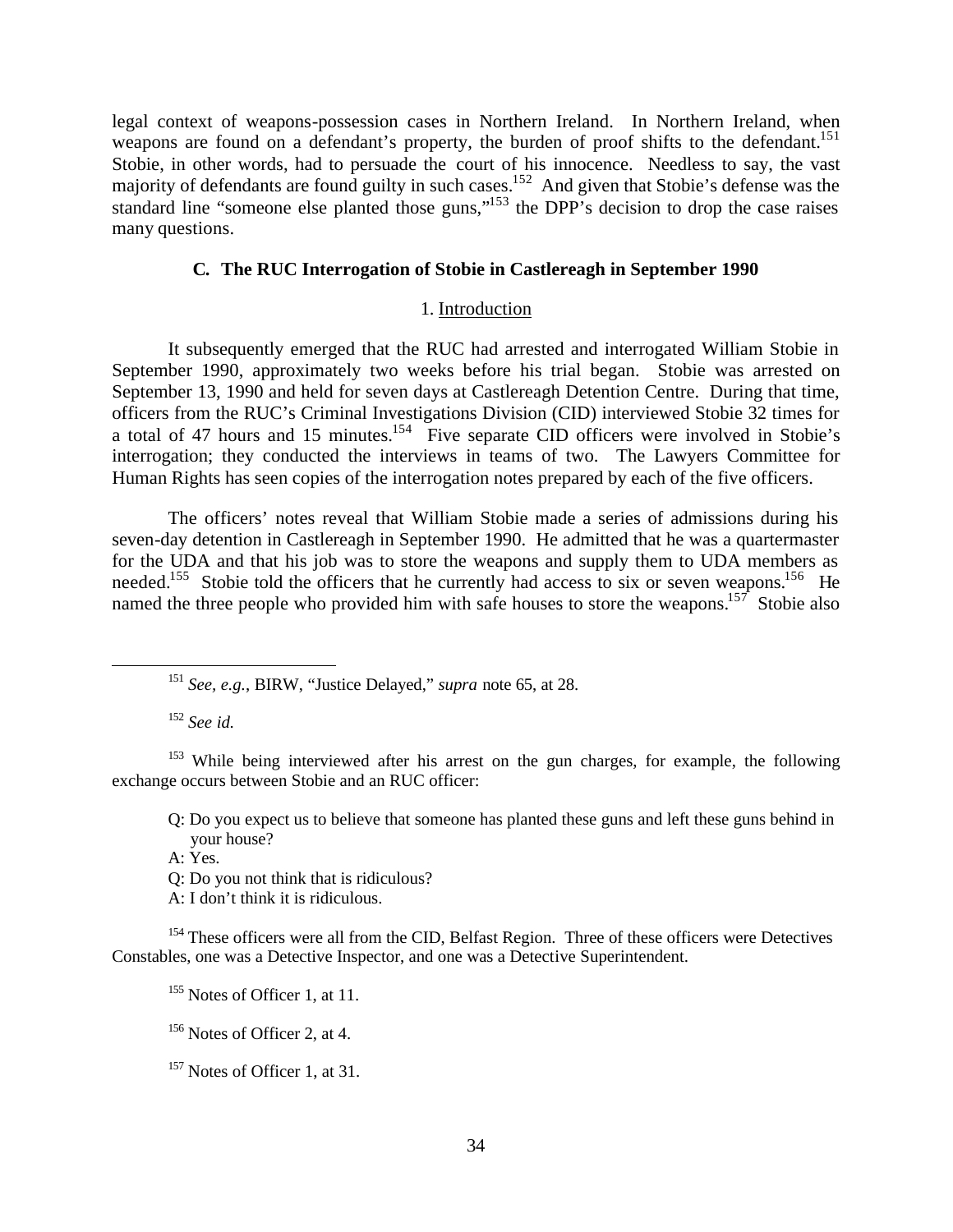legal context of weapons-possession cases in Northern Ireland. In Northern Ireland, when weapons are found on a defendant's property, the burden of proof shifts to the defendant.[151] Stobie, in other words, had to persuade the court of his innocence. Needless to say, the vast majority of defendants are found guilty in such cases.[152] And given that Stobie's defense was the standard line "someone else planted those guns,"[153] the DPP's decision to drop the case raises many questions.

### C. The RUC Interrogation of Stobie in Castlereagh in September 1990

#### 1. Introduction

It subsequently emerged that the RUC had arrested and interrogated William Stobie in September 1990, approximately two weeks before his trial began. Stobie was arrested on September 13, 1990 and held for seven days at Castlereagh Detention Centre. During that time, officers from the RUC's Criminal Investigations Division (CID) interviewed Stobie 32 times for a total of 47 hours and 15 minutes.[154] Five separate CID officers were involved in Stobie's interrogation; they conducted the interviews in teams of two. The Lawyers Committee for Human Rights has seen copies of the interrogation notes prepared by each of the five officers.

The officers' notes reveal that William Stobie made a series of admissions during his seven-day detention in Castlereagh in September 1990. He admitted that he was a quartermaster for the UDA and that his job was to store the weapons and supply them to UDA members as needed.[155] Stobie told the officers that he currently had access to six or seven weapons.[156] He named the three people who provided him with safe houses to store the weapons.[157] Stobie also

---

[151] *See, e.g.*, BIRW, "Justice Delayed," *supra* note 65, at 28.

[152] *See id.*

[153] While being interviewed after his arrest on the gun charges, for example, the following exchange occurs between Stobie and an RUC officer:

> Q: Do you expect us to believe that someone has planted these guns and left these guns behind in your house?
>
> A: Yes.
>
> Q: Do you not think that is ridiculous?
>
> A: I don't think it is ridiculous.

[154] These officers were all from the CID, Belfast Region. Three of these officers were Detectives Constables, one was a Detective Inspector, and one was a Detective Superintendent.

[155] Notes of Officer 1, at 11.

[156] Notes of Officer 2, at 4.

[157] Notes of Officer 1, at 31.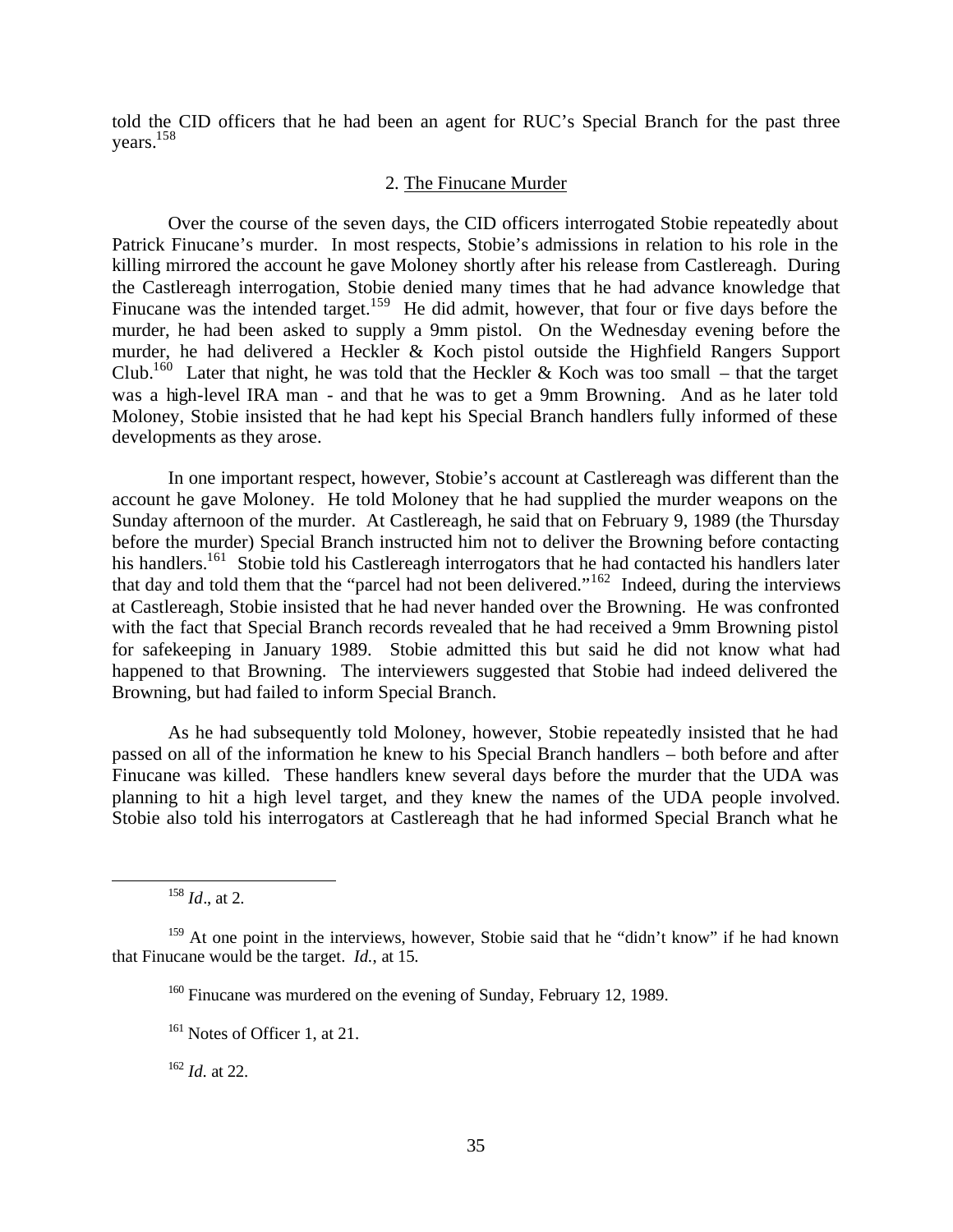told the CID officers that he had been an agent for RUC's Special Branch for the past three years.[158]

### 2. The Finucane Murder

Over the course of the seven days, the CID officers interrogated Stobie repeatedly about Patrick Finucane's murder. In most respects, Stobie's admissions in relation to his role in the killing mirrored the account he gave Moloney shortly after his release from Castlereagh. During the Castlereagh interrogation, Stobie denied many times that he had advance knowledge that Finucane was the intended target.[159] He did admit, however, that four or five days before the murder, he had been asked to supply a 9mm pistol. On the Wednesday evening before the murder, he had delivered a Heckler & Koch pistol outside the Highfield Rangers Support Club.[160] Later that night, he was told that the Heckler & Koch was too small – that the target was a high-level IRA man - and that he was to get a 9mm Browning. And as he later told Moloney, Stobie insisted that he had kept his Special Branch handlers fully informed of these developments as they arose.

In one important respect, however, Stobie's account at Castlereagh was different than the account he gave Moloney. He told Moloney that he had supplied the murder weapons on the Sunday afternoon of the murder. At Castlereagh, he said that on February 9, 1989 (the Thursday before the murder) Special Branch instructed him not to deliver the Browning before contacting his handlers.[161] Stobie told his Castlereagh interrogators that he had contacted his handlers later that day and told them that the "parcel had not been delivered."[162] Indeed, during the interviews at Castlereagh, Stobie insisted that he had never handed over the Browning. He was confronted with the fact that Special Branch records revealed that he had received a 9mm Browning pistol for safekeeping in January 1989. Stobie admitted this but said he did not know what had happened to that Browning. The interviewers suggested that Stobie had indeed delivered the Browning, but had failed to inform Special Branch.

As he had subsequently told Moloney, however, Stobie repeatedly insisted that he had passed on all of the information he knew to his Special Branch handlers – both before and after Finucane was killed. These handlers knew several days before the murder that the UDA was planning to hit a high level target, and they knew the names of the UDA people involved. Stobie also told his interrogators at Castlereagh that he had informed Special Branch what he

---

[158] *Id*., at 2.

[159] At one point in the interviews, however, Stobie said that he "didn't know" if he had known that Finucane would be the target. *Id.*, at 15.

[160] Finucane was murdered on the evening of Sunday, February 12, 1989.

[161] Notes of Officer 1, at 21.

[162] *Id.* at 22.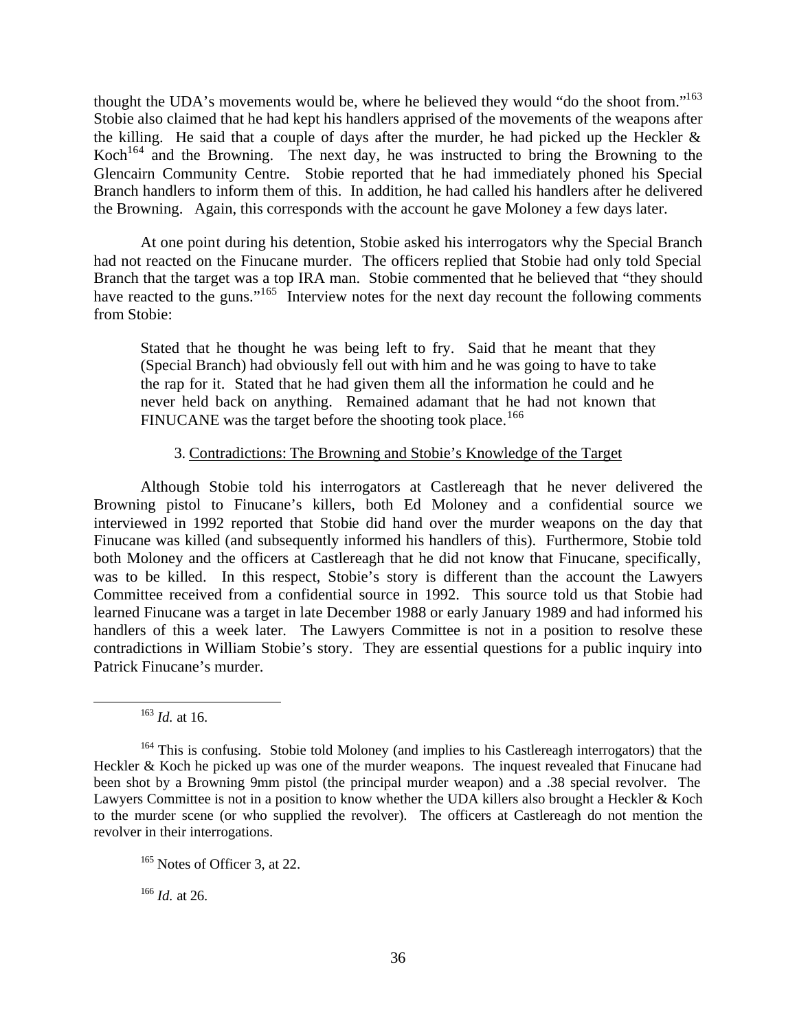thought the UDA's movements would be, where he believed they would "do the shoot from."[163] Stobie also claimed that he had kept his handlers apprised of the movements of the weapons after the killing. He said that a couple of days after the murder, he had picked up the Heckler & Koch[164] and the Browning. The next day, he was instructed to bring the Browning to the Glencairn Community Centre. Stobie reported that he had immediately phoned his Special Branch handlers to inform them of this. In addition, he had called his handlers after he delivered the Browning. Again, this corresponds with the account he gave Moloney a few days later.

At one point during his detention, Stobie asked his interrogators why the Special Branch had not reacted on the Finucane murder. The officers replied that Stobie had only told Special Branch that the target was a top IRA man. Stobie commented that he believed that "they should have reacted to the guns."[165] Interview notes for the next day recount the following comments from Stobie:

> Stated that he thought he was being left to fry. Said that he meant that they (Special Branch) had obviously fell out with him and he was going to have to take the rap for it. Stated that he had given them all the information he could and he never held back on anything. Remained adamant that he had not known that FINUCANE was the target before the shooting took place.[166]

3. Contradictions: The Browning and Stobie's Knowledge of the Target

Although Stobie told his interrogators at Castlereagh that he never delivered the Browning pistol to Finucane's killers, both Ed Moloney and a confidential source we interviewed in 1992 reported that Stobie did hand over the murder weapons on the day that Finucane was killed (and subsequently informed his handlers of this). Furthermore, Stobie told both Moloney and the officers at Castlereagh that he did not know that Finucane, specifically, was to be killed. In this respect, Stobie's story is different than the account the Lawyers Committee received from a confidential source in 1992. This source told us that Stobie had learned Finucane was a target in late December 1988 or early January 1989 and had informed his handlers of this a week later. The Lawyers Committee is not in a position to resolve these contradictions in William Stobie's story. They are essential questions for a public inquiry into Patrick Finucane's murder.

---

[163] *Id.* at 16.

[164] This is confusing. Stobie told Moloney (and implies to his Castlereagh interrogators) that the Heckler & Koch he picked up was one of the murder weapons. The inquest revealed that Finucane had been shot by a Browning 9mm pistol (the principal murder weapon) and a .38 special revolver. The Lawyers Committee is not in a position to know whether the UDA killers also brought a Heckler & Koch to the murder scene (or who supplied the revolver). The officers at Castlereagh do not mention the revolver in their interrogations.

[165] Notes of Officer 3, at 22.

[166] *Id.* at 26.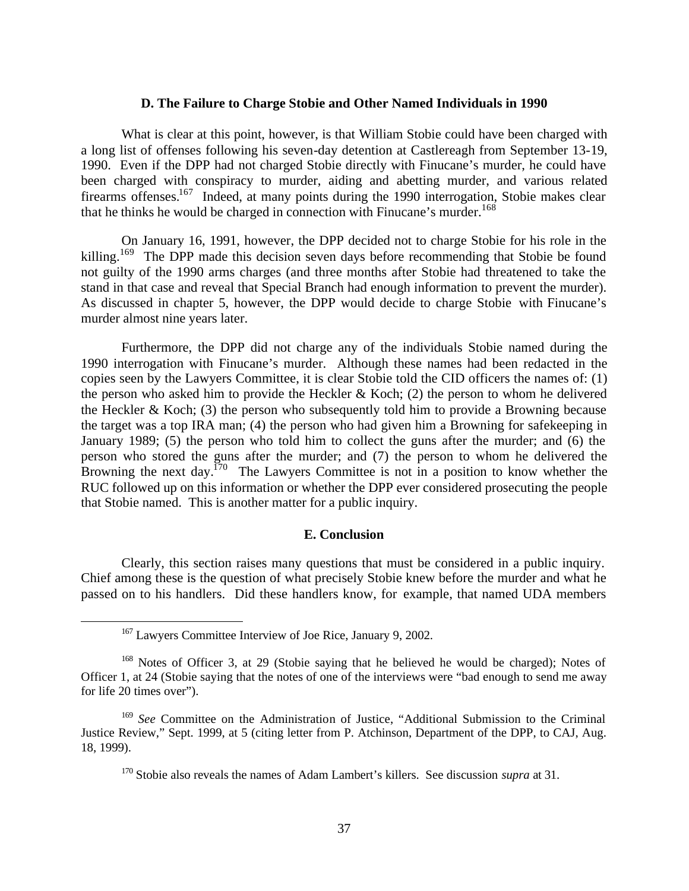### D. The Failure to Charge Stobie and Other Named Individuals in 1990

What is clear at this point, however, is that William Stobie could have been charged with a long list of offenses following his seven-day detention at Castlereagh from September 13-19, 1990. Even if the DPP had not charged Stobie directly with Finucane's murder, he could have been charged with conspiracy to murder, aiding and abetting murder, and various related firearms offenses.[167] Indeed, at many points during the 1990 interrogation, Stobie makes clear that he thinks he would be charged in connection with Finucane's murder.[168]

On January 16, 1991, however, the DPP decided not to charge Stobie for his role in the killing.[169] The DPP made this decision seven days before recommending that Stobie be found not guilty of the 1990 arms charges (and three months after Stobie had threatened to take the stand in that case and reveal that Special Branch had enough information to prevent the murder). As discussed in chapter 5, however, the DPP would decide to charge Stobie with Finucane's murder almost nine years later.

Furthermore, the DPP did not charge any of the individuals Stobie named during the 1990 interrogation with Finucane's murder. Although these names had been redacted in the copies seen by the Lawyers Committee, it is clear Stobie told the CID officers the names of: (1) the person who asked him to provide the Heckler & Koch; (2) the person to whom he delivered the Heckler & Koch; (3) the person who subsequently told him to provide a Browning because the target was a top IRA man; (4) the person who had given him a Browning for safekeeping in January 1989; (5) the person who told him to collect the guns after the murder; and (6) the person who stored the guns after the murder; and (7) the person to whom he delivered the Browning the next day.[170] The Lawyers Committee is not in a position to know whether the RUC followed up on this information or whether the DPP ever considered prosecuting the people that Stobie named. This is another matter for a public inquiry.

### E. Conclusion

Clearly, this section raises many questions that must be considered in a public inquiry. Chief among these is the question of what precisely Stobie knew before the murder and what he passed on to his handlers. Did these handlers know, for example, that named UDA members

---

[167] Lawyers Committee Interview of Joe Rice, January 9, 2002.

[168] Notes of Officer 3, at 29 (Stobie saying that he believed he would be charged); Notes of Officer 1, at 24 (Stobie saying that the notes of one of the interviews were "bad enough to send me away for life 20 times over").

[169] *See* Committee on the Administration of Justice, "Additional Submission to the Criminal Justice Review," Sept. 1999, at 5 (citing letter from P. Atchinson, Department of the DPP, to CAJ, Aug. 18, 1999).

[170] Stobie also reveals the names of Adam Lambert's killers. See discussion *supra* at 31.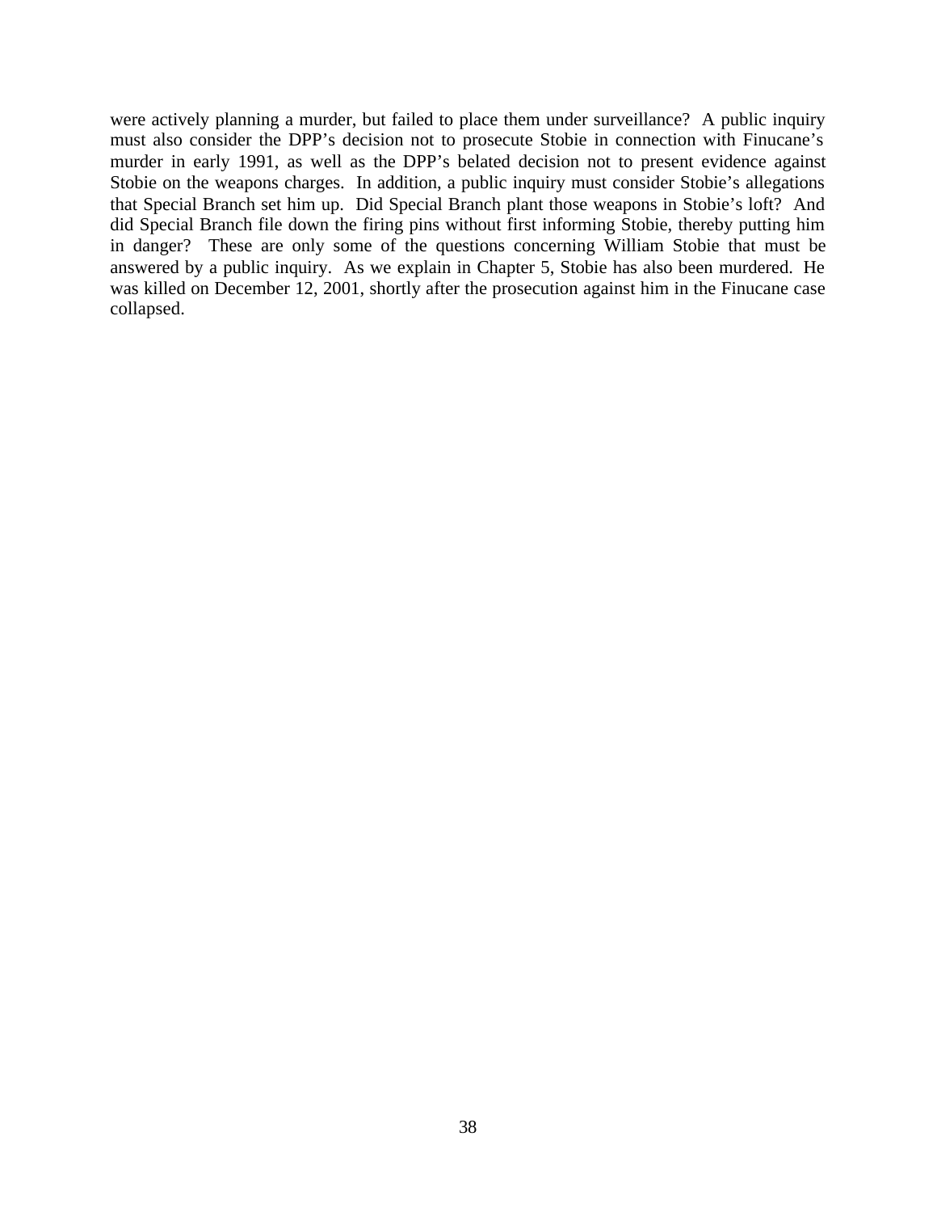were actively planning a murder, but failed to place them under surveillance? A public inquiry must also consider the DPP's decision not to prosecute Stobie in connection with Finucane's murder in early 1991, as well as the DPP's belated decision not to present evidence against Stobie on the weapons charges. In addition, a public inquiry must consider Stobie's allegations that Special Branch set him up. Did Special Branch plant those weapons in Stobie's loft? And did Special Branch file down the firing pins without first informing Stobie, thereby putting him in danger? These are only some of the questions concerning William Stobie that must be answered by a public inquiry. As we explain in Chapter 5, Stobie has also been murdered. He was killed on December 12, 2001, shortly after the prosecution against him in the Finucane case collapsed.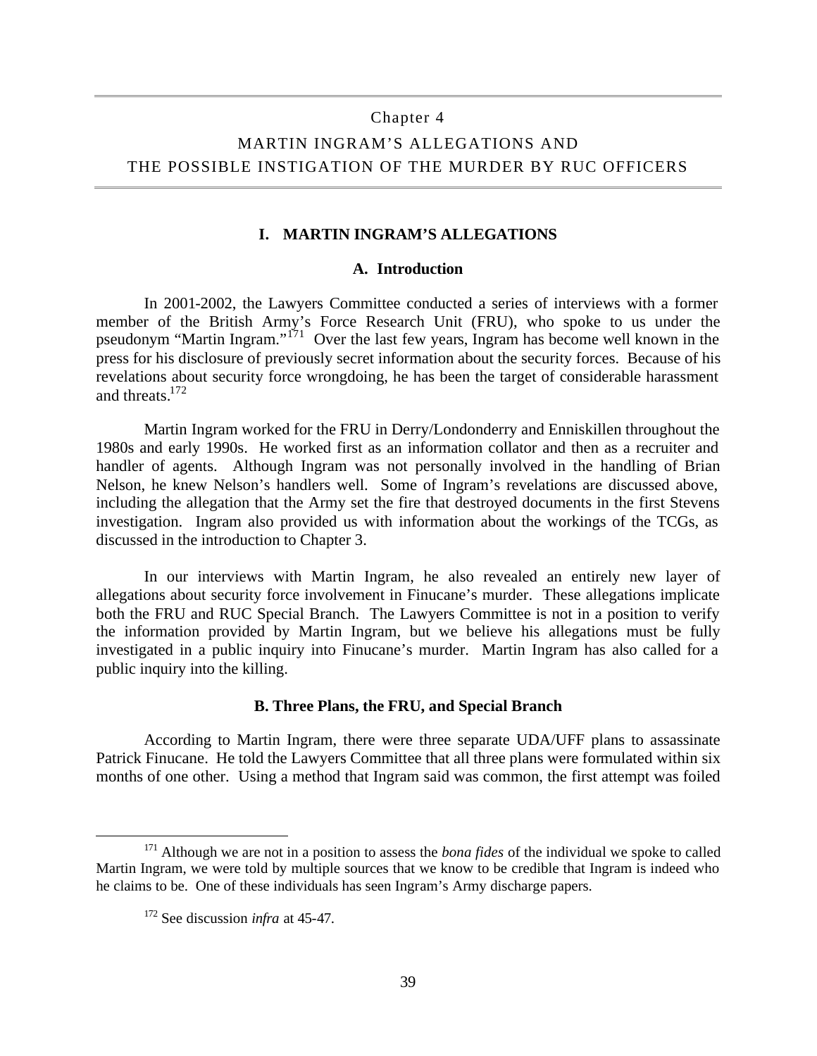# Chapter 4

# MARTIN INGRAM'S ALLEGATIONS AND THE POSSIBLE INSTIGATION OF THE MURDER BY RUC OFFICERS

## I. MARTIN INGRAM'S ALLEGATIONS

### A. Introduction

In 2001-2002, the Lawyers Committee conducted a series of interviews with a former member of the British Army's Force Research Unit (FRU), who spoke to us under the pseudonym "Martin Ingram."[171] Over the last few years, Ingram has become well known in the press for his disclosure of previously secret information about the security forces. Because of his revelations about security force wrongdoing, he has been the target of considerable harassment and threats.[172]

Martin Ingram worked for the FRU in Derry/Londonderry and Enniskillen throughout the 1980s and early 1990s. He worked first as an information collator and then as a recruiter and handler of agents. Although Ingram was not personally involved in the handling of Brian Nelson, he knew Nelson's handlers well. Some of Ingram's revelations are discussed above, including the allegation that the Army set the fire that destroyed documents in the first Stevens investigation. Ingram also provided us with information about the workings of the TCGs, as discussed in the introduction to Chapter 3.

In our interviews with Martin Ingram, he also revealed an entirely new layer of allegations about security force involvement in Finucane's murder. These allegations implicate both the FRU and RUC Special Branch. The Lawyers Committee is not in a position to verify the information provided by Martin Ingram, but we believe his allegations must be fully investigated in a public inquiry into Finucane's murder. Martin Ingram has also called for a public inquiry into the killing.

### B. Three Plans, the FRU, and Special Branch

According to Martin Ingram, there were three separate UDA/UFF plans to assassinate Patrick Finucane. He told the Lawyers Committee that all three plans were formulated within six months of one other. Using a method that Ingram said was common, the first attempt was foiled

---

[171] Although we are not in a position to assess the *bona fides* of the individual we spoke to called Martin Ingram, we were told by multiple sources that we know to be credible that Ingram is indeed who he claims to be. One of these individuals has seen Ingram's Army discharge papers.

[172] See discussion *infra* at 45-47.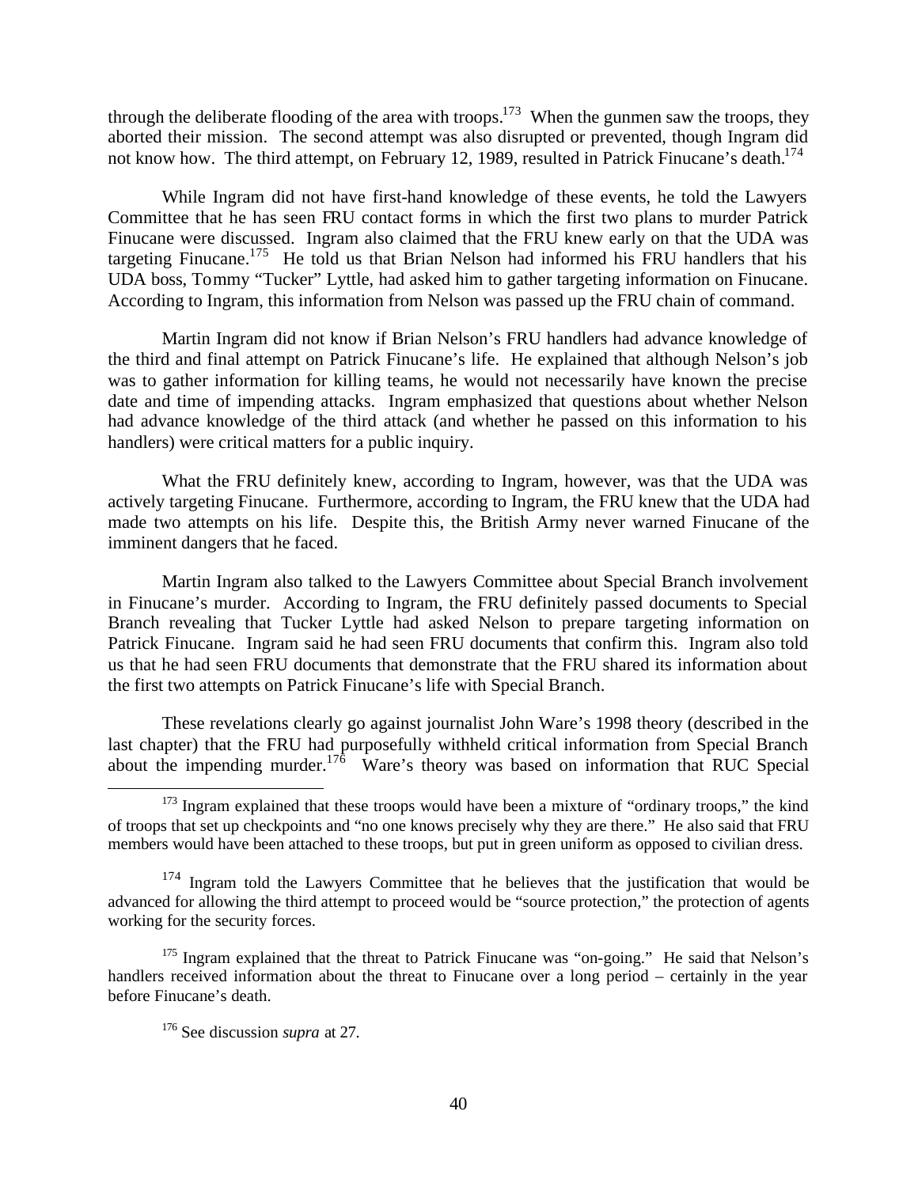through the deliberate flooding of the area with troops.[173] When the gunmen saw the troops, they aborted their mission. The second attempt was also disrupted or prevented, though Ingram did not know how. The third attempt, on February 12, 1989, resulted in Patrick Finucane's death.[174]

While Ingram did not have first-hand knowledge of these events, he told the Lawyers Committee that he has seen FRU contact forms in which the first two plans to murder Patrick Finucane were discussed. Ingram also claimed that the FRU knew early on that the UDA was targeting Finucane.[175] He told us that Brian Nelson had informed his FRU handlers that his UDA boss, Tommy "Tucker" Lyttle, had asked him to gather targeting information on Finucane. According to Ingram, this information from Nelson was passed up the FRU chain of command.

Martin Ingram did not know if Brian Nelson's FRU handlers had advance knowledge of the third and final attempt on Patrick Finucane's life. He explained that although Nelson's job was to gather information for killing teams, he would not necessarily have known the precise date and time of impending attacks. Ingram emphasized that questions about whether Nelson had advance knowledge of the third attack (and whether he passed on this information to his handlers) were critical matters for a public inquiry.

What the FRU definitely knew, according to Ingram, however, was that the UDA was actively targeting Finucane. Furthermore, according to Ingram, the FRU knew that the UDA had made two attempts on his life. Despite this, the British Army never warned Finucane of the imminent dangers that he faced.

Martin Ingram also talked to the Lawyers Committee about Special Branch involvement in Finucane's murder. According to Ingram, the FRU definitely passed documents to Special Branch revealing that Tucker Lyttle had asked Nelson to prepare targeting information on Patrick Finucane. Ingram said he had seen FRU documents that confirm this. Ingram also told us that he had seen FRU documents that demonstrate that the FRU shared its information about the first two attempts on Patrick Finucane's life with Special Branch.

These revelations clearly go against journalist John Ware's 1998 theory (described in the last chapter) that the FRU had purposefully withheld critical information from Special Branch about the impending murder.[176] Ware's theory was based on information that RUC Special

---

[173] Ingram explained that these troops would have been a mixture of "ordinary troops," the kind of troops that set up checkpoints and "no one knows precisely why they are there." He also said that FRU members would have been attached to these troops, but put in green uniform as opposed to civilian dress.

[174] Ingram told the Lawyers Committee that he believes that the justification that would be advanced for allowing the third attempt to proceed would be "source protection," the protection of agents working for the security forces.

[175] Ingram explained that the threat to Patrick Finucane was "on-going." He said that Nelson's handlers received information about the threat to Finucane over a long period – certainly in the year before Finucane's death.

[176] See discussion *supra* at 27.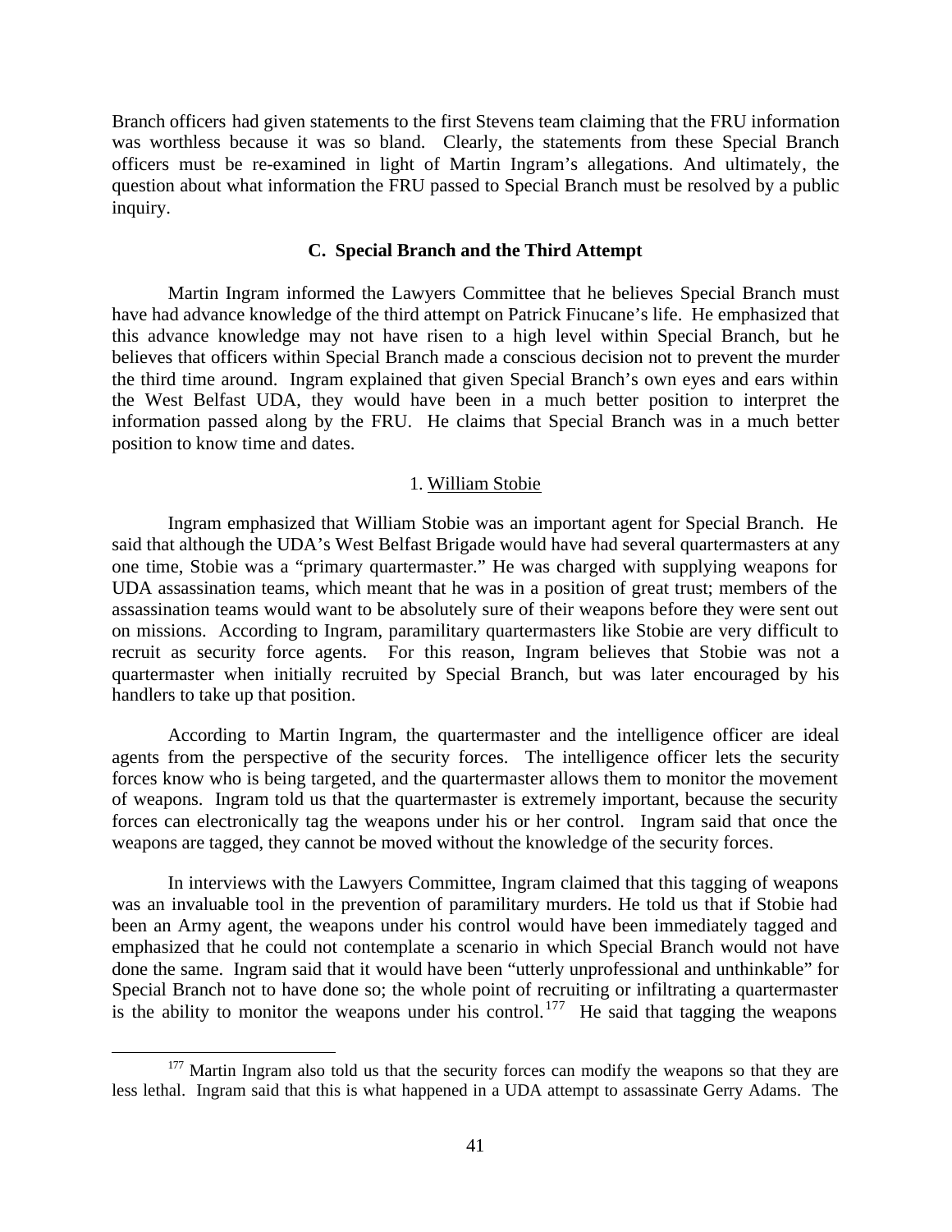Branch officers had given statements to the first Stevens team claiming that the FRU information was worthless because it was so bland. Clearly, the statements from these Special Branch officers must be re-examined in light of Martin Ingram's allegations. And ultimately, the question about what information the FRU passed to Special Branch must be resolved by a public inquiry.

### C. Special Branch and the Third Attempt

Martin Ingram informed the Lawyers Committee that he believes Special Branch must have had advance knowledge of the third attempt on Patrick Finucane's life. He emphasized that this advance knowledge may not have risen to a high level within Special Branch, but he believes that officers within Special Branch made a conscious decision not to prevent the murder the third time around. Ingram explained that given Special Branch's own eyes and ears within the West Belfast UDA, they would have been in a much better position to interpret the information passed along by the FRU. He claims that Special Branch was in a much better position to know time and dates.

#### 1. William Stobie

Ingram emphasized that William Stobie was an important agent for Special Branch. He said that although the UDA's West Belfast Brigade would have had several quartermasters at any one time, Stobie was a "primary quartermaster." He was charged with supplying weapons for UDA assassination teams, which meant that he was in a position of great trust; members of the assassination teams would want to be absolutely sure of their weapons before they were sent out on missions. According to Ingram, paramilitary quartermasters like Stobie are very difficult to recruit as security force agents. For this reason, Ingram believes that Stobie was not a quartermaster when initially recruited by Special Branch, but was later encouraged by his handlers to take up that position.

According to Martin Ingram, the quartermaster and the intelligence officer are ideal agents from the perspective of the security forces. The intelligence officer lets the security forces know who is being targeted, and the quartermaster allows them to monitor the movement of weapons. Ingram told us that the quartermaster is extremely important, because the security forces can electronically tag the weapons under his or her control. Ingram said that once the weapons are tagged, they cannot be moved without the knowledge of the security forces.

In interviews with the Lawyers Committee, Ingram claimed that this tagging of weapons was an invaluable tool in the prevention of paramilitary murders. He told us that if Stobie had been an Army agent, the weapons under his control would have been immediately tagged and emphasized that he could not contemplate a scenario in which Special Branch would not have done the same. Ingram said that it would have been "utterly unprofessional and unthinkable" for Special Branch not to have done so; the whole point of recruiting or infiltrating a quartermaster is the ability to monitor the weapons under his control.[177] He said that tagging the weapons

[177] Martin Ingram also told us that the security forces can modify the weapons so that they are less lethal. Ingram said that this is what happened in a UDA attempt to assassinate Gerry Adams. The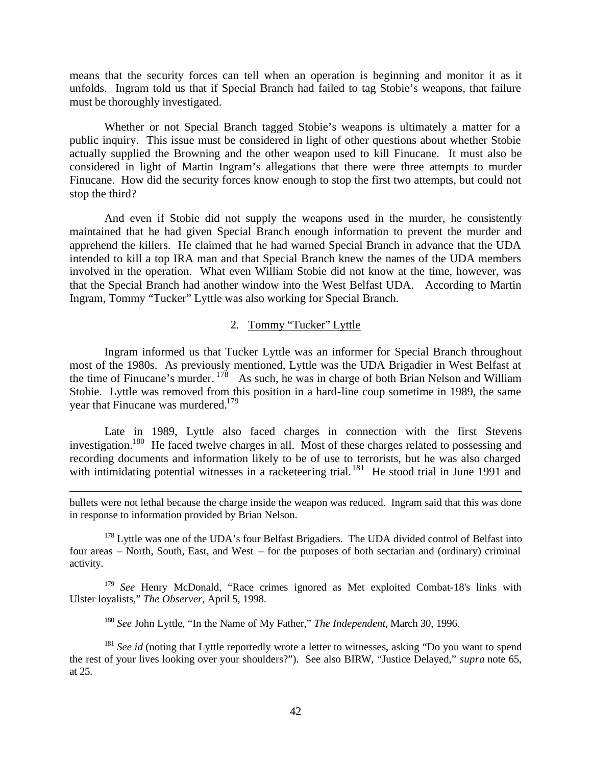means that the security forces can tell when an operation is beginning and monitor it as it unfolds. Ingram told us that if Special Branch had failed to tag Stobie's weapons, that failure must be thoroughly investigated.

Whether or not Special Branch tagged Stobie's weapons is ultimately a matter for a public inquiry. This issue must be considered in light of other questions about whether Stobie actually supplied the Browning and the other weapon used to kill Finucane. It must also be considered in light of Martin Ingram's allegations that there were three attempts to murder Finucane. How did the security forces know enough to stop the first two attempts, but could not stop the third?

And even if Stobie did not supply the weapons used in the murder, he consistently maintained that he had given Special Branch enough information to prevent the murder and apprehend the killers. He claimed that he had warned Special Branch in advance that the UDA intended to kill a top IRA man and that Special Branch knew the names of the UDA members involved in the operation. What even William Stobie did not know at the time, however, was that the Special Branch had another window into the West Belfast UDA. According to Martin Ingram, Tommy "Tucker" Lyttle was also working for Special Branch.

### 2. Tommy "Tucker" Lyttle

Ingram informed us that Tucker Lyttle was an informer for Special Branch throughout most of the 1980s. As previously mentioned, Lyttle was the UDA Brigadier in West Belfast at the time of Finucane's murder.[178] As such, he was in charge of both Brian Nelson and William Stobie. Lyttle was removed from this position in a hard-line coup sometime in 1989, the same year that Finucane was murdered.[179]

Late in 1989, Lyttle also faced charges in connection with the first Stevens investigation.[180] He faced twelve charges in all. Most of these charges related to possessing and recording documents and information likely to be of use to terrorists, but he was also charged with intimidating potential witnesses in a racketeering trial.[181] He stood trial in June 1991 and

---

bullets were not lethal because the charge inside the weapon was reduced. Ingram said that this was done in response to information provided by Brian Nelson.

[178] Lyttle was one of the UDA's four Belfast Brigadiers. The UDA divided control of Belfast into four areas – North, South, East, and West – for the purposes of both sectarian and (ordinary) criminal activity.

[179] *See* Henry McDonald, "Race crimes ignored as Met exploited Combat-18's links with Ulster loyalists," *The Observer*, April 5, 1998.

[180] *See* John Lyttle, "In the Name of My Father," *The Independent*, March 30, 1996.

[181] *See id* (noting that Lyttle reportedly wrote a letter to witnesses, asking "Do you want to spend the rest of your lives looking over your shoulders?"). See also BIRW, "Justice Delayed," *supra* note 65, at 25.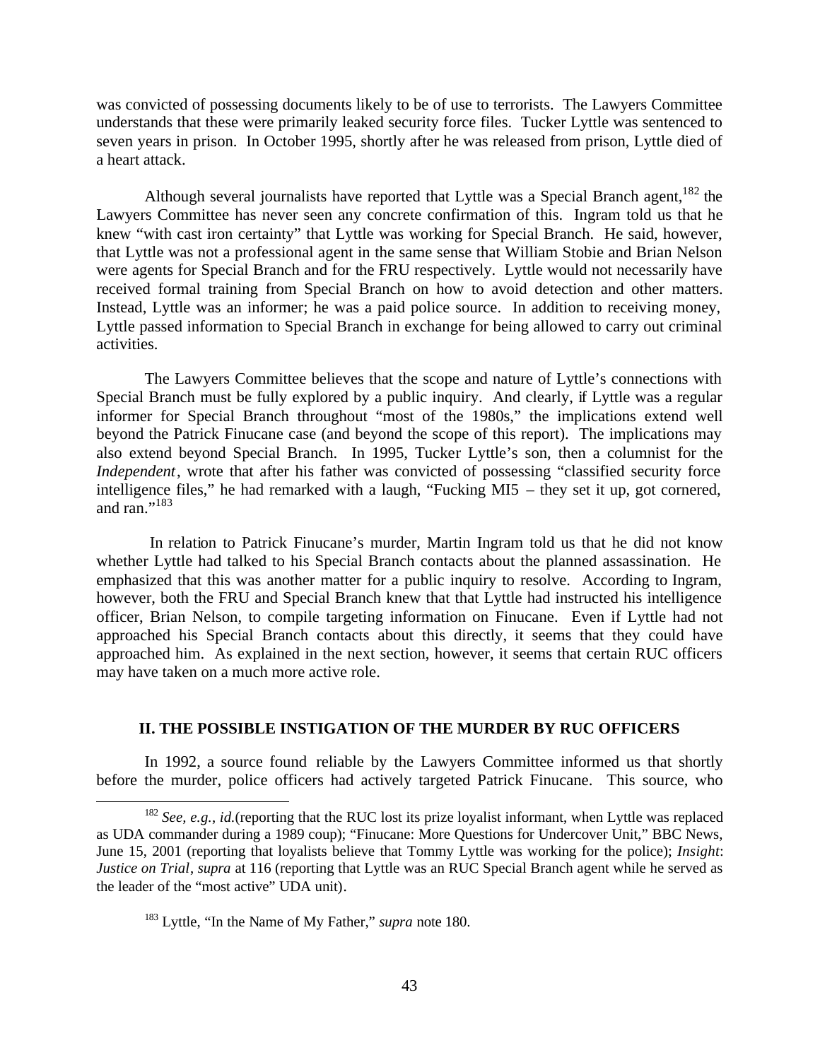was convicted of possessing documents likely to be of use to terrorists. The Lawyers Committee understands that these were primarily leaked security force files. Tucker Lyttle was sentenced to seven years in prison. In October 1995, shortly after he was released from prison, Lyttle died of a heart attack.

Although several journalists have reported that Lyttle was a Special Branch agent,[182] the Lawyers Committee has never seen any concrete confirmation of this. Ingram told us that he knew "with cast iron certainty" that Lyttle was working for Special Branch. He said, however, that Lyttle was not a professional agent in the same sense that William Stobie and Brian Nelson were agents for Special Branch and for the FRU respectively. Lyttle would not necessarily have received formal training from Special Branch on how to avoid detection and other matters. Instead, Lyttle was an informer; he was a paid police source. In addition to receiving money, Lyttle passed information to Special Branch in exchange for being allowed to carry out criminal activities.

The Lawyers Committee believes that the scope and nature of Lyttle's connections with Special Branch must be fully explored by a public inquiry. And clearly, if Lyttle was a regular informer for Special Branch throughout "most of the 1980s," the implications extend well beyond the Patrick Finucane case (and beyond the scope of this report). The implications may also extend beyond Special Branch. In 1995, Tucker Lyttle's son, then a columnist for the *Independent*, wrote that after his father was convicted of possessing "classified security force intelligence files," he had remarked with a laugh, "Fucking MI5 – they set it up, got cornered, and ran."[183]

In relation to Patrick Finucane's murder, Martin Ingram told us that he did not know whether Lyttle had talked to his Special Branch contacts about the planned assassination. He emphasized that this was another matter for a public inquiry to resolve. According to Ingram, however, both the FRU and Special Branch knew that that Lyttle had instructed his intelligence officer, Brian Nelson, to compile targeting information on Finucane. Even if Lyttle had not approached his Special Branch contacts about this directly, it seems that they could have approached him. As explained in the next section, however, it seems that certain RUC officers may have taken on a much more active role.

## II. THE POSSIBLE INSTIGATION OF THE MURDER BY RUC OFFICERS

In 1992, a source found reliable by the Lawyers Committee informed us that shortly before the murder, police officers had actively targeted Patrick Finucane. This source, who

---

[182] *See, e.g.*, *id.*(reporting that the RUC lost its prize loyalist informant, when Lyttle was replaced as UDA commander during a 1989 coup); "Finucane: More Questions for Undercover Unit," BBC News, June 15, 2001 (reporting that loyalists believe that Tommy Lyttle was working for the police); *Insight*: *Justice on Trial*, *supra* at 116 (reporting that Lyttle was an RUC Special Branch agent while he served as the leader of the "most active" UDA unit).

[183] Lyttle, "In the Name of My Father," *supra* note 180.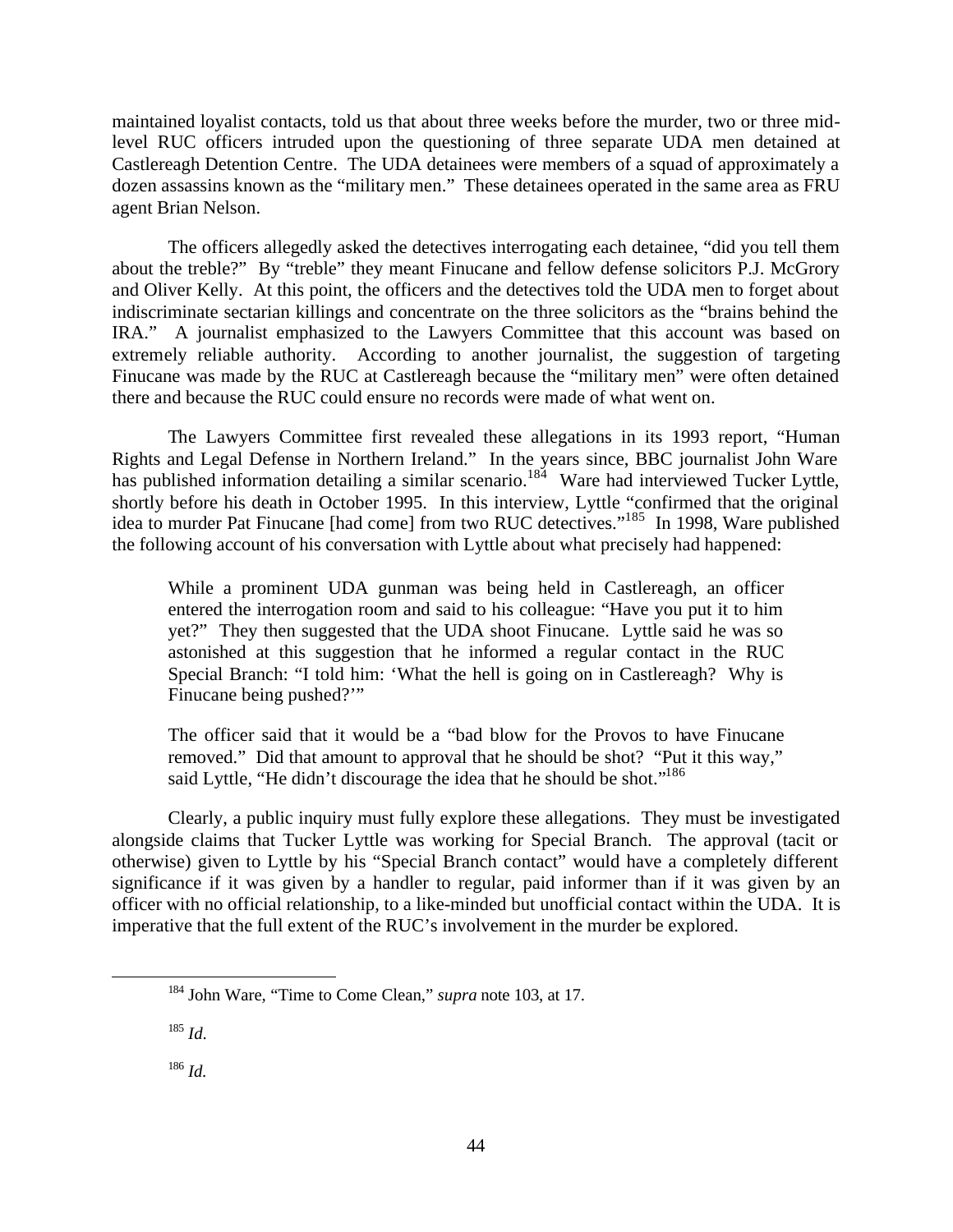maintained loyalist contacts, told us that about three weeks before the murder, two or three mid-level RUC officers intruded upon the questioning of three separate UDA men detained at Castlereagh Detention Centre. The UDA detainees were members of a squad of approximately a dozen assassins known as the "military men." These detainees operated in the same area as FRU agent Brian Nelson.

The officers allegedly asked the detectives interrogating each detainee, "did you tell them about the treble?" By "treble" they meant Finucane and fellow defense solicitors P.J. McGrory and Oliver Kelly. At this point, the officers and the detectives told the UDA men to forget about indiscriminate sectarian killings and concentrate on the three solicitors as the "brains behind the IRA." A journalist emphasized to the Lawyers Committee that this account was based on extremely reliable authority. According to another journalist, the suggestion of targeting Finucane was made by the RUC at Castlereagh because the "military men" were often detained there and because the RUC could ensure no records were made of what went on.

The Lawyers Committee first revealed these allegations in its 1993 report, "Human Rights and Legal Defense in Northern Ireland." In the years since, BBC journalist John Ware has published information detailing a similar scenario.[184] Ware had interviewed Tucker Lyttle, shortly before his death in October 1995. In this interview, Lyttle "confirmed that the original idea to murder Pat Finucane [had come] from two RUC detectives."[185] In 1998, Ware published the following account of his conversation with Lyttle about what precisely had happened:

> While a prominent UDA gunman was being held in Castlereagh, an officer entered the interrogation room and said to his colleague: "Have you put it to him yet?" They then suggested that the UDA shoot Finucane. Lyttle said he was so astonished at this suggestion that he informed a regular contact in the RUC Special Branch: "I told him: 'What the hell is going on in Castlereagh? Why is Finucane being pushed?'"
>
> The officer said that it would be a "bad blow for the Provos to have Finucane removed." Did that amount to approval that he should be shot? "Put it this way," said Lyttle, "He didn't discourage the idea that he should be shot."[186]

Clearly, a public inquiry must fully explore these allegations. They must be investigated alongside claims that Tucker Lyttle was working for Special Branch. The approval (tacit or otherwise) given to Lyttle by his "Special Branch contact" would have a completely different significance if it was given by a handler to regular, paid informer than if it was given by an officer with no official relationship, to a like-minded but unofficial contact within the UDA. It is imperative that the full extent of the RUC's involvement in the murder be explored.

---

[184] John Ware, "Time to Come Clean," *supra* note 103, at 17.

[185] *Id.*

[186] *Id.*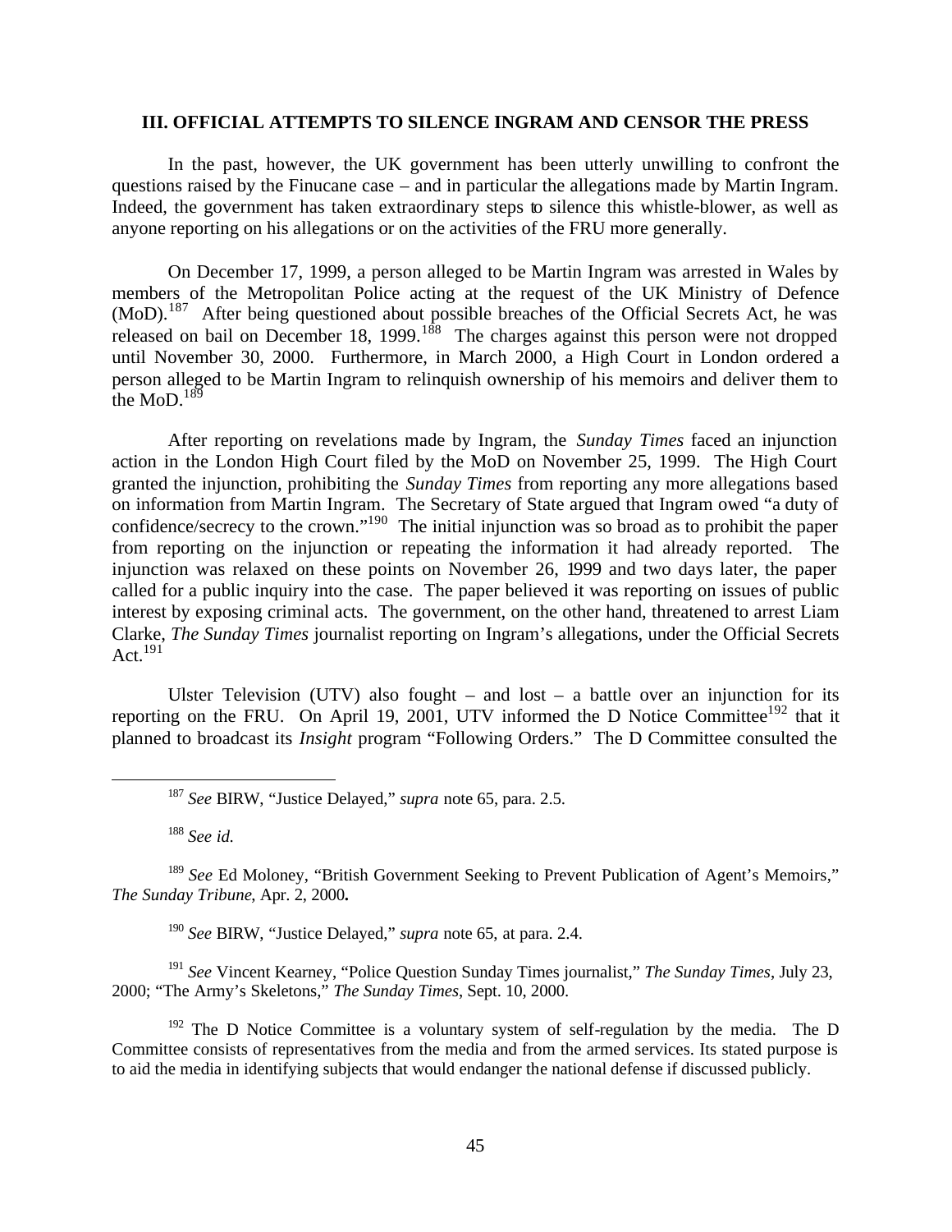### III. OFFICIAL ATTEMPTS TO SILENCE INGRAM AND CENSOR THE PRESS

In the past, however, the UK government has been utterly unwilling to confront the questions raised by the Finucane case – and in particular the allegations made by Martin Ingram. Indeed, the government has taken extraordinary steps to silence this whistle-blower, as well as anyone reporting on his allegations or on the activities of the FRU more generally.

On December 17, 1999, a person alleged to be Martin Ingram was arrested in Wales by members of the Metropolitan Police acting at the request of the UK Ministry of Defence (MoD).[187] After being questioned about possible breaches of the Official Secrets Act, he was released on bail on December 18, 1999.[188] The charges against this person were not dropped until November 30, 2000. Furthermore, in March 2000, a High Court in London ordered a person alleged to be Martin Ingram to relinquish ownership of his memoirs and deliver them to the MoD.[189]

After reporting on revelations made by Ingram, the *Sunday Times* faced an injunction action in the London High Court filed by the MoD on November 25, 1999. The High Court granted the injunction, prohibiting the *Sunday Times* from reporting any more allegations based on information from Martin Ingram. The Secretary of State argued that Ingram owed "a duty of confidence/secrecy to the crown."[190] The initial injunction was so broad as to prohibit the paper from reporting on the injunction or repeating the information it had already reported. The injunction was relaxed on these points on November 26, 1999 and two days later, the paper called for a public inquiry into the case. The paper believed it was reporting on issues of public interest by exposing criminal acts. The government, on the other hand, threatened to arrest Liam Clarke, *The Sunday Times* journalist reporting on Ingram's allegations, under the Official Secrets Act.[191]

Ulster Television (UTV) also fought – and lost – a battle over an injunction for its reporting on the FRU. On April 19, 2001, UTV informed the D Notice Committee[192] that it planned to broadcast its *Insight* program "Following Orders." The D Committee consulted the

---

[187] *See* BIRW, "Justice Delayed," *supra* note 65, para. 2.5.

[188] *See id.*

[189] *See* Ed Moloney, "British Government Seeking to Prevent Publication of Agent's Memoirs," *The Sunday Tribune*, Apr. 2, 2000**.**

[190] *See* BIRW, "Justice Delayed," *supra* note 65, at para. 2.4.

[191] *See* Vincent Kearney, "Police Question Sunday Times journalist," *The Sunday Times*, July 23, 2000; "The Army's Skeletons," *The Sunday Times*, Sept. 10, 2000.

[192] The D Notice Committee is a voluntary system of self-regulation by the media. The D Committee consists of representatives from the media and from the armed services. Its stated purpose is to aid the media in identifying subjects that would endanger the national defense if discussed publicly.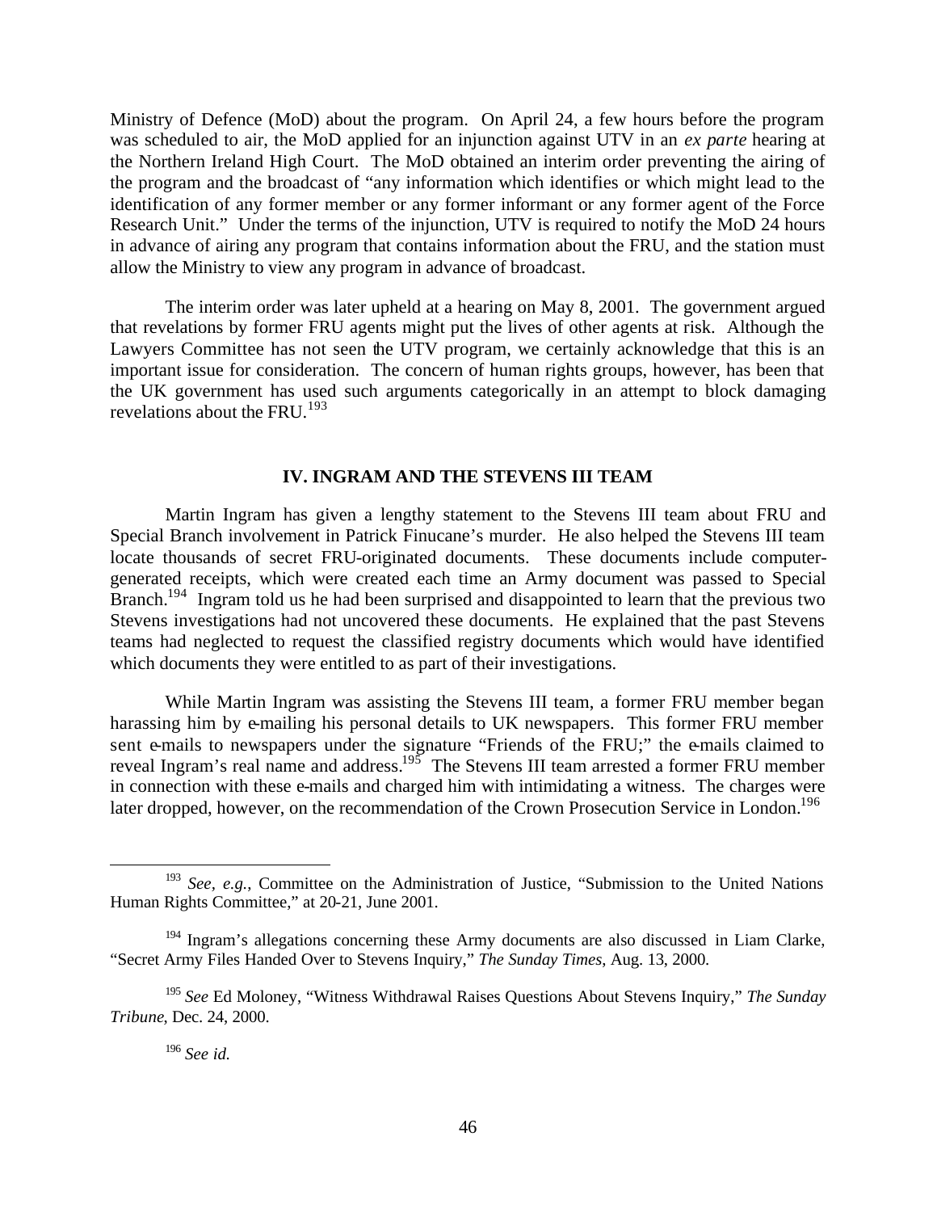Ministry of Defence (MoD) about the program. On April 24, a few hours before the program was scheduled to air, the MoD applied for an injunction against UTV in an *ex parte* hearing at the Northern Ireland High Court. The MoD obtained an interim order preventing the airing of the program and the broadcast of "any information which identifies or which might lead to the identification of any former member or any former informant or any former agent of the Force Research Unit." Under the terms of the injunction, UTV is required to notify the MoD 24 hours in advance of airing any program that contains information about the FRU, and the station must allow the Ministry to view any program in advance of broadcast.

The interim order was later upheld at a hearing on May 8, 2001. The government argued that revelations by former FRU agents might put the lives of other agents at risk. Although the Lawyers Committee has not seen the UTV program, we certainly acknowledge that this is an important issue for consideration. The concern of human rights groups, however, has been that the UK government has used such arguments categorically in an attempt to block damaging revelations about the FRU.[193]

## IV. INGRAM AND THE STEVENS III TEAM

Martin Ingram has given a lengthy statement to the Stevens III team about FRU and Special Branch involvement in Patrick Finucane's murder. He also helped the Stevens III team locate thousands of secret FRU-originated documents. These documents include computer-generated receipts, which were created each time an Army document was passed to Special Branch.[194] Ingram told us he had been surprised and disappointed to learn that the previous two Stevens investigations had not uncovered these documents. He explained that the past Stevens teams had neglected to request the classified registry documents which would have identified which documents they were entitled to as part of their investigations.

While Martin Ingram was assisting the Stevens III team, a former FRU member began harassing him by e-mailing his personal details to UK newspapers. This former FRU member sent e-mails to newspapers under the signature "Friends of the FRU;" the e-mails claimed to reveal Ingram's real name and address.[195] The Stevens III team arrested a former FRU member in connection with these e-mails and charged him with intimidating a witness. The charges were later dropped, however, on the recommendation of the Crown Prosecution Service in London.[196]

---

[193] *See, e.g.*, Committee on the Administration of Justice, "Submission to the United Nations Human Rights Committee," at 20-21, June 2001.

[194] Ingram's allegations concerning these Army documents are also discussed in Liam Clarke, "Secret Army Files Handed Over to Stevens Inquiry," *The Sunday Times*, Aug. 13, 2000.

[195] *See* Ed Moloney, "Witness Withdrawal Raises Questions About Stevens Inquiry," *The Sunday Tribune*, Dec. 24, 2000.

[196] *See id.*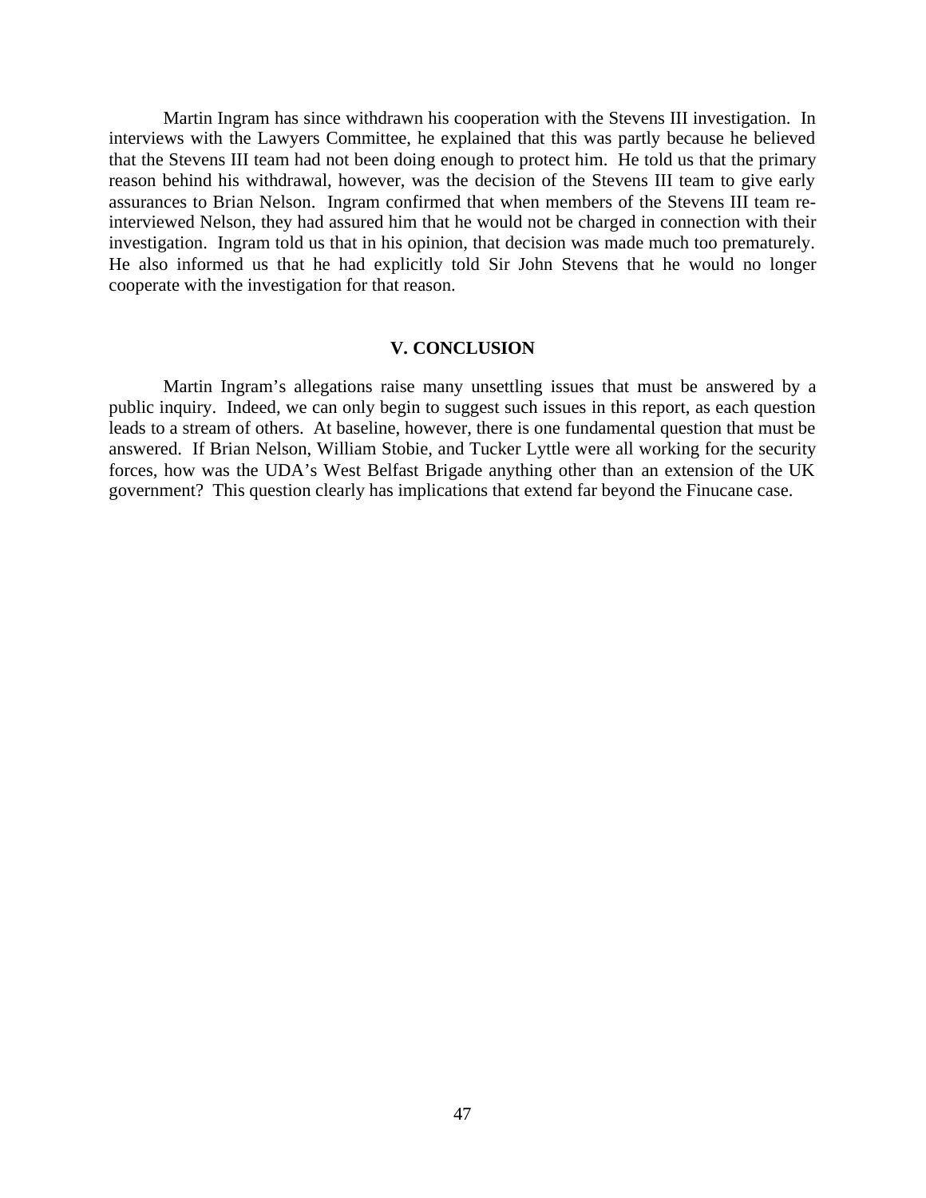Martin Ingram has since withdrawn his cooperation with the Stevens III investigation. In interviews with the Lawyers Committee, he explained that this was partly because he believed that the Stevens III team had not been doing enough to protect him. He told us that the primary reason behind his withdrawal, however, was the decision of the Stevens III team to give early assurances to Brian Nelson. Ingram confirmed that when members of the Stevens III team re-interviewed Nelson, they had assured him that he would not be charged in connection with their investigation. Ingram told us that in his opinion, that decision was made much too prematurely. He also informed us that he had explicitly told Sir John Stevens that he would no longer cooperate with the investigation for that reason.

## V. CONCLUSION

Martin Ingram's allegations raise many unsettling issues that must be answered by a public inquiry. Indeed, we can only begin to suggest such issues in this report, as each question leads to a stream of others. At baseline, however, there is one fundamental question that must be answered. If Brian Nelson, William Stobie, and Tucker Lyttle were all working for the security forces, how was the UDA's West Belfast Brigade anything other than an extension of the UK government? This question clearly has implications that extend far beyond the Finucane case.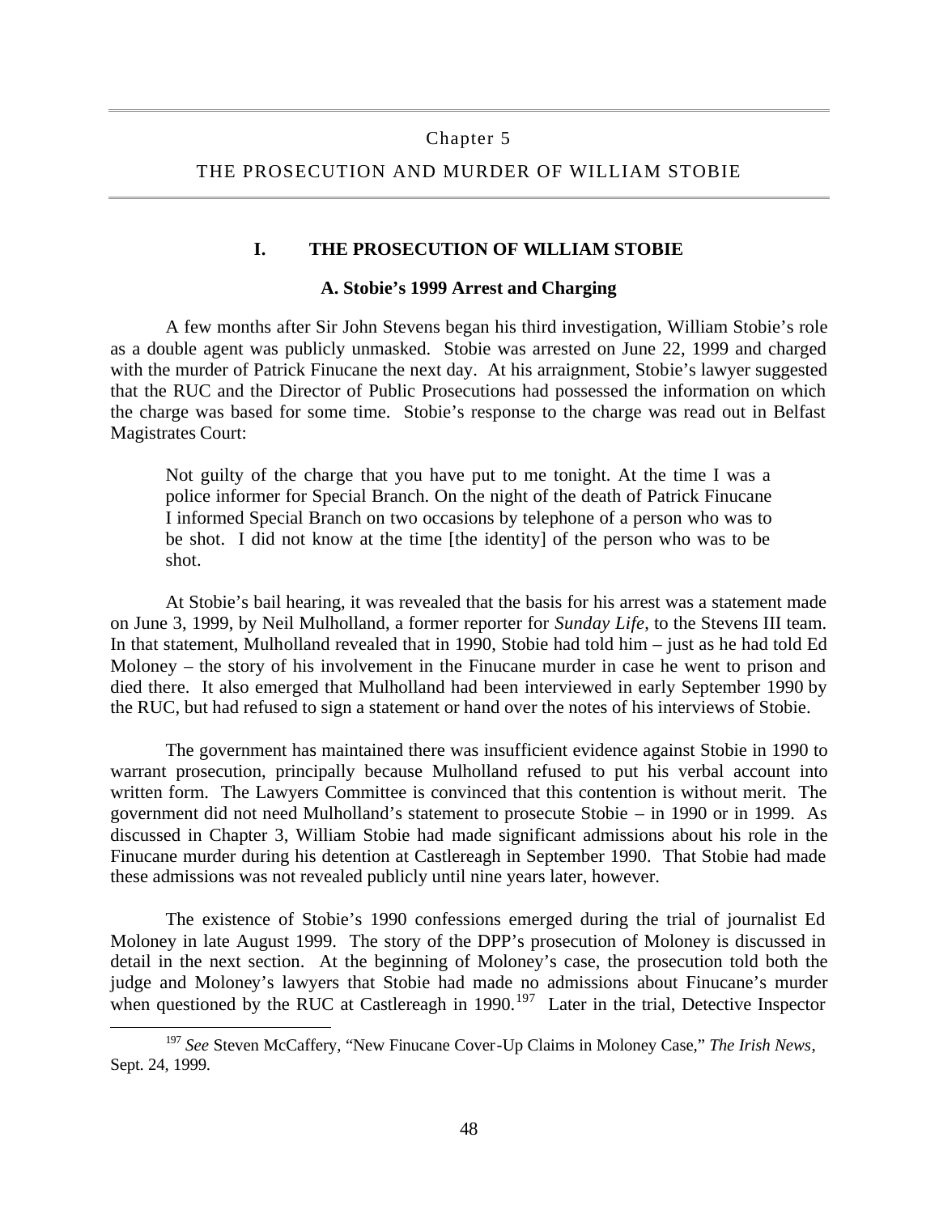# Chapter 5

# THE PROSECUTION AND MURDER OF WILLIAM STOBIE

## I. THE PROSECUTION OF WILLIAM STOBIE

### A. Stobie's 1999 Arrest and Charging

A few months after Sir John Stevens began his third investigation, William Stobie's role as a double agent was publicly unmasked. Stobie was arrested on June 22, 1999 and charged with the murder of Patrick Finucane the next day. At his arraignment, Stobie's lawyer suggested that the RUC and the Director of Public Prosecutions had possessed the information on which the charge was based for some time. Stobie's response to the charge was read out in Belfast Magistrates Court:

> Not guilty of the charge that you have put to me tonight. At the time I was a police informer for Special Branch. On the night of the death of Patrick Finucane I informed Special Branch on two occasions by telephone of a person who was to be shot. I did not know at the time [the identity] of the person who was to be shot.

At Stobie's bail hearing, it was revealed that the basis for his arrest was a statement made on June 3, 1999, by Neil Mulholland, a former reporter for *Sunday Life*, to the Stevens III team. In that statement, Mulholland revealed that in 1990, Stobie had told him – just as he had told Ed Moloney – the story of his involvement in the Finucane murder in case he went to prison and died there. It also emerged that Mulholland had been interviewed in early September 1990 by the RUC, but had refused to sign a statement or hand over the notes of his interviews of Stobie.

The government has maintained there was insufficient evidence against Stobie in 1990 to warrant prosecution, principally because Mulholland refused to put his verbal account into written form. The Lawyers Committee is convinced that this contention is without merit. The government did not need Mulholland's statement to prosecute Stobie – in 1990 or in 1999. As discussed in Chapter 3, William Stobie had made significant admissions about his role in the Finucane murder during his detention at Castlereagh in September 1990. That Stobie had made these admissions was not revealed publicly until nine years later, however.

The existence of Stobie's 1990 confessions emerged during the trial of journalist Ed Moloney in late August 1999. The story of the DPP's prosecution of Moloney is discussed in detail in the next section. At the beginning of Moloney's case, the prosecution told both the judge and Moloney's lawyers that Stobie had made no admissions about Finucane's murder when questioned by the RUC at Castlereagh in 1990.[197] Later in the trial, Detective Inspector

[197] *See* Steven McCaffery, "New Finucane Cover-Up Claims in Moloney Case," *The Irish News*, Sept. 24, 1999.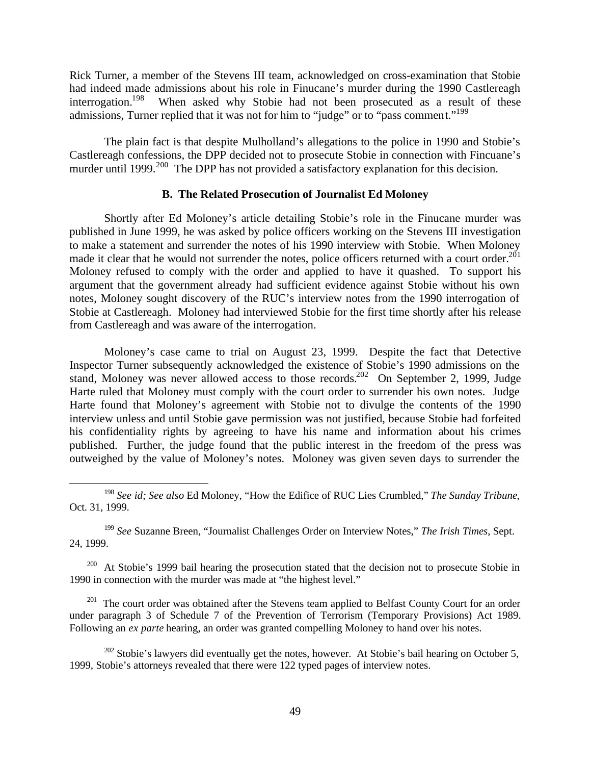Rick Turner, a member of the Stevens III team, acknowledged on cross-examination that Stobie had indeed made admissions about his role in Finucane's murder during the 1990 Castlereagh interrogation.[198] When asked why Stobie had not been prosecuted as a result of these admissions, Turner replied that it was not for him to "judge" or to "pass comment."[199]

The plain fact is that despite Mulholland's allegations to the police in 1990 and Stobie's Castlereagh confessions, the DPP decided not to prosecute Stobie in connection with Fincuane's murder until 1999.[200] The DPP has not provided a satisfactory explanation for this decision.

### B. The Related Prosecution of Journalist Ed Moloney

Shortly after Ed Moloney's article detailing Stobie's role in the Finucane murder was published in June 1999, he was asked by police officers working on the Stevens III investigation to make a statement and surrender the notes of his 1990 interview with Stobie. When Moloney made it clear that he would not surrender the notes, police officers returned with a court order.[201] Moloney refused to comply with the order and applied to have it quashed. To support his argument that the government already had sufficient evidence against Stobie without his own notes, Moloney sought discovery of the RUC's interview notes from the 1990 interrogation of Stobie at Castlereagh. Moloney had interviewed Stobie for the first time shortly after his release from Castlereagh and was aware of the interrogation.

Moloney's case came to trial on August 23, 1999. Despite the fact that Detective Inspector Turner subsequently acknowledged the existence of Stobie's 1990 admissions on the stand, Moloney was never allowed access to those records.[202] On September 2, 1999, Judge Harte ruled that Moloney must comply with the court order to surrender his own notes. Judge Harte found that Moloney's agreement with Stobie not to divulge the contents of the 1990 interview unless and until Stobie gave permission was not justified, because Stobie had forfeited his confidentiality rights by agreeing to have his name and information about his crimes published. Further, the judge found that the public interest in the freedom of the press was outweighed by the value of Moloney's notes. Moloney was given seven days to surrender the

---

[198] *See id; See also* Ed Moloney, "How the Edifice of RUC Lies Crumbled," *The Sunday Tribune*, Oct. 31, 1999.

[199] *See* Suzanne Breen, "Journalist Challenges Order on Interview Notes," *The Irish Times*, Sept. 24, 1999.

[200] At Stobie's 1999 bail hearing the prosecution stated that the decision not to prosecute Stobie in 1990 in connection with the murder was made at "the highest level."

[201] The court order was obtained after the Stevens team applied to Belfast County Court for an order under paragraph 3 of Schedule 7 of the Prevention of Terrorism (Temporary Provisions) Act 1989. Following an *ex parte* hearing, an order was granted compelling Moloney to hand over his notes.

[202] Stobie's lawyers did eventually get the notes, however. At Stobie's bail hearing on October 5, 1999, Stobie's attorneys revealed that there were 122 typed pages of interview notes.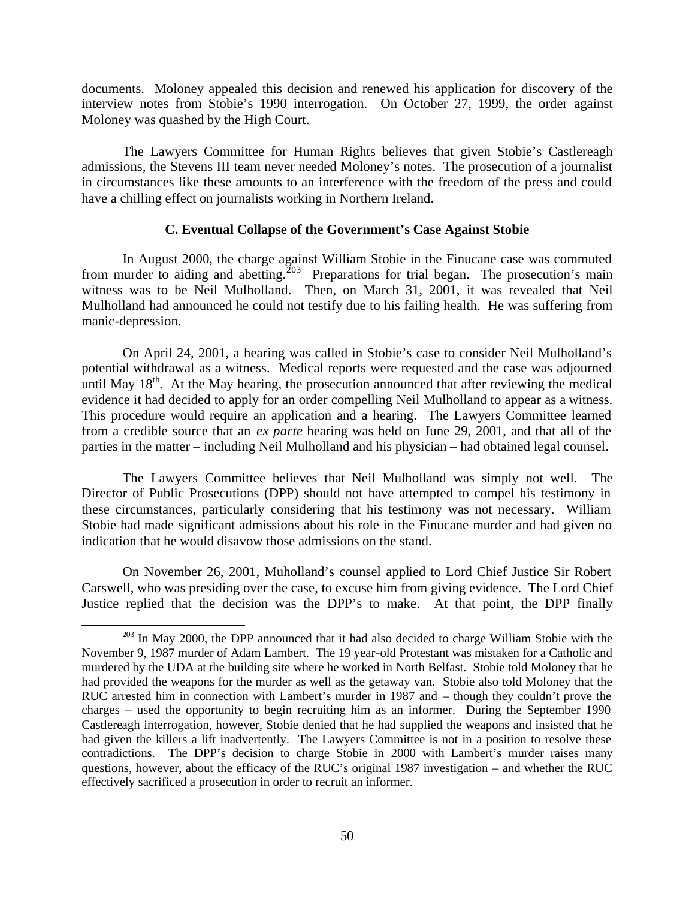documents. Moloney appealed this decision and renewed his application for discovery of the interview notes from Stobie's 1990 interrogation. On October 27, 1999, the order against Moloney was quashed by the High Court.

The Lawyers Committee for Human Rights believes that given Stobie's Castlereagh admissions, the Stevens III team never needed Moloney's notes. The prosecution of a journalist in circumstances like these amounts to an interference with the freedom of the press and could have a chilling effect on journalists working in Northern Ireland.

### C. Eventual Collapse of the Government's Case Against Stobie

In August 2000, the charge against William Stobie in the Finucane case was commuted from murder to aiding and abetting.[203] Preparations for trial began. The prosecution's main witness was to be Neil Mulholland. Then, on March 31, 2001, it was revealed that Neil Mulholland had announced he could not testify due to his failing health. He was suffering from manic-depression.

On April 24, 2001, a hearing was called in Stobie's case to consider Neil Mulholland's potential withdrawal as a witness. Medical reports were requested and the case was adjourned until May 18th. At the May hearing, the prosecution announced that after reviewing the medical evidence it had decided to apply for an order compelling Neil Mulholland to appear as a witness. This procedure would require an application and a hearing. The Lawyers Committee learned from a credible source that an *ex parte* hearing was held on June 29, 2001, and that all of the parties in the matter – including Neil Mulholland and his physician – had obtained legal counsel.

The Lawyers Committee believes that Neil Mulholland was simply not well. The Director of Public Prosecutions (DPP) should not have attempted to compel his testimony in these circumstances, particularly considering that his testimony was not necessary. William Stobie had made significant admissions about his role in the Finucane murder and had given no indication that he would disavow those admissions on the stand.

On November 26, 2001, Muholland's counsel applied to Lord Chief Justice Sir Robert Carswell, who was presiding over the case, to excuse him from giving evidence. The Lord Chief Justice replied that the decision was the DPP's to make. At that point, the DPP finally

---

[203] In May 2000, the DPP announced that it had also decided to charge William Stobie with the November 9, 1987 murder of Adam Lambert. The 19 year-old Protestant was mistaken for a Catholic and murdered by the UDA at the building site where he worked in North Belfast. Stobie told Moloney that he had provided the weapons for the murder as well as the getaway van. Stobie also told Moloney that the RUC arrested him in connection with Lambert's murder in 1987 and – though they couldn't prove the charges – used the opportunity to begin recruiting him as an informer. During the September 1990 Castlereagh interrogation, however, Stobie denied that he had supplied the weapons and insisted that he had given the killers a lift inadvertently. The Lawyers Committee is not in a position to resolve these contradictions. The DPP's decision to charge Stobie in 2000 with Lambert's murder raises many questions, however, about the efficacy of the RUC's original 1987 investigation – and whether the RUC effectively sacrificed a prosecution in order to recruit an informer.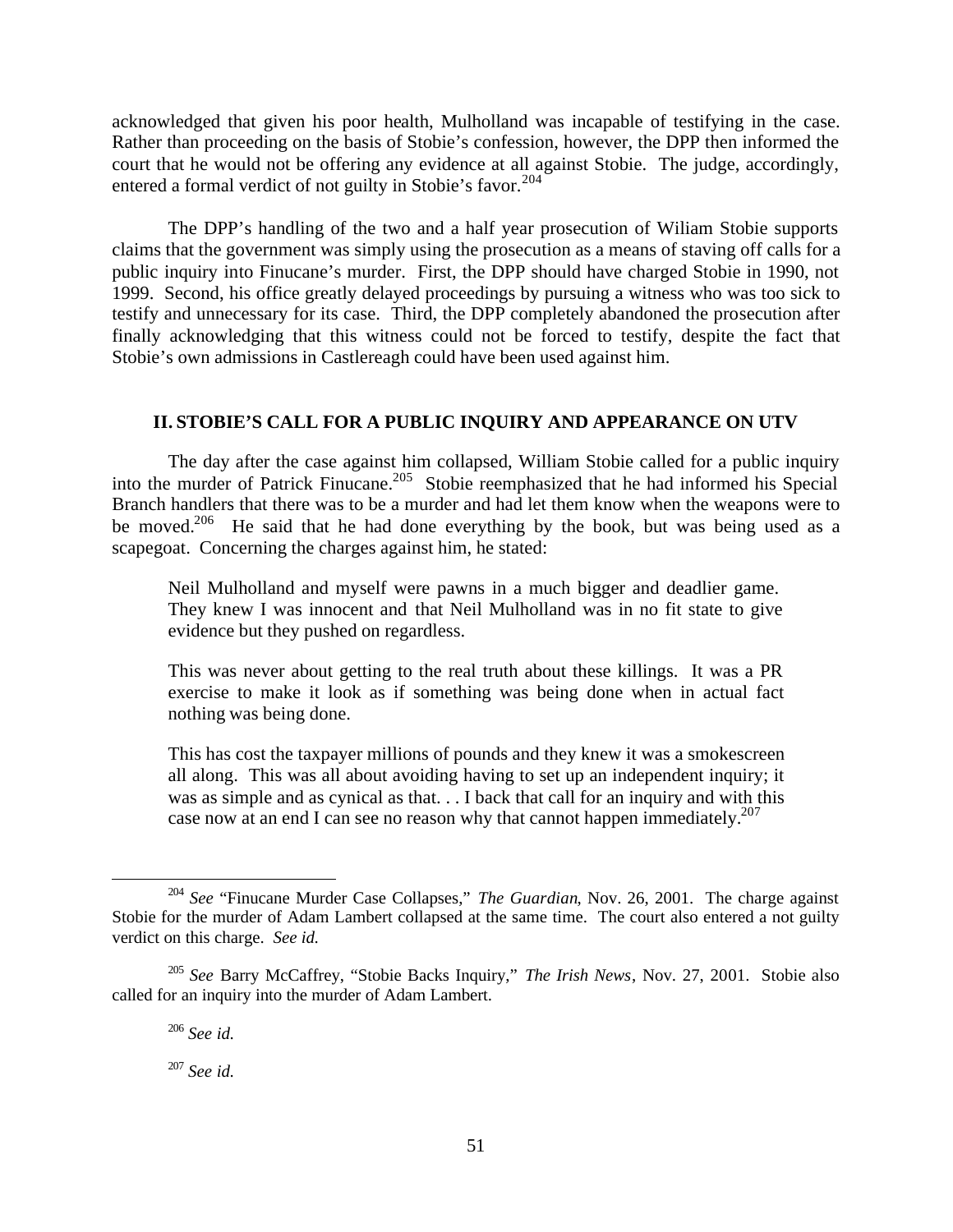acknowledged that given his poor health, Mulholland was incapable of testifying in the case. Rather than proceeding on the basis of Stobie's confession, however, the DPP then informed the court that he would not be offering any evidence at all against Stobie. The judge, accordingly, entered a formal verdict of not guilty in Stobie's favor.[204]

The DPP's handling of the two and a half year prosecution of Wiliam Stobie supports claims that the government was simply using the prosecution as a means of staving off calls for a public inquiry into Finucane's murder. First, the DPP should have charged Stobie in 1990, not 1999. Second, his office greatly delayed proceedings by pursuing a witness who was too sick to testify and unnecessary for its case. Third, the DPP completely abandoned the prosecution after finally acknowledging that this witness could not be forced to testify, despite the fact that Stobie's own admissions in Castlereagh could have been used against him.

## II. STOBIE'S CALL FOR A PUBLIC INQUIRY AND APPEARANCE ON UTV

The day after the case against him collapsed, William Stobie called for a public inquiry into the murder of Patrick Finucane.[205] Stobie reemphasized that he had informed his Special Branch handlers that there was to be a murder and had let them know when the weapons were to be moved.[206] He said that he had done everything by the book, but was being used as a scapegoat. Concerning the charges against him, he stated:

> Neil Mulholland and myself were pawns in a much bigger and deadlier game. They knew I was innocent and that Neil Mulholland was in no fit state to give evidence but they pushed on regardless.
>
> This was never about getting to the real truth about these killings. It was a PR exercise to make it look as if something was being done when in actual fact nothing was being done.
>
> This has cost the taxpayer millions of pounds and they knew it was a smokescreen all along. This was all about avoiding having to set up an independent inquiry; it was as simple and as cynical as that. . . I back that call for an inquiry and with this case now at an end I can see no reason why that cannot happen immediately.[207]

---

[204] *See* "Finucane Murder Case Collapses," *The Guardian*, Nov. 26, 2001. The charge against Stobie for the murder of Adam Lambert collapsed at the same time. The court also entered a not guilty verdict on this charge. *See id.*

[205] *See* Barry McCaffrey, "Stobie Backs Inquiry," *The Irish News*, Nov. 27, 2001. Stobie also called for an inquiry into the murder of Adam Lambert.

[206] *See id.*

[207] *See id.*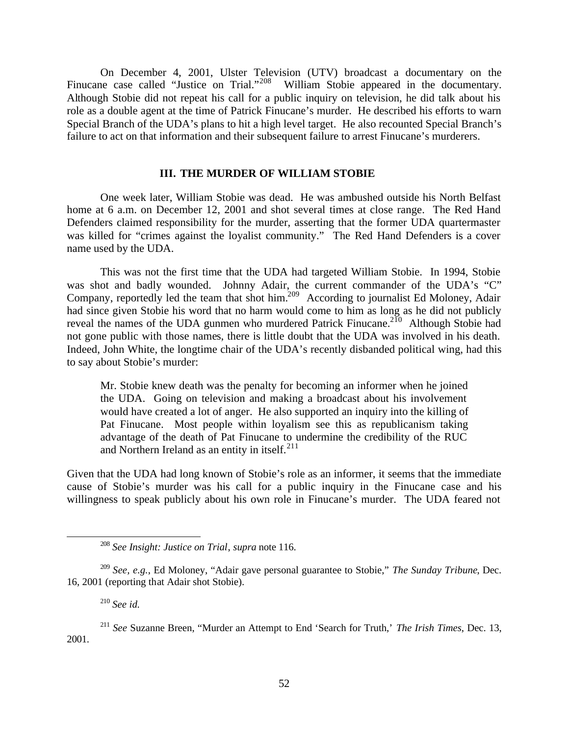On December 4, 2001, Ulster Television (UTV) broadcast a documentary on the Finucane case called "Justice on Trial."[208] William Stobie appeared in the documentary. Although Stobie did not repeat his call for a public inquiry on television, he did talk about his role as a double agent at the time of Patrick Finucane's murder. He described his efforts to warn Special Branch of the UDA's plans to hit a high level target. He also recounted Special Branch's failure to act on that information and their subsequent failure to arrest Finucane's murderers.

### III. THE MURDER OF WILLIAM STOBIE

One week later, William Stobie was dead. He was ambushed outside his North Belfast home at 6 a.m. on December 12, 2001 and shot several times at close range. The Red Hand Defenders claimed responsibility for the murder, asserting that the former UDA quartermaster was killed for "crimes against the loyalist community." The Red Hand Defenders is a cover name used by the UDA.

This was not the first time that the UDA had targeted William Stobie. In 1994, Stobie was shot and badly wounded. Johnny Adair, the current commander of the UDA's "C" Company, reportedly led the team that shot him.[209] According to journalist Ed Moloney, Adair had since given Stobie his word that no harm would come to him as long as he did not publicly reveal the names of the UDA gunmen who murdered Patrick Finucane.[210] Although Stobie had not gone public with those names, there is little doubt that the UDA was involved in his death. Indeed, John White, the longtime chair of the UDA's recently disbanded political wing, had this to say about Stobie's murder:

> Mr. Stobie knew death was the penalty for becoming an informer when he joined the UDA. Going on television and making a broadcast about his involvement would have created a lot of anger. He also supported an inquiry into the killing of Pat Finucane. Most people within loyalism see this as republicanism taking advantage of the death of Pat Finucane to undermine the credibility of the RUC and Northern Ireland as an entity in itself.[211]

Given that the UDA had long known of Stobie's role as an informer, it seems that the immediate cause of Stobie's murder was his call for a public inquiry in the Finucane case and his willingness to speak publicly about his own role in Finucane's murder. The UDA feared not

---

[208] *See Insight: Justice on Trial*, *supra* note 116.

[209] *See, e.g.*, Ed Moloney, "Adair gave personal guarantee to Stobie," *The Sunday Tribune*, Dec. 16, 2001 (reporting that Adair shot Stobie).

[210] *See id.*

[211] *See* Suzanne Breen, "Murder an Attempt to End 'Search for Truth,' *The Irish Times*, Dec. 13, 2001.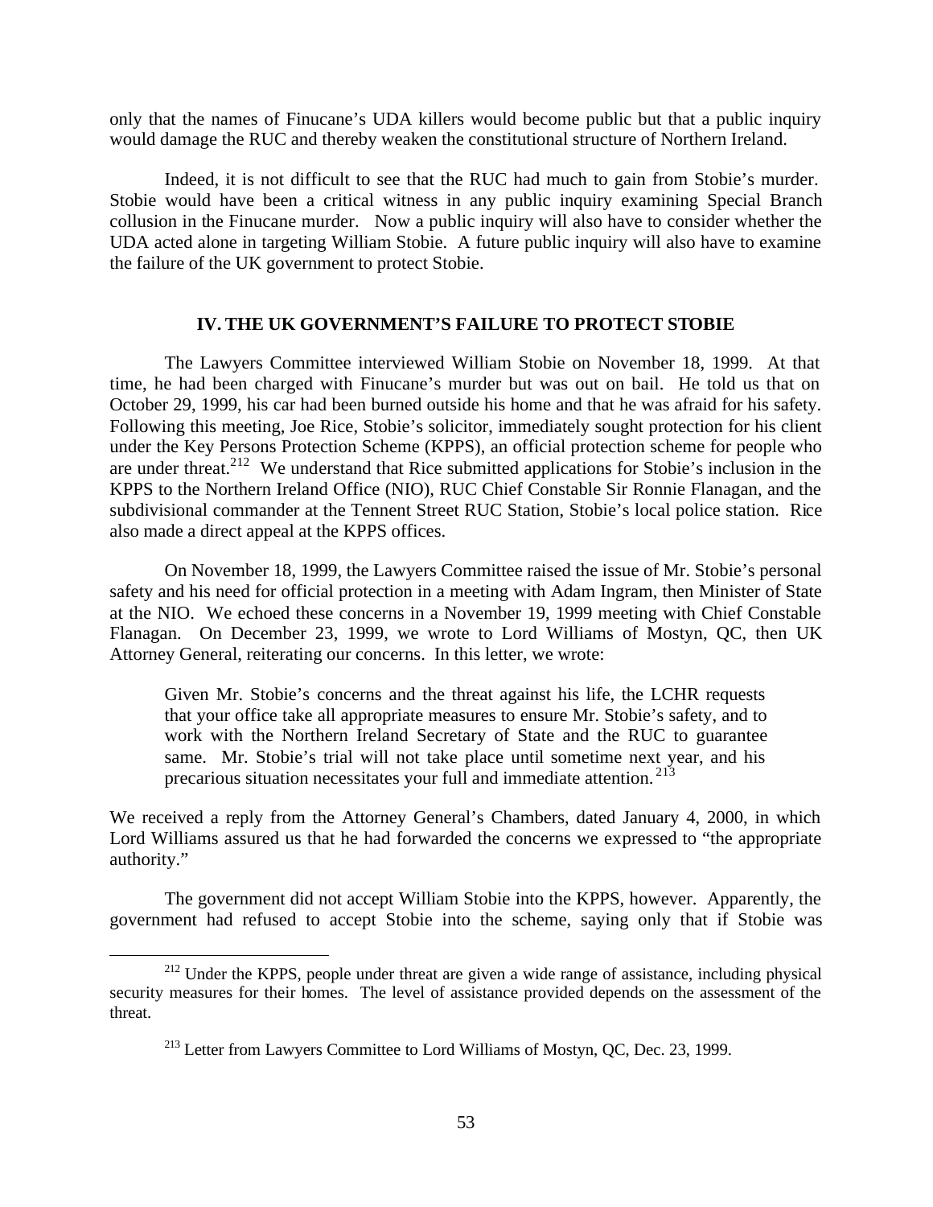only that the names of Finucane's UDA killers would become public but that a public inquiry would damage the RUC and thereby weaken the constitutional structure of Northern Ireland.

Indeed, it is not difficult to see that the RUC had much to gain from Stobie's murder. Stobie would have been a critical witness in any public inquiry examining Special Branch collusion in the Finucane murder. Now a public inquiry will also have to consider whether the UDA acted alone in targeting William Stobie. A future public inquiry will also have to examine the failure of the UK government to protect Stobie.

## IV. THE UK GOVERNMENT'S FAILURE TO PROTECT STOBIE

The Lawyers Committee interviewed William Stobie on November 18, 1999. At that time, he had been charged with Finucane's murder but was out on bail. He told us that on October 29, 1999, his car had been burned outside his home and that he was afraid for his safety. Following this meeting, Joe Rice, Stobie's solicitor, immediately sought protection for his client under the Key Persons Protection Scheme (KPPS), an official protection scheme for people who are under threat.[212] We understand that Rice submitted applications for Stobie's inclusion in the KPPS to the Northern Ireland Office (NIO), RUC Chief Constable Sir Ronnie Flanagan, and the subdivisional commander at the Tennent Street RUC Station, Stobie's local police station. Rice also made a direct appeal at the KPPS offices.

On November 18, 1999, the Lawyers Committee raised the issue of Mr. Stobie's personal safety and his need for official protection in a meeting with Adam Ingram, then Minister of State at the NIO. We echoed these concerns in a November 19, 1999 meeting with Chief Constable Flanagan. On December 23, 1999, we wrote to Lord Williams of Mostyn, QC, then UK Attorney General, reiterating our concerns. In this letter, we wrote:

> Given Mr. Stobie's concerns and the threat against his life, the LCHR requests that your office take all appropriate measures to ensure Mr. Stobie's safety, and to work with the Northern Ireland Secretary of State and the RUC to guarantee same. Mr. Stobie's trial will not take place until sometime next year, and his precarious situation necessitates your full and immediate attention.[213]

We received a reply from the Attorney General's Chambers, dated January 4, 2000, in which Lord Williams assured us that he had forwarded the concerns we expressed to "the appropriate authority."

The government did not accept William Stobie into the KPPS, however. Apparently, the government had refused to accept Stobie into the scheme, saying only that if Stobie was

---

[212] Under the KPPS, people under threat are given a wide range of assistance, including physical security measures for their homes. The level of assistance provided depends on the assessment of the threat.

[213] Letter from Lawyers Committee to Lord Williams of Mostyn, QC, Dec. 23, 1999.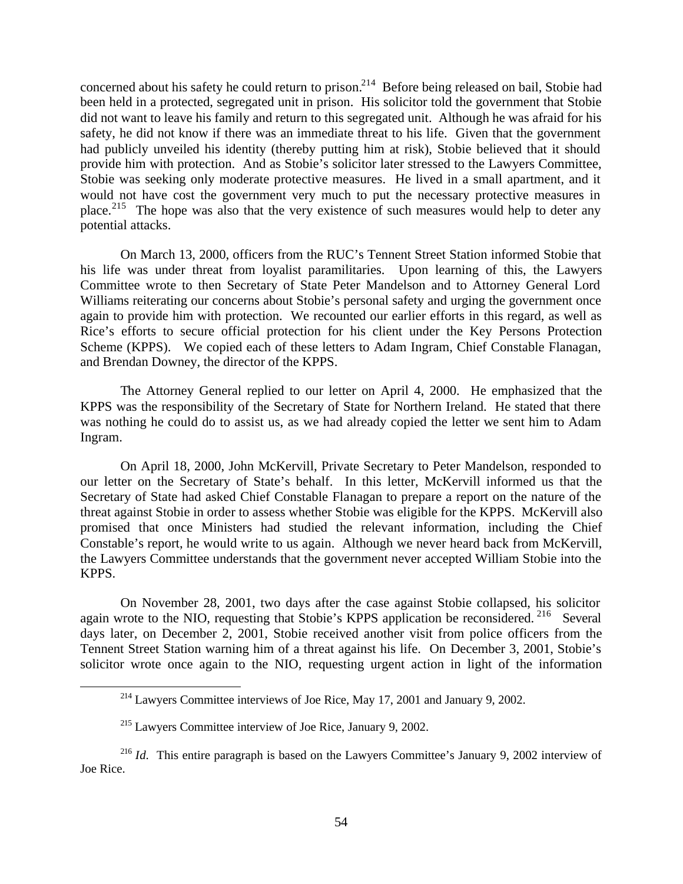concerned about his safety he could return to prison.[214] Before being released on bail, Stobie had been held in a protected, segregated unit in prison. His solicitor told the government that Stobie did not want to leave his family and return to this segregated unit. Although he was afraid for his safety, he did not know if there was an immediate threat to his life. Given that the government had publicly unveiled his identity (thereby putting him at risk), Stobie believed that it should provide him with protection. And as Stobie's solicitor later stressed to the Lawyers Committee, Stobie was seeking only moderate protective measures. He lived in a small apartment, and it would not have cost the government very much to put the necessary protective measures in place.[215] The hope was also that the very existence of such measures would help to deter any potential attacks.

On March 13, 2000, officers from the RUC's Tennent Street Station informed Stobie that his life was under threat from loyalist paramilitaries. Upon learning of this, the Lawyers Committee wrote to then Secretary of State Peter Mandelson and to Attorney General Lord Williams reiterating our concerns about Stobie's personal safety and urging the government once again to provide him with protection. We recounted our earlier efforts in this regard, as well as Rice's efforts to secure official protection for his client under the Key Persons Protection Scheme (KPPS). We copied each of these letters to Adam Ingram, Chief Constable Flanagan, and Brendan Downey, the director of the KPPS.

The Attorney General replied to our letter on April 4, 2000. He emphasized that the KPPS was the responsibility of the Secretary of State for Northern Ireland. He stated that there was nothing he could do to assist us, as we had already copied the letter we sent him to Adam Ingram.

On April 18, 2000, John McKervill, Private Secretary to Peter Mandelson, responded to our letter on the Secretary of State's behalf. In this letter, McKervill informed us that the Secretary of State had asked Chief Constable Flanagan to prepare a report on the nature of the threat against Stobie in order to assess whether Stobie was eligible for the KPPS. McKervill also promised that once Ministers had studied the relevant information, including the Chief Constable's report, he would write to us again. Although we never heard back from McKervill, the Lawyers Committee understands that the government never accepted William Stobie into the KPPS.

On November 28, 2001, two days after the case against Stobie collapsed, his solicitor again wrote to the NIO, requesting that Stobie's KPPS application be reconsidered.[216] Several days later, on December 2, 2001, Stobie received another visit from police officers from the Tennent Street Station warning him of a threat against his life. On December 3, 2001, Stobie's solicitor wrote once again to the NIO, requesting urgent action in light of the information

---

[214] Lawyers Committee interviews of Joe Rice, May 17, 2001 and January 9, 2002.

[215] Lawyers Committee interview of Joe Rice, January 9, 2002.

[216] *Id.* This entire paragraph is based on the Lawyers Committee's January 9, 2002 interview of Joe Rice.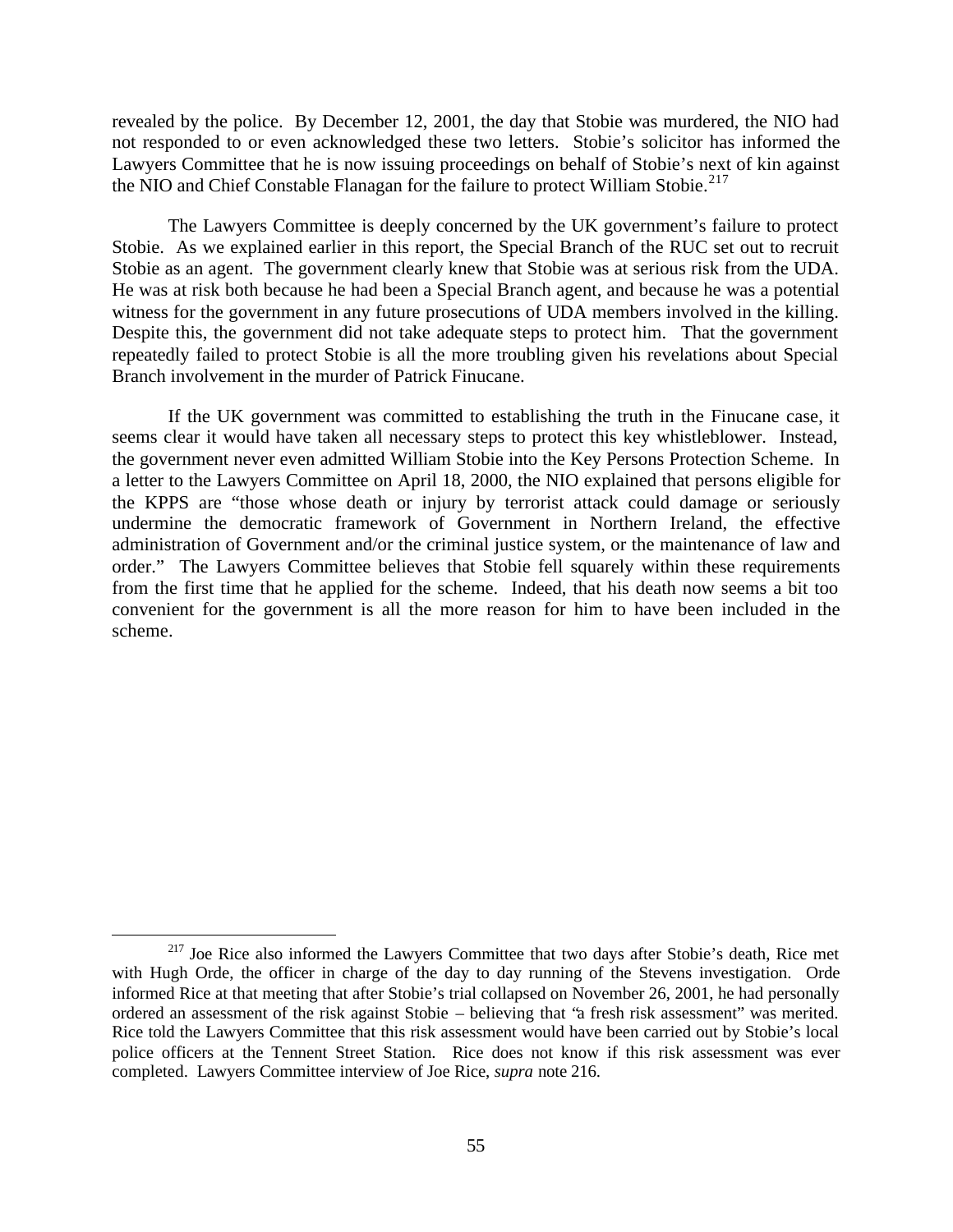revealed by the police. By December 12, 2001, the day that Stobie was murdered, the NIO had not responded to or even acknowledged these two letters. Stobie's solicitor has informed the Lawyers Committee that he is now issuing proceedings on behalf of Stobie's next of kin against the NIO and Chief Constable Flanagan for the failure to protect William Stobie.[217]

The Lawyers Committee is deeply concerned by the UK government's failure to protect Stobie. As we explained earlier in this report, the Special Branch of the RUC set out to recruit Stobie as an agent. The government clearly knew that Stobie was at serious risk from the UDA. He was at risk both because he had been a Special Branch agent, and because he was a potential witness for the government in any future prosecutions of UDA members involved in the killing. Despite this, the government did not take adequate steps to protect him. That the government repeatedly failed to protect Stobie is all the more troubling given his revelations about Special Branch involvement in the murder of Patrick Finucane.

If the UK government was committed to establishing the truth in the Finucane case, it seems clear it would have taken all necessary steps to protect this key whistleblower. Instead, the government never even admitted William Stobie into the Key Persons Protection Scheme. In a letter to the Lawyers Committee on April 18, 2000, the NIO explained that persons eligible for the KPPS are "those whose death or injury by terrorist attack could damage or seriously undermine the democratic framework of Government in Northern Ireland, the effective administration of Government and/or the criminal justice system, or the maintenance of law and order." The Lawyers Committee believes that Stobie fell squarely within these requirements from the first time that he applied for the scheme. Indeed, that his death now seems a bit too convenient for the government is all the more reason for him to have been included in the scheme.

---

[217] Joe Rice also informed the Lawyers Committee that two days after Stobie's death, Rice met with Hugh Orde, the officer in charge of the day to day running of the Stevens investigation. Orde informed Rice at that meeting that after Stobie's trial collapsed on November 26, 2001, he had personally ordered an assessment of the risk against Stobie – believing that "a fresh risk assessment" was merited. Rice told the Lawyers Committee that this risk assessment would have been carried out by Stobie's local police officers at the Tennent Street Station. Rice does not know if this risk assessment was ever completed. Lawyers Committee interview of Joe Rice, *supra* note 216.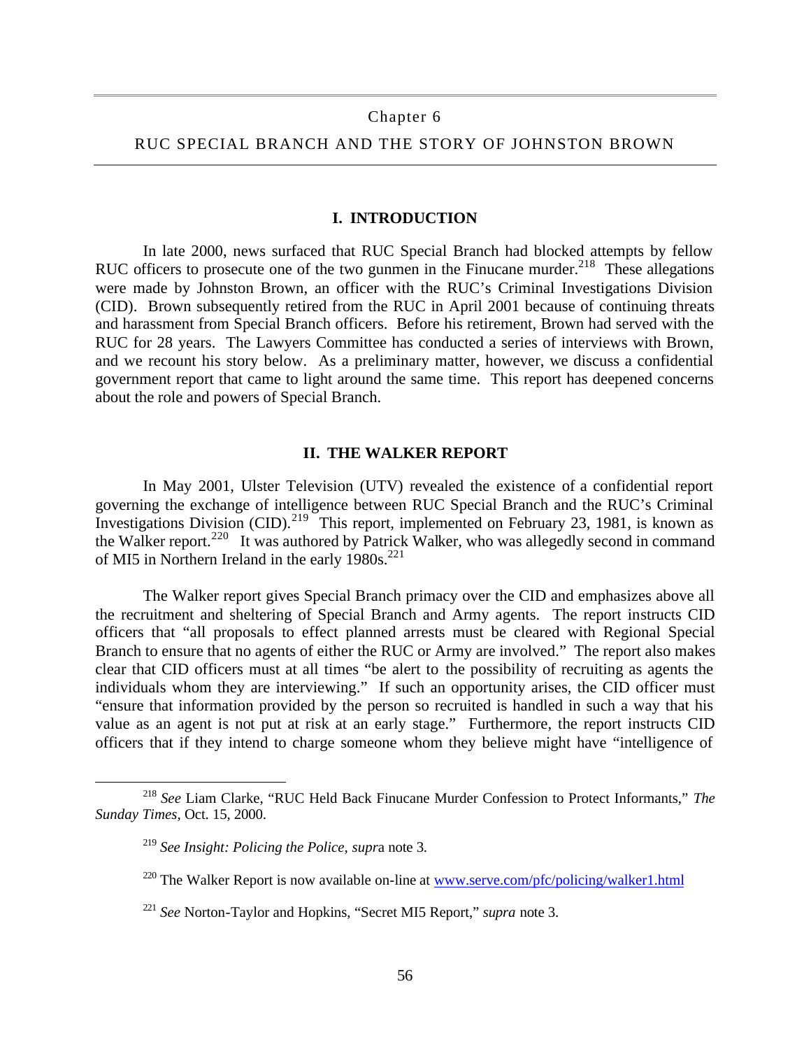# Chapter 6

## RUC SPECIAL BRANCH AND THE STORY OF JOHNSTON BROWN

### I. INTRODUCTION

In late 2000, news surfaced that RUC Special Branch had blocked attempts by fellow RUC officers to prosecute one of the two gunmen in the Finucane murder.[218] These allegations were made by Johnston Brown, an officer with the RUC's Criminal Investigations Division (CID). Brown subsequently retired from the RUC in April 2001 because of continuing threats and harassment from Special Branch officers. Before his retirement, Brown had served with the RUC for 28 years. The Lawyers Committee has conducted a series of interviews with Brown, and we recount his story below. As a preliminary matter, however, we discuss a confidential government report that came to light around the same time. This report has deepened concerns about the role and powers of Special Branch.

### II. THE WALKER REPORT

In May 2001, Ulster Television (UTV) revealed the existence of a confidential report governing the exchange of intelligence between RUC Special Branch and the RUC's Criminal Investigations Division (CID).[219] This report, implemented on February 23, 1981, is known as the Walker report.[220] It was authored by Patrick Walker, who was allegedly second in command of MI5 in Northern Ireland in the early 1980s.[221]

The Walker report gives Special Branch primacy over the CID and emphasizes above all the recruitment and sheltering of Special Branch and Army agents. The report instructs CID officers that "all proposals to effect planned arrests must be cleared with Regional Special Branch to ensure that no agents of either the RUC or Army are involved." The report also makes clear that CID officers must at all times "be alert to the possibility of recruiting as agents the individuals whom they are interviewing." If such an opportunity arises, the CID officer must "ensure that information provided by the person so recruited is handled in such a way that his value as an agent is not put at risk at an early stage." Furthermore, the report instructs CID officers that if they intend to charge someone whom they believe might have "intelligence of

---

[218] *See* Liam Clarke, "RUC Held Back Finucane Murder Confession to Protect Informants," *The Sunday Times*, Oct. 15, 2000.

[219] *See Insight: Policing the Police, supra* note 3.

[220] The Walker Report is now available on-line at www.serve.com/pfc/policing/walker1.html

[221] *See* Norton-Taylor and Hopkins, "Secret MI5 Report," *supra* note 3.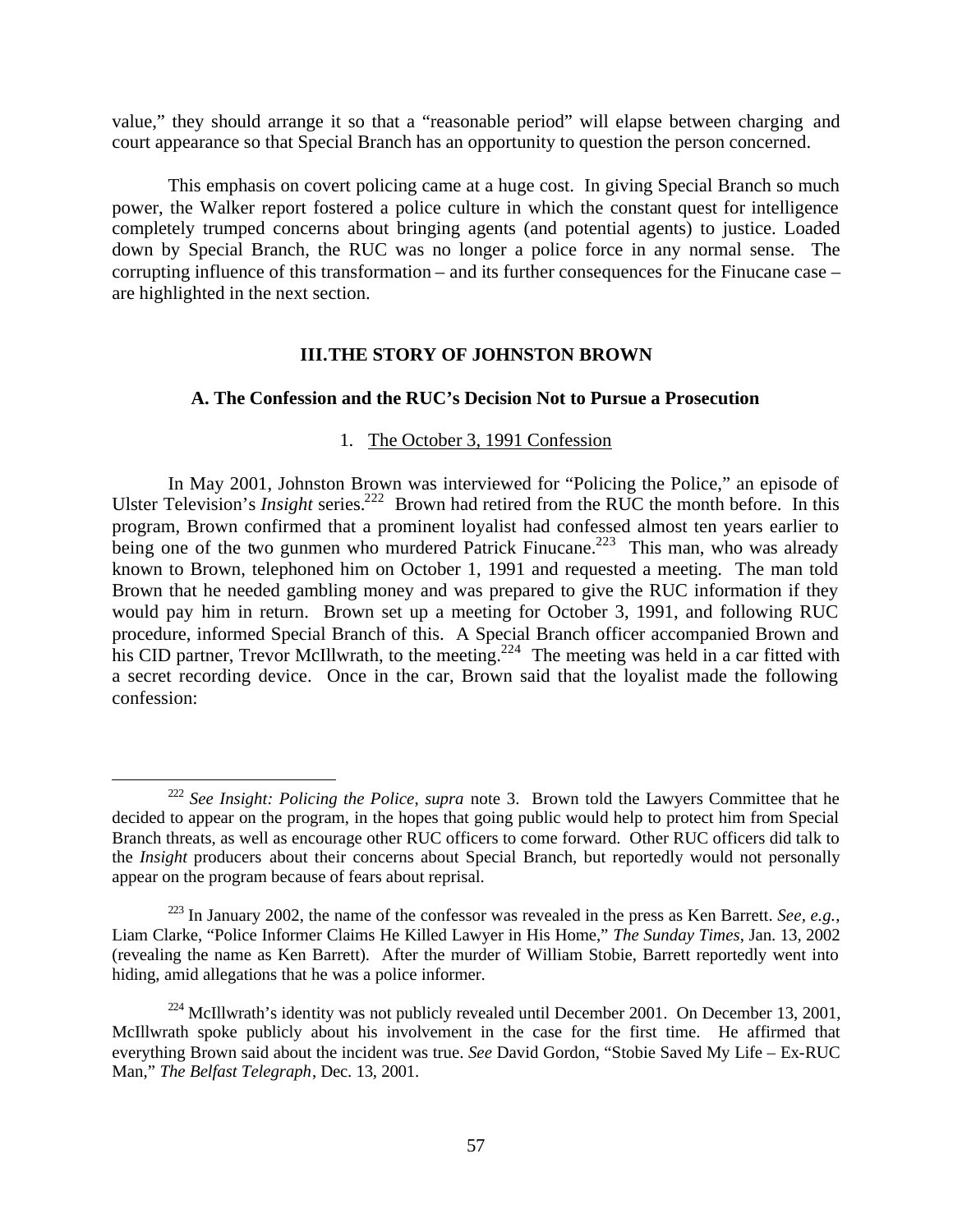value," they should arrange it so that a "reasonable period" will elapse between charging and court appearance so that Special Branch has an opportunity to question the person concerned.

This emphasis on covert policing came at a huge cost. In giving Special Branch so much power, the Walker report fostered a police culture in which the constant quest for intelligence completely trumped concerns about bringing agents (and potential agents) to justice. Loaded down by Special Branch, the RUC was no longer a police force in any normal sense. The corrupting influence of this transformation – and its further consequences for the Finucane case – are highlighted in the next section.

## III. THE STORY OF JOHNSTON BROWN

### A. The Confession and the RUC's Decision Not to Pursue a Prosecution

#### 1. The October 3, 1991 Confession

In May 2001, Johnston Brown was interviewed for "Policing the Police," an episode of Ulster Television's *Insight* series.[222] Brown had retired from the RUC the month before. In this program, Brown confirmed that a prominent loyalist had confessed almost ten years earlier to being one of the two gunmen who murdered Patrick Finucane.[223] This man, who was already known to Brown, telephoned him on October 1, 1991 and requested a meeting. The man told Brown that he needed gambling money and was prepared to give the RUC information if they would pay him in return. Brown set up a meeting for October 3, 1991, and following RUC procedure, informed Special Branch of this. A Special Branch officer accompanied Brown and his CID partner, Trevor McIllwrath, to the meeting.[224] The meeting was held in a car fitted with a secret recording device. Once in the car, Brown said that the loyalist made the following confession:

---

[222] *See Insight: Policing the Police*, *supra* note 3. Brown told the Lawyers Committee that he decided to appear on the program, in the hopes that going public would help to protect him from Special Branch threats, as well as encourage other RUC officers to come forward. Other RUC officers did talk to the *Insight* producers about their concerns about Special Branch, but reportedly would not personally appear on the program because of fears about reprisal.

[223] In January 2002, the name of the confessor was revealed in the press as Ken Barrett. *See, e.g.*, Liam Clarke, "Police Informer Claims He Killed Lawyer in His Home," *The Sunday Times*, Jan. 13, 2002 (revealing the name as Ken Barrett). After the murder of William Stobie, Barrett reportedly went into hiding, amid allegations that he was a police informer.

[224] McIllwrath's identity was not publicly revealed until December 2001. On December 13, 2001, McIllwrath spoke publicly about his involvement in the case for the first time. He affirmed that everything Brown said about the incident was true. *See* David Gordon, "Stobie Saved My Life – Ex-RUC Man," *The Belfast Telegraph*, Dec. 13, 2001.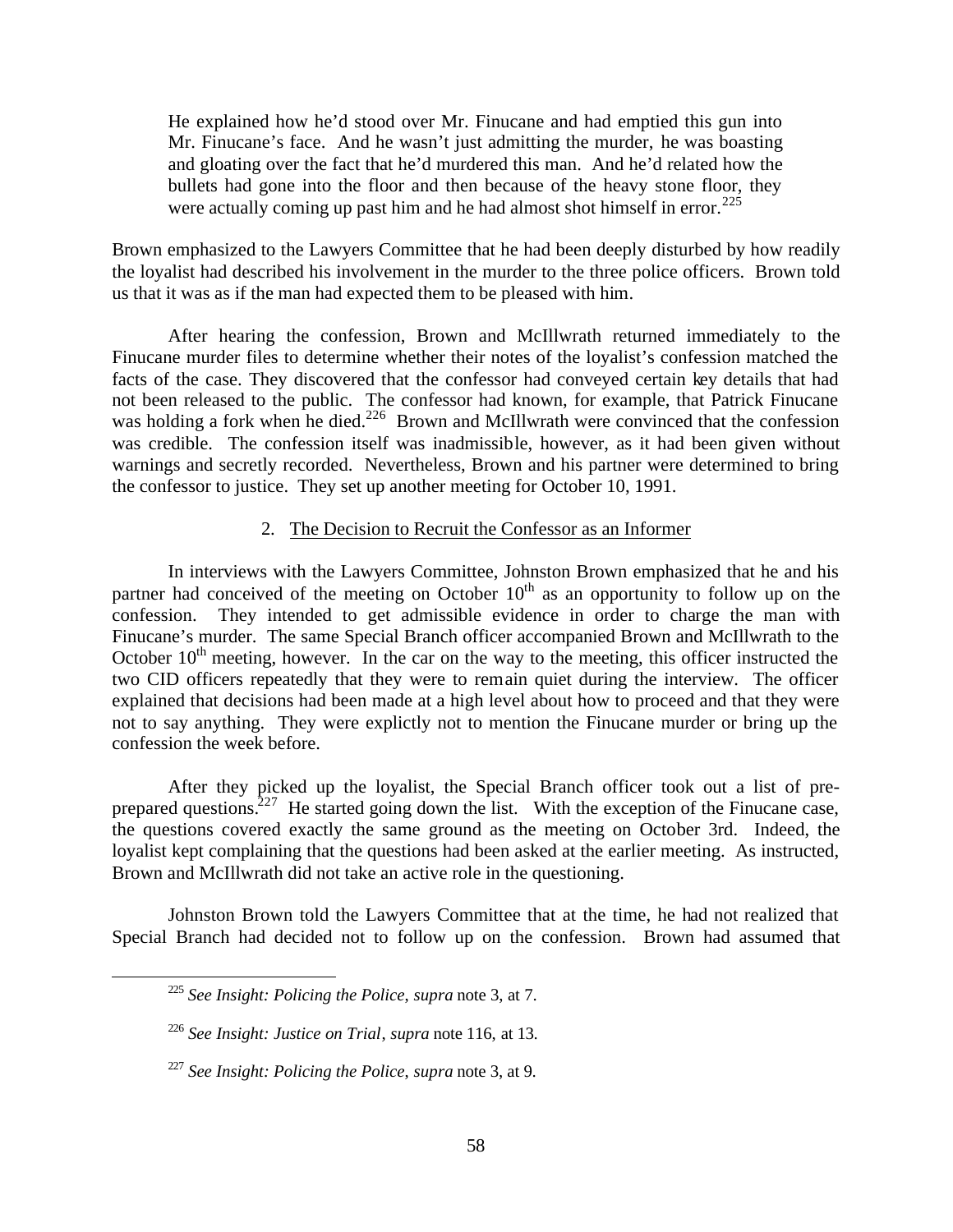> He explained how he'd stood over Mr. Finucane and had emptied this gun into Mr. Finucane's face. And he wasn't just admitting the murder, he was boasting and gloating over the fact that he'd murdered this man. And he'd related how the bullets had gone into the floor and then because of the heavy stone floor, they were actually coming up past him and he had almost shot himself in error.[225]

Brown emphasized to the Lawyers Committee that he had been deeply disturbed by how readily the loyalist had described his involvement in the murder to the three police officers. Brown told us that it was as if the man had expected them to be pleased with him.

After hearing the confession, Brown and McIllwrath returned immediately to the Finucane murder files to determine whether their notes of the loyalist's confession matched the facts of the case. They discovered that the confessor had conveyed certain key details that had not been released to the public. The confessor had known, for example, that Patrick Finucane was holding a fork when he died.[226] Brown and McIllwrath were convinced that the confession was credible. The confession itself was inadmissible, however, as it had been given without warnings and secretly recorded. Nevertheless, Brown and his partner were determined to bring the confessor to justice. They set up another meeting for October 10, 1991.

### 2. The Decision to Recruit the Confessor as an Informer

In interviews with the Lawyers Committee, Johnston Brown emphasized that he and his partner had conceived of the meeting on October 10th as an opportunity to follow up on the confession. They intended to get admissible evidence in order to charge the man with Finucane's murder. The same Special Branch officer accompanied Brown and McIllwrath to the October 10th meeting, however. In the car on the way to the meeting, this officer instructed the two CID officers repeatedly that they were to remain quiet during the interview. The officer explained that decisions had been made at a high level about how to proceed and that they were not to say anything. They were explictly not to mention the Finucane murder or bring up the confession the week before.

After they picked up the loyalist, the Special Branch officer took out a list of pre-prepared questions.[227] He started going down the list. With the exception of the Finucane case, the questions covered exactly the same ground as the meeting on October 3rd. Indeed, the loyalist kept complaining that the questions had been asked at the earlier meeting. As instructed, Brown and McIllwrath did not take an active role in the questioning.

Johnston Brown told the Lawyers Committee that at the time, he had not realized that Special Branch had decided not to follow up on the confession. Brown had assumed that

---

[225] *See Insight: Policing the Police*, *supra* note 3, at 7.

[226] *See Insight: Justice on Trial*, *supra* note 116, at 13.

[227] *See Insight: Policing the Police*, *supra* note 3, at 9.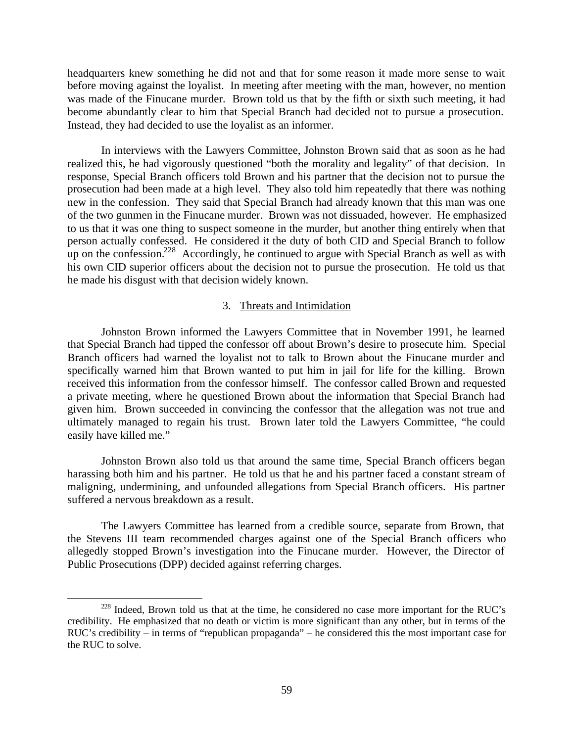headquarters knew something he did not and that for some reason it made more sense to wait before moving against the loyalist. In meeting after meeting with the man, however, no mention was made of the Finucane murder. Brown told us that by the fifth or sixth such meeting, it had become abundantly clear to him that Special Branch had decided not to pursue a prosecution. Instead, they had decided to use the loyalist as an informer.

In interviews with the Lawyers Committee, Johnston Brown said that as soon as he had realized this, he had vigorously questioned "both the morality and legality" of that decision. In response, Special Branch officers told Brown and his partner that the decision not to pursue the prosecution had been made at a high level. They also told him repeatedly that there was nothing new in the confession. They said that Special Branch had already known that this man was one of the two gunmen in the Finucane murder. Brown was not dissuaded, however. He emphasized to us that it was one thing to suspect someone in the murder, but another thing entirely when that person actually confessed. He considered it the duty of both CID and Special Branch to follow up on the confession.[228] Accordingly, he continued to argue with Special Branch as well as with his own CID superior officers about the decision not to pursue the prosecution. He told us that he made his disgust with that decision widely known.

### 3. Threats and Intimidation

Johnston Brown informed the Lawyers Committee that in November 1991, he learned that Special Branch had tipped the confessor off about Brown's desire to prosecute him. Special Branch officers had warned the loyalist not to talk to Brown about the Finucane murder and specifically warned him that Brown wanted to put him in jail for life for the killing. Brown received this information from the confessor himself. The confessor called Brown and requested a private meeting, where he questioned Brown about the information that Special Branch had given him. Brown succeeded in convincing the confessor that the allegation was not true and ultimately managed to regain his trust. Brown later told the Lawyers Committee, "he could easily have killed me."

Johnston Brown also told us that around the same time, Special Branch officers began harassing both him and his partner. He told us that he and his partner faced a constant stream of maligning, undermining, and unfounded allegations from Special Branch officers. His partner suffered a nervous breakdown as a result.

The Lawyers Committee has learned from a credible source, separate from Brown, that the Stevens III team recommended charges against one of the Special Branch officers who allegedly stopped Brown's investigation into the Finucane murder. However, the Director of Public Prosecutions (DPP) decided against referring charges.

---

[228] Indeed, Brown told us that at the time, he considered no case more important for the RUC's credibility. He emphasized that no death or victim is more significant than any other, but in terms of the RUC's credibility – in terms of "republican propaganda" – he considered this the most important case for the RUC to solve.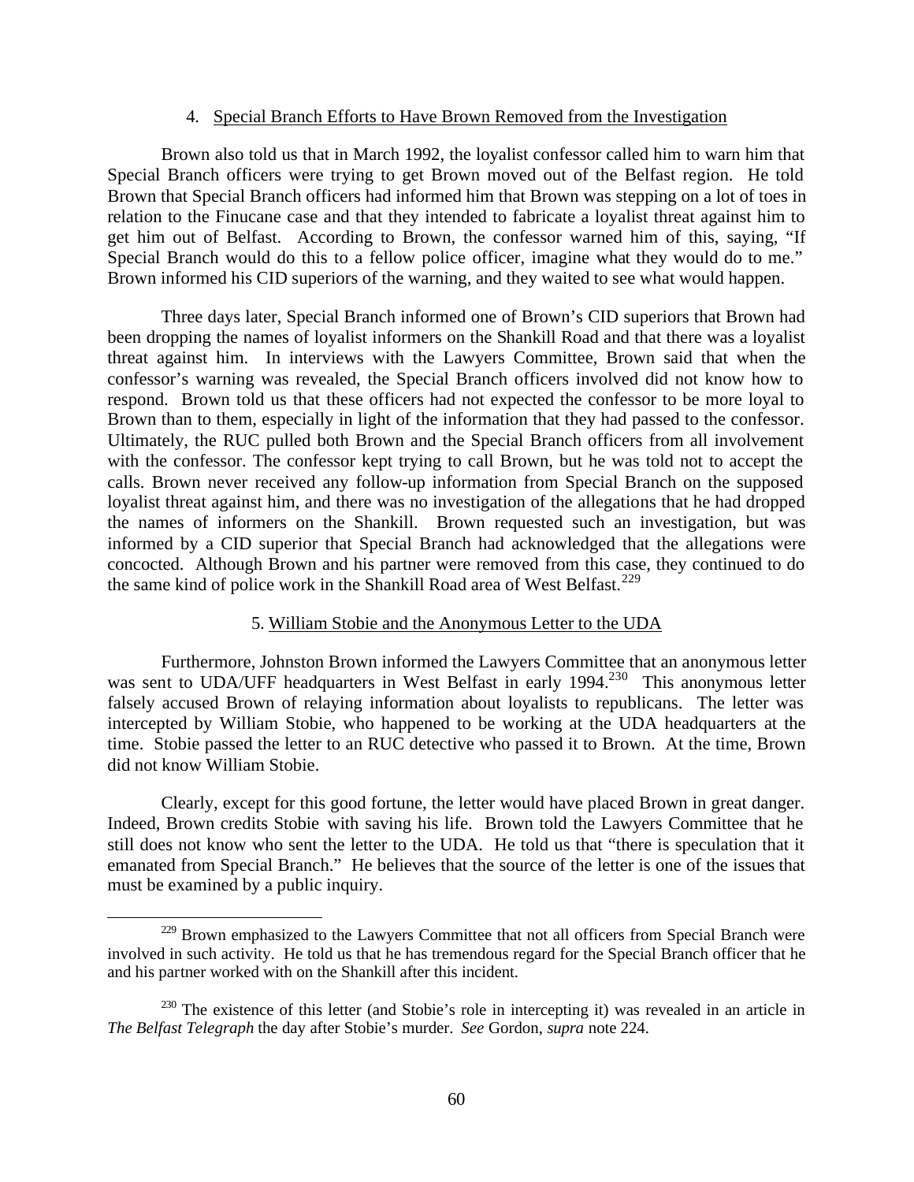### 4. Special Branch Efforts to Have Brown Removed from the Investigation

Brown also told us that in March 1992, the loyalist confessor called him to warn him that Special Branch officers were trying to get Brown moved out of the Belfast region. He told Brown that Special Branch officers had informed him that Brown was stepping on a lot of toes in relation to the Finucane case and that they intended to fabricate a loyalist threat against him to get him out of Belfast. According to Brown, the confessor warned him of this, saying, "If Special Branch would do this to a fellow police officer, imagine what they would do to me." Brown informed his CID superiors of the warning, and they waited to see what would happen.

Three days later, Special Branch informed one of Brown's CID superiors that Brown had been dropping the names of loyalist informers on the Shankill Road and that there was a loyalist threat against him. In interviews with the Lawyers Committee, Brown said that when the confessor's warning was revealed, the Special Branch officers involved did not know how to respond. Brown told us that these officers had not expected the confessor to be more loyal to Brown than to them, especially in light of the information that they had passed to the confessor. Ultimately, the RUC pulled both Brown and the Special Branch officers from all involvement with the confessor. The confessor kept trying to call Brown, but he was told not to accept the calls. Brown never received any follow-up information from Special Branch on the supposed loyalist threat against him, and there was no investigation of the allegations that he had dropped the names of informers on the Shankill. Brown requested such an investigation, but was informed by a CID superior that Special Branch had acknowledged that the allegations were concocted. Although Brown and his partner were removed from this case, they continued to do the same kind of police work in the Shankill Road area of West Belfast.[229]

### 5. William Stobie and the Anonymous Letter to the UDA

Furthermore, Johnston Brown informed the Lawyers Committee that an anonymous letter was sent to UDA/UFF headquarters in West Belfast in early 1994.[230] This anonymous letter falsely accused Brown of relaying information about loyalists to republicans. The letter was intercepted by William Stobie, who happened to be working at the UDA headquarters at the time. Stobie passed the letter to an RUC detective who passed it to Brown. At the time, Brown did not know William Stobie.

Clearly, except for this good fortune, the letter would have placed Brown in great danger. Indeed, Brown credits Stobie with saving his life. Brown told the Lawyers Committee that he still does not know who sent the letter to the UDA. He told us that "there is speculation that it emanated from Special Branch." He believes that the source of the letter is one of the issues that must be examined by a public inquiry.

---

[229] Brown emphasized to the Lawyers Committee that not all officers from Special Branch were involved in such activity. He told us that he has tremendous regard for the Special Branch officer that he and his partner worked with on the Shankill after this incident.

[230] The existence of this letter (and Stobie's role in intercepting it) was revealed in an article in *The Belfast Telegraph* the day after Stobie's murder. *See* Gordon, *supra* note 224.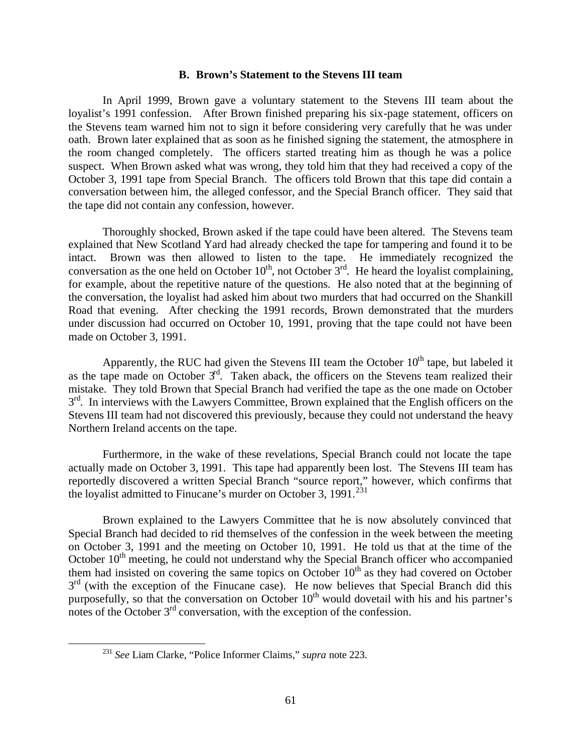### B. Brown's Statement to the Stevens III team

In April 1999, Brown gave a voluntary statement to the Stevens III team about the loyalist's 1991 confession. After Brown finished preparing his six-page statement, officers on the Stevens team warned him not to sign it before considering very carefully that he was under oath. Brown later explained that as soon as he finished signing the statement, the atmosphere in the room changed completely. The officers started treating him as though he was a police suspect. When Brown asked what was wrong, they told him that they had received a copy of the October 3, 1991 tape from Special Branch. The officers told Brown that this tape did contain a conversation between him, the alleged confessor, and the Special Branch officer. They said that the tape did not contain any confession, however.

Thoroughly shocked, Brown asked if the tape could have been altered. The Stevens team explained that New Scotland Yard had already checked the tape for tampering and found it to be intact. Brown was then allowed to listen to the tape. He immediately recognized the conversation as the one held on October 10th, not October 3rd. He heard the loyalist complaining, for example, about the repetitive nature of the questions. He also noted that at the beginning of the conversation, the loyalist had asked him about two murders that had occurred on the Shankill Road that evening. After checking the 1991 records, Brown demonstrated that the murders under discussion had occurred on October 10, 1991, proving that the tape could not have been made on October 3, 1991.

Apparently, the RUC had given the Stevens III team the October 10th tape, but labeled it as the tape made on October 3rd. Taken aback, the officers on the Stevens team realized their mistake. They told Brown that Special Branch had verified the tape as the one made on October 3rd. In interviews with the Lawyers Committee, Brown explained that the English officers on the Stevens III team had not discovered this previously, because they could not understand the heavy Northern Ireland accents on the tape.

Furthermore, in the wake of these revelations, Special Branch could not locate the tape actually made on October 3, 1991. This tape had apparently been lost. The Stevens III team has reportedly discovered a written Special Branch "source report," however, which confirms that the loyalist admitted to Finucane's murder on October 3, 1991.[231]

Brown explained to the Lawyers Committee that he is now absolutely convinced that Special Branch had decided to rid themselves of the confession in the week between the meeting on October 3, 1991 and the meeting on October 10, 1991. He told us that at the time of the October 10th meeting, he could not understand why the Special Branch officer who accompanied them had insisted on covering the same topics on October 10th as they had covered on October 3rd (with the exception of the Finucane case). He now believes that Special Branch did this purposefully, so that the conversation on October 10th would dovetail with his and his partner's notes of the October 3rd conversation, with the exception of the confession.

[231] *See* Liam Clarke, "Police Informer Claims," *supra* note 223.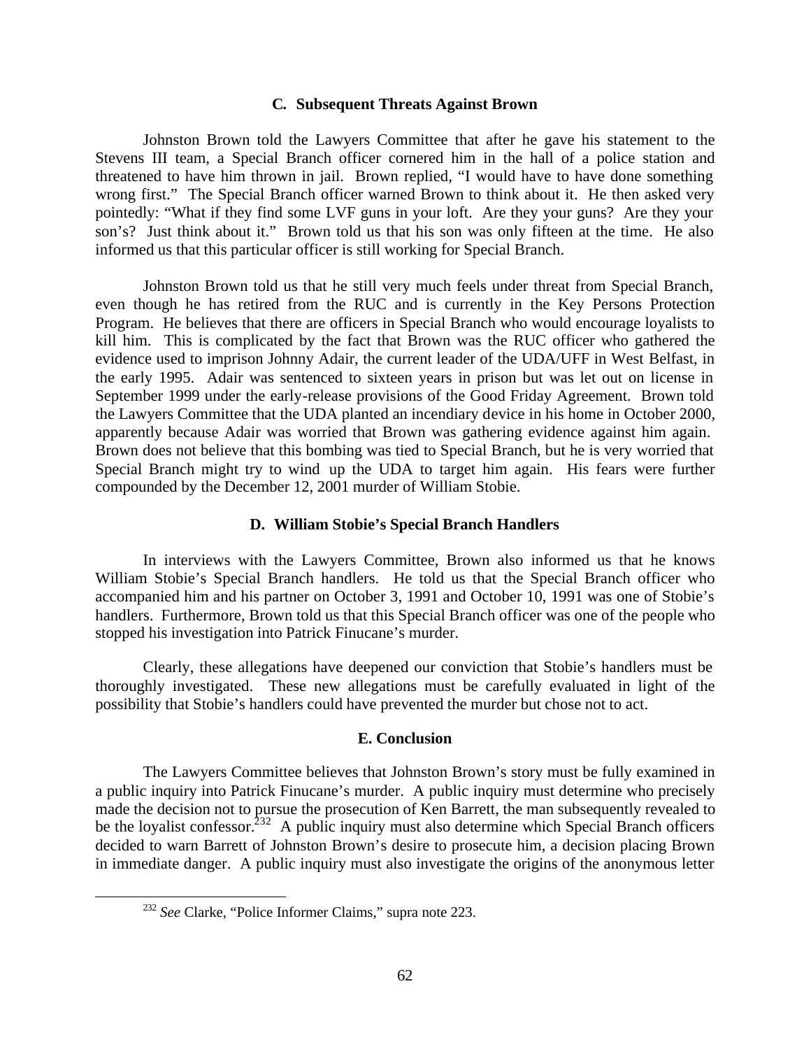### C. Subsequent Threats Against Brown

Johnston Brown told the Lawyers Committee that after he gave his statement to the Stevens III team, a Special Branch officer cornered him in the hall of a police station and threatened to have him thrown in jail. Brown replied, "I would have to have done something wrong first." The Special Branch officer warned Brown to think about it. He then asked very pointedly: "What if they find some LVF guns in your loft. Are they your guns? Are they your son's? Just think about it." Brown told us that his son was only fifteen at the time. He also informed us that this particular officer is still working for Special Branch.

Johnston Brown told us that he still very much feels under threat from Special Branch, even though he has retired from the RUC and is currently in the Key Persons Protection Program. He believes that there are officers in Special Branch who would encourage loyalists to kill him. This is complicated by the fact that Brown was the RUC officer who gathered the evidence used to imprison Johnny Adair, the current leader of the UDA/UFF in West Belfast, in the early 1995. Adair was sentenced to sixteen years in prison but was let out on license in September 1999 under the early-release provisions of the Good Friday Agreement. Brown told the Lawyers Committee that the UDA planted an incendiary device in his home in October 2000, apparently because Adair was worried that Brown was gathering evidence against him again. Brown does not believe that this bombing was tied to Special Branch, but he is very worried that Special Branch might try to wind up the UDA to target him again. His fears were further compounded by the December 12, 2001 murder of William Stobie.

### D. William Stobie's Special Branch Handlers

In interviews with the Lawyers Committee, Brown also informed us that he knows William Stobie's Special Branch handlers. He told us that the Special Branch officer who accompanied him and his partner on October 3, 1991 and October 10, 1991 was one of Stobie's handlers. Furthermore, Brown told us that this Special Branch officer was one of the people who stopped his investigation into Patrick Finucane's murder.

Clearly, these allegations have deepened our conviction that Stobie's handlers must be thoroughly investigated. These new allegations must be carefully evaluated in light of the possibility that Stobie's handlers could have prevented the murder but chose not to act.

### E. Conclusion

The Lawyers Committee believes that Johnston Brown's story must be fully examined in a public inquiry into Patrick Finucane's murder. A public inquiry must determine who precisely made the decision not to pursue the prosecution of Ken Barrett, the man subsequently revealed to be the loyalist confessor.[232] A public inquiry must also determine which Special Branch officers decided to warn Barrett of Johnston Brown's desire to prosecute him, a decision placing Brown in immediate danger. A public inquiry must also investigate the origins of the anonymous letter

---

[232] *See* Clarke, "Police Informer Claims," supra note 223.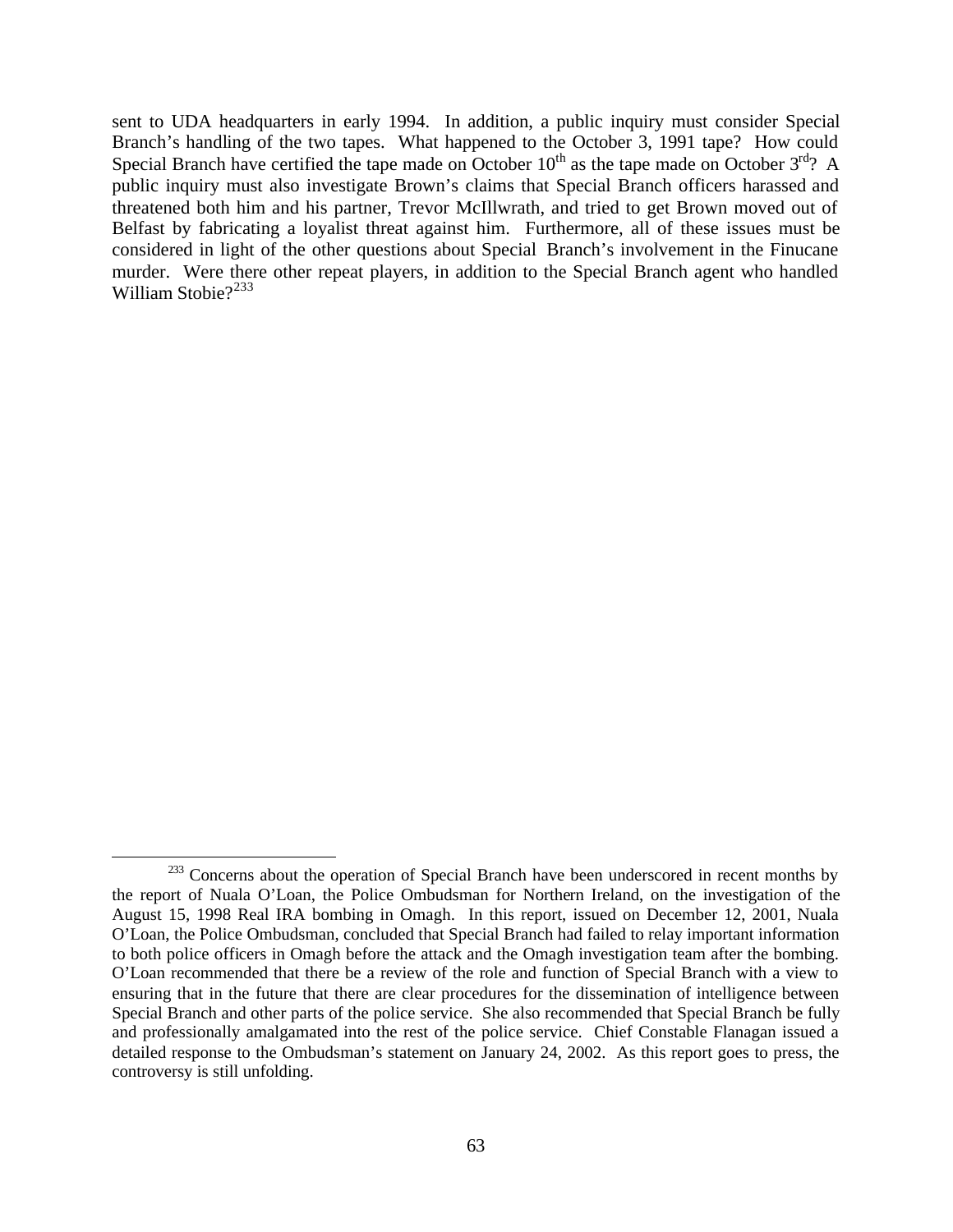sent to UDA headquarters in early 1994. In addition, a public inquiry must consider Special Branch's handling of the two tapes. What happened to the October 3, 1991 tape? How could Special Branch have certified the tape made on October 10th as the tape made on October 3rd? A public inquiry must also investigate Brown's claims that Special Branch officers harassed and threatened both him and his partner, Trevor McIllwrath, and tried to get Brown moved out of Belfast by fabricating a loyalist threat against him. Furthermore, all of these issues must be considered in light of the other questions about Special Branch's involvement in the Finucane murder. Were there other repeat players, in addition to the Special Branch agent who handled William Stobie?[233]

---

[233] Concerns about the operation of Special Branch have been underscored in recent months by the report of Nuala O'Loan, the Police Ombudsman for Northern Ireland, on the investigation of the August 15, 1998 Real IRA bombing in Omagh. In this report, issued on December 12, 2001, Nuala O'Loan, the Police Ombudsman, concluded that Special Branch had failed to relay important information to both police officers in Omagh before the attack and the Omagh investigation team after the bombing. O'Loan recommended that there be a review of the role and function of Special Branch with a view to ensuring that in the future that there are clear procedures for the dissemination of intelligence between Special Branch and other parts of the police service. She also recommended that Special Branch be fully and professionally amalgamated into the rest of the police service. Chief Constable Flanagan issued a detailed response to the Ombudsman's statement on January 24, 2002. As this report goes to press, the controversy is still unfolding.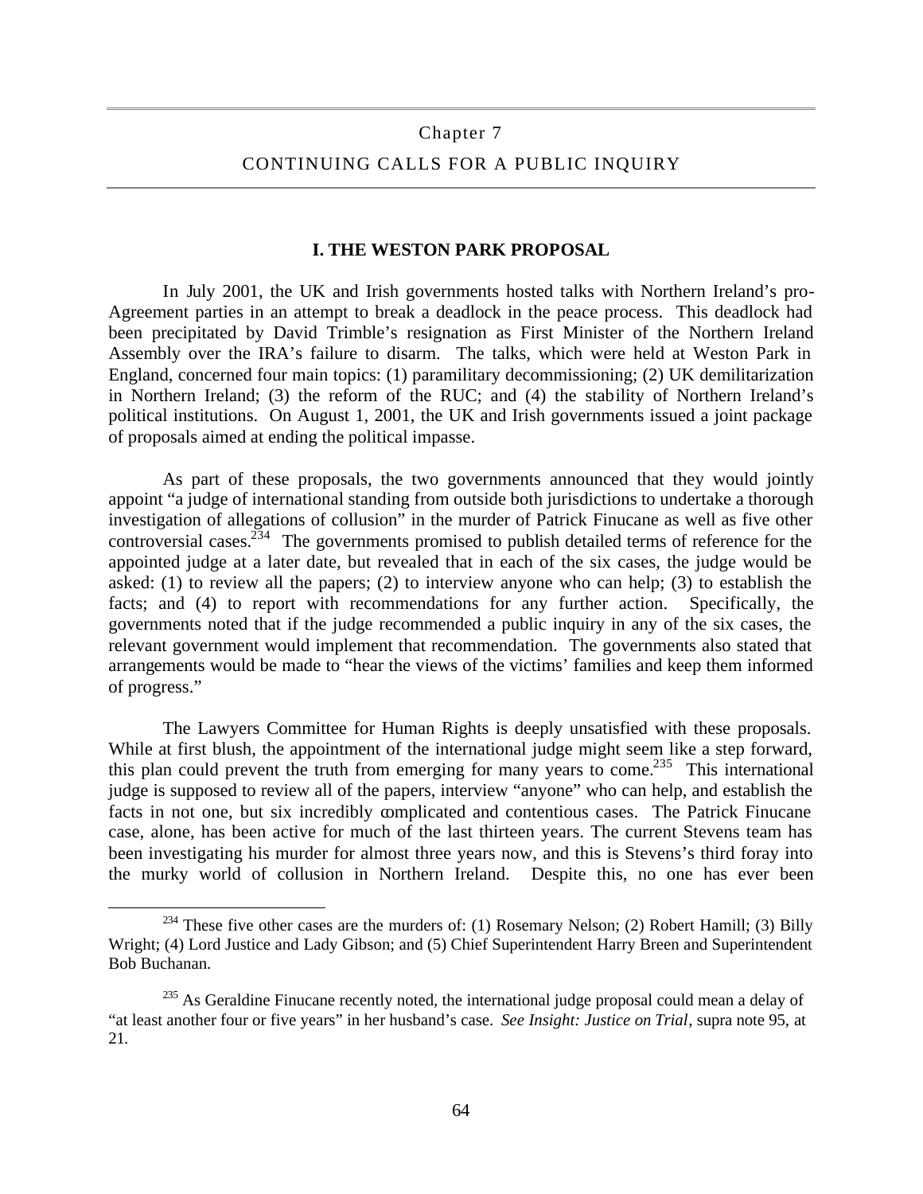# Chapter 7

# CONTINUING CALLS FOR A PUBLIC INQUIRY

## I. THE WESTON PARK PROPOSAL

In July 2001, the UK and Irish governments hosted talks with Northern Ireland's pro-Agreement parties in an attempt to break a deadlock in the peace process. This deadlock had been precipitated by David Trimble's resignation as First Minister of the Northern Ireland Assembly over the IRA's failure to disarm. The talks, which were held at Weston Park in England, concerned four main topics: (1) paramilitary decommissioning; (2) UK demilitarization in Northern Ireland; (3) the reform of the RUC; and (4) the stability of Northern Ireland's political institutions. On August 1, 2001, the UK and Irish governments issued a joint package of proposals aimed at ending the political impasse.

As part of these proposals, the two governments announced that they would jointly appoint "a judge of international standing from outside both jurisdictions to undertake a thorough investigation of allegations of collusion" in the murder of Patrick Finucane as well as five other controversial cases.[234] The governments promised to publish detailed terms of reference for the appointed judge at a later date, but revealed that in each of the six cases, the judge would be asked: (1) to review all the papers; (2) to interview anyone who can help; (3) to establish the facts; and (4) to report with recommendations for any further action. Specifically, the governments noted that if the judge recommended a public inquiry in any of the six cases, the relevant government would implement that recommendation. The governments also stated that arrangements would be made to "hear the views of the victims' families and keep them informed of progress."

The Lawyers Committee for Human Rights is deeply unsatisfied with these proposals. While at first blush, the appointment of the international judge might seem like a step forward, this plan could prevent the truth from emerging for many years to come.[235] This international judge is supposed to review all of the papers, interview "anyone" who can help, and establish the facts in not one, but six incredibly complicated and contentious cases. The Patrick Finucane case, alone, has been active for much of the last thirteen years. The current Stevens team has been investigating his murder for almost three years now, and this is Stevens's third foray into the murky world of collusion in Northern Ireland. Despite this, no one has ever been

---

[234] These five other cases are the murders of: (1) Rosemary Nelson; (2) Robert Hamill; (3) Billy Wright; (4) Lord Justice and Lady Gibson; and (5) Chief Superintendent Harry Breen and Superintendent Bob Buchanan.

[235] As Geraldine Finucane recently noted, the international judge proposal could mean a delay of "at least another four or five years" in her husband's case. *See Insight: Justice on Trial*, supra note 95, at 21.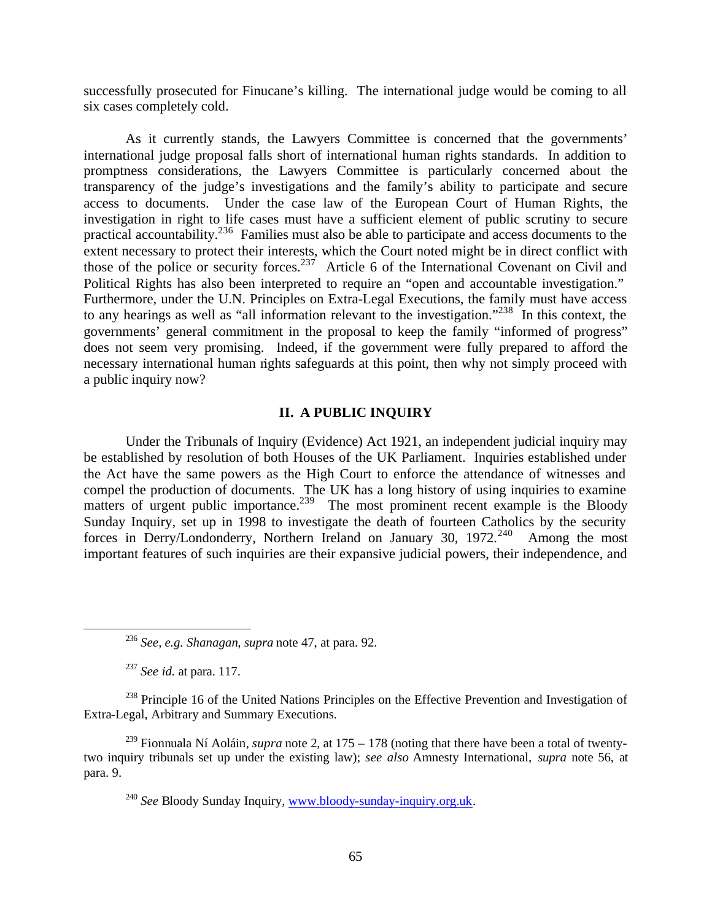successfully prosecuted for Finucane's killing. The international judge would be coming to all six cases completely cold.

As it currently stands, the Lawyers Committee is concerned that the governments' international judge proposal falls short of international human rights standards. In addition to promptness considerations, the Lawyers Committee is particularly concerned about the transparency of the judge's investigations and the family's ability to participate and secure access to documents. Under the case law of the European Court of Human Rights, the investigation in right to life cases must have a sufficient element of public scrutiny to secure practical accountability.[236] Families must also be able to participate and access documents to the extent necessary to protect their interests, which the Court noted might be in direct conflict with those of the police or security forces.[237] Article 6 of the International Covenant on Civil and Political Rights has also been interpreted to require an "open and accountable investigation." Furthermore, under the U.N. Principles on Extra-Legal Executions, the family must have access to any hearings as well as "all information relevant to the investigation."[238] In this context, the governments' general commitment in the proposal to keep the family "informed of progress" does not seem very promising. Indeed, if the government were fully prepared to afford the necessary international human rights safeguards at this point, then why not simply proceed with a public inquiry now?

## II. A PUBLIC INQUIRY

Under the Tribunals of Inquiry (Evidence) Act 1921, an independent judicial inquiry may be established by resolution of both Houses of the UK Parliament. Inquiries established under the Act have the same powers as the High Court to enforce the attendance of witnesses and compel the production of documents. The UK has a long history of using inquiries to examine matters of urgent public importance.[239] The most prominent recent example is the Bloody Sunday Inquiry, set up in 1998 to investigate the death of fourteen Catholics by the security forces in Derry/Londonderry, Northern Ireland on January 30, 1972.[240] Among the most important features of such inquiries are their expansive judicial powers, their independence, and

---

[236] *See, e.g. Shanagan*, *supra* note 47, at para. 92.

[237] *See id.* at para. 117.

[238] Principle 16 of the United Nations Principles on the Effective Prevention and Investigation of Extra-Legal, Arbitrary and Summary Executions.

[239] Fionnuala Ní Aoláin, *supra* note 2, at 175 – 178 (noting that there have been a total of twenty-two inquiry tribunals set up under the existing law); *see also* Amnesty International, *supra* note 56, at para. 9.

[240] *See* Bloody Sunday Inquiry, www.bloody-sunday-inquiry.org.uk.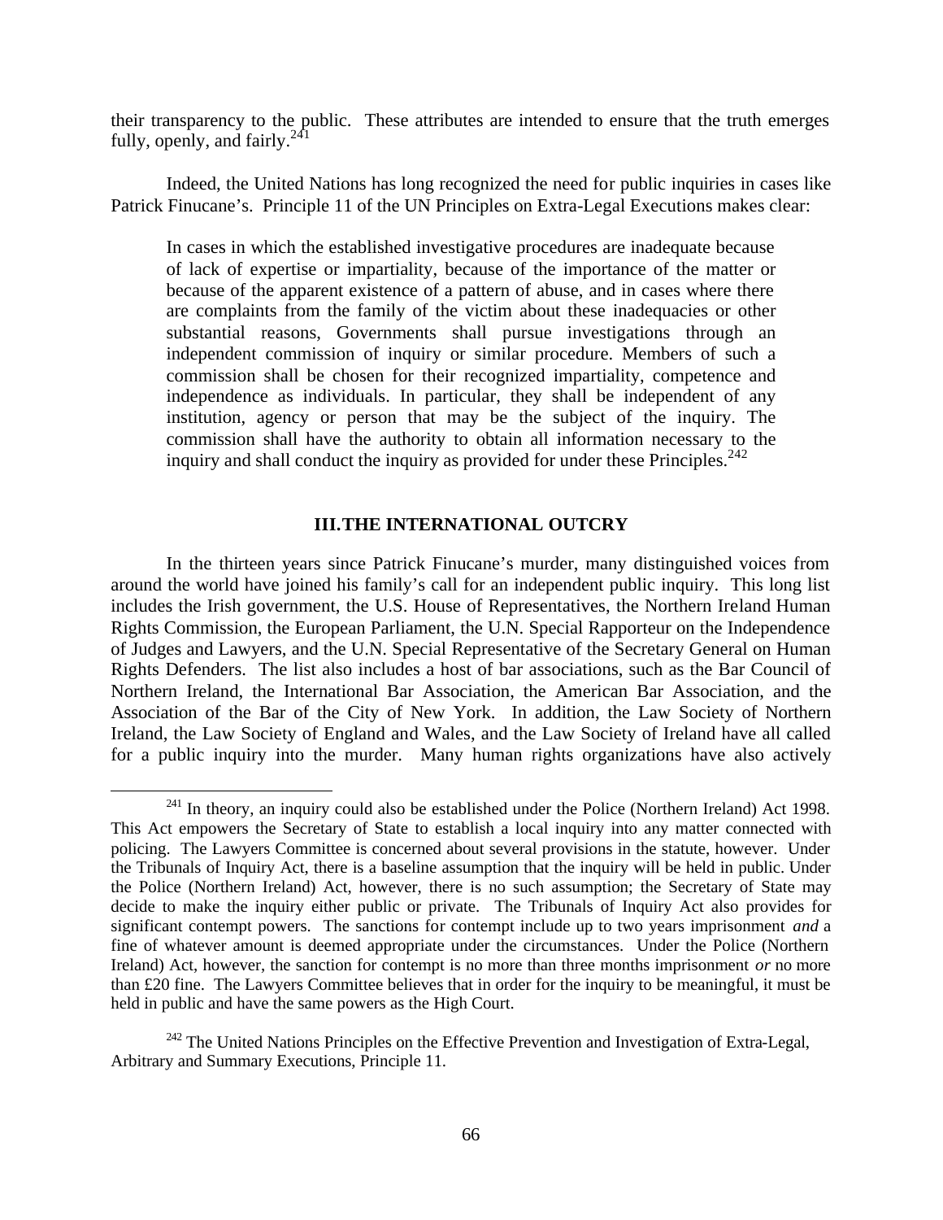their transparency to the public. These attributes are intended to ensure that the truth emerges fully, openly, and fairly.[241]

Indeed, the United Nations has long recognized the need for public inquiries in cases like Patrick Finucane's. Principle 11 of the UN Principles on Extra-Legal Executions makes clear:

> In cases in which the established investigative procedures are inadequate because of lack of expertise or impartiality, because of the importance of the matter or because of the apparent existence of a pattern of abuse, and in cases where there are complaints from the family of the victim about these inadequacies or other substantial reasons, Governments shall pursue investigations through an independent commission of inquiry or similar procedure. Members of such a commission shall be chosen for their recognized impartiality, competence and independence as individuals. In particular, they shall be independent of any institution, agency or person that may be the subject of the inquiry. The commission shall have the authority to obtain all information necessary to the inquiry and shall conduct the inquiry as provided for under these Principles.[242]

## III. THE INTERNATIONAL OUTCRY

In the thirteen years since Patrick Finucane's murder, many distinguished voices from around the world have joined his family's call for an independent public inquiry. This long list includes the Irish government, the U.S. House of Representatives, the Northern Ireland Human Rights Commission, the European Parliament, the U.N. Special Rapporteur on the Independence of Judges and Lawyers, and the U.N. Special Representative of the Secretary General on Human Rights Defenders. The list also includes a host of bar associations, such as the Bar Council of Northern Ireland, the International Bar Association, the American Bar Association, and the Association of the Bar of the City of New York. In addition, the Law Society of Northern Ireland, the Law Society of England and Wales, and the Law Society of Ireland have all called for a public inquiry into the murder. Many human rights organizations have also actively

---

[241] In theory, an inquiry could also be established under the Police (Northern Ireland) Act 1998. This Act empowers the Secretary of State to establish a local inquiry into any matter connected with policing. The Lawyers Committee is concerned about several provisions in the statute, however. Under the Tribunals of Inquiry Act, there is a baseline assumption that the inquiry will be held in public. Under the Police (Northern Ireland) Act, however, there is no such assumption; the Secretary of State may decide to make the inquiry either public or private. The Tribunals of Inquiry Act also provides for significant contempt powers. The sanctions for contempt include up to two years imprisonment *and* a fine of whatever amount is deemed appropriate under the circumstances. Under the Police (Northern Ireland) Act, however, the sanction for contempt is no more than three months imprisonment *or* no more than £20 fine. The Lawyers Committee believes that in order for the inquiry to be meaningful, it must be held in public and have the same powers as the High Court.

[242] The United Nations Principles on the Effective Prevention and Investigation of Extra-Legal, Arbitrary and Summary Executions, Principle 11.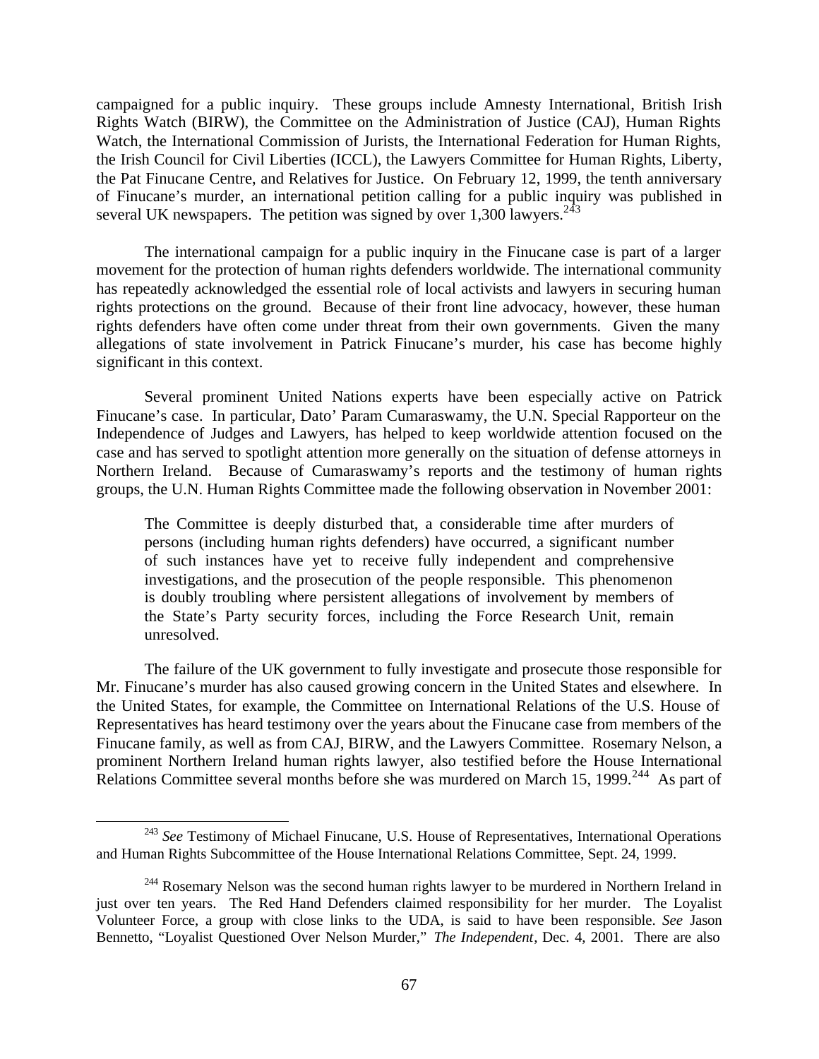campaigned for a public inquiry. These groups include Amnesty International, British Irish Rights Watch (BIRW), the Committee on the Administration of Justice (CAJ), Human Rights Watch, the International Commission of Jurists, the International Federation for Human Rights, the Irish Council for Civil Liberties (ICCL), the Lawyers Committee for Human Rights, Liberty, the Pat Finucane Centre, and Relatives for Justice. On February 12, 1999, the tenth anniversary of Finucane's murder, an international petition calling for a public inquiry was published in several UK newspapers. The petition was signed by over 1,300 lawyers.[243]

The international campaign for a public inquiry in the Finucane case is part of a larger movement for the protection of human rights defenders worldwide. The international community has repeatedly acknowledged the essential role of local activists and lawyers in securing human rights protections on the ground. Because of their front line advocacy, however, these human rights defenders have often come under threat from their own governments. Given the many allegations of state involvement in Patrick Finucane's murder, his case has become highly significant in this context.

Several prominent United Nations experts have been especially active on Patrick Finucane's case. In particular, Dato' Param Cumaraswamy, the U.N. Special Rapporteur on the Independence of Judges and Lawyers, has helped to keep worldwide attention focused on the case and has served to spotlight attention more generally on the situation of defense attorneys in Northern Ireland. Because of Cumaraswamy's reports and the testimony of human rights groups, the U.N. Human Rights Committee made the following observation in November 2001:

> The Committee is deeply disturbed that, a considerable time after murders of persons (including human rights defenders) have occurred, a significant number of such instances have yet to receive fully independent and comprehensive investigations, and the prosecution of the people responsible. This phenomenon is doubly troubling where persistent allegations of involvement by members of the State's Party security forces, including the Force Research Unit, remain unresolved.

The failure of the UK government to fully investigate and prosecute those responsible for Mr. Finucane's murder has also caused growing concern in the United States and elsewhere. In the United States, for example, the Committee on International Relations of the U.S. House of Representatives has heard testimony over the years about the Finucane case from members of the Finucane family, as well as from CAJ, BIRW, and the Lawyers Committee. Rosemary Nelson, a prominent Northern Ireland human rights lawyer, also testified before the House International Relations Committee several months before she was murdered on March 15, 1999.[244] As part of

---

[243] *See* Testimony of Michael Finucane, U.S. House of Representatives, International Operations and Human Rights Subcommittee of the House International Relations Committee, Sept. 24, 1999.

[244] Rosemary Nelson was the second human rights lawyer to be murdered in Northern Ireland in just over ten years. The Red Hand Defenders claimed responsibility for her murder. The Loyalist Volunteer Force, a group with close links to the UDA, is said to have been responsible. *See* Jason Bennetto, "Loyalist Questioned Over Nelson Murder," *The Independent*, Dec. 4, 2001. There are also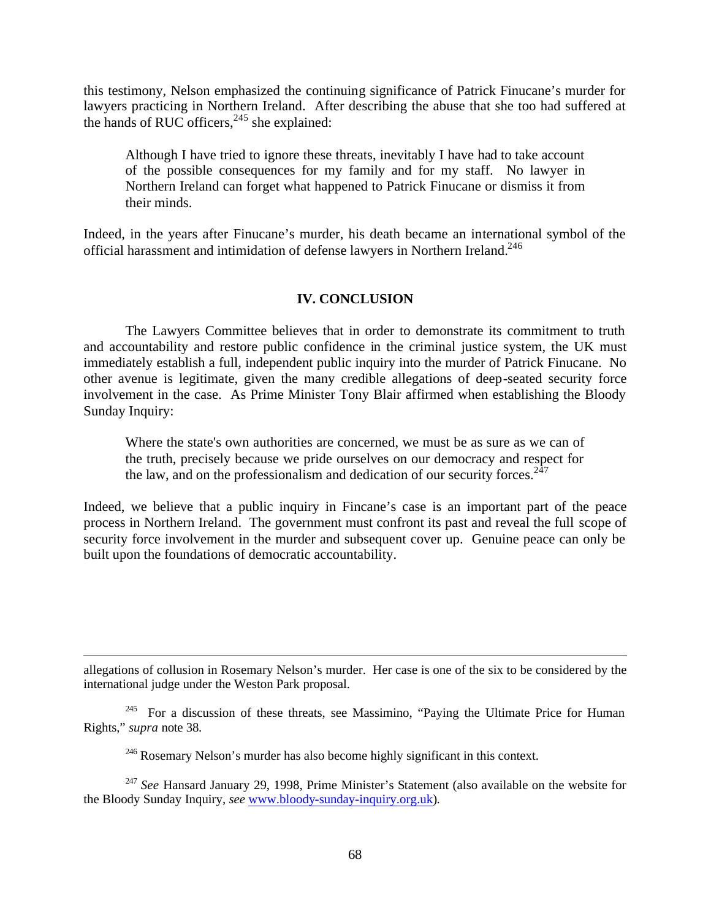this testimony, Nelson emphasized the continuing significance of Patrick Finucane's murder for lawyers practicing in Northern Ireland. After describing the abuse that she too had suffered at the hands of RUC officers,[245] she explained:

> Although I have tried to ignore these threats, inevitably I have had to take account of the possible consequences for my family and for my staff. No lawyer in Northern Ireland can forget what happened to Patrick Finucane or dismiss it from their minds.

Indeed, in the years after Finucane's murder, his death became an international symbol of the official harassment and intimidation of defense lawyers in Northern Ireland.[246]

## IV. CONCLUSION

The Lawyers Committee believes that in order to demonstrate its commitment to truth and accountability and restore public confidence in the criminal justice system, the UK must immediately establish a full, independent public inquiry into the murder of Patrick Finucane. No other avenue is legitimate, given the many credible allegations of deep-seated security force involvement in the case. As Prime Minister Tony Blair affirmed when establishing the Bloody Sunday Inquiry:

> Where the state's own authorities are concerned, we must be as sure as we can of the truth, precisely because we pride ourselves on our democracy and respect for the law, and on the professionalism and dedication of our security forces.[247]

Indeed, we believe that a public inquiry in Fincane's case is an important part of the peace process in Northern Ireland. The government must confront its past and reveal the full scope of security force involvement in the murder and subsequent cover up. Genuine peace can only be built upon the foundations of democratic accountability.

---

allegations of collusion in Rosemary Nelson's murder. Her case is one of the six to be considered by the international judge under the Weston Park proposal.

[245] For a discussion of these threats, see Massimino, "Paying the Ultimate Price for Human Rights," *supra* note 38.

[246] Rosemary Nelson's murder has also become highly significant in this context.

[247] *See* Hansard January 29, 1998, Prime Minister's Statement (also available on the website for the Bloody Sunday Inquiry, *see* www.bloody-sunday-inquiry.org.uk).